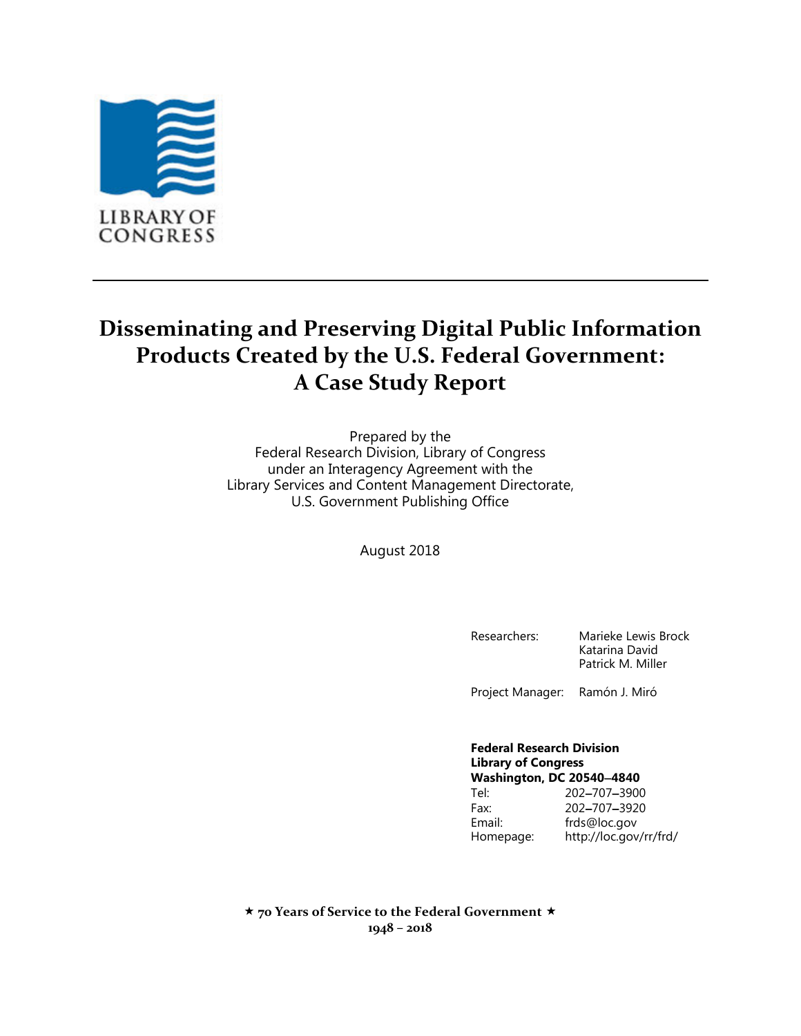LIBRARY OF CONGRESS

---

# Disseminating and Preserving Digital Public Information Products Created by the U.S. Federal Government: A Case Study Report

Prepared by the
Federal Research Division, Library of Congress
under an Interagency Agreement with the
Library Services and Content Management Directorate,
U.S. Government Publishing Office

August 2018

| | |
|---|---|
| Researchers: | Marieke Lewis Brock<br>Katarina David<br>Patrick M. Miller |
| Project Manager: | Ramón J. Miró |

**Federal Research Division**
**Library of Congress**
**Washington, DC 20540–4840**

| | |
|---|---|
| Tel: | 202–707–3900 |
| Fax: | 202–707–3920 |
| Email: | frds@loc.gov |
| Homepage: | http://loc.gov/rr/frd/ |

**★ 70 Years of Service to the Federal Government ★**
**1948 – 2018**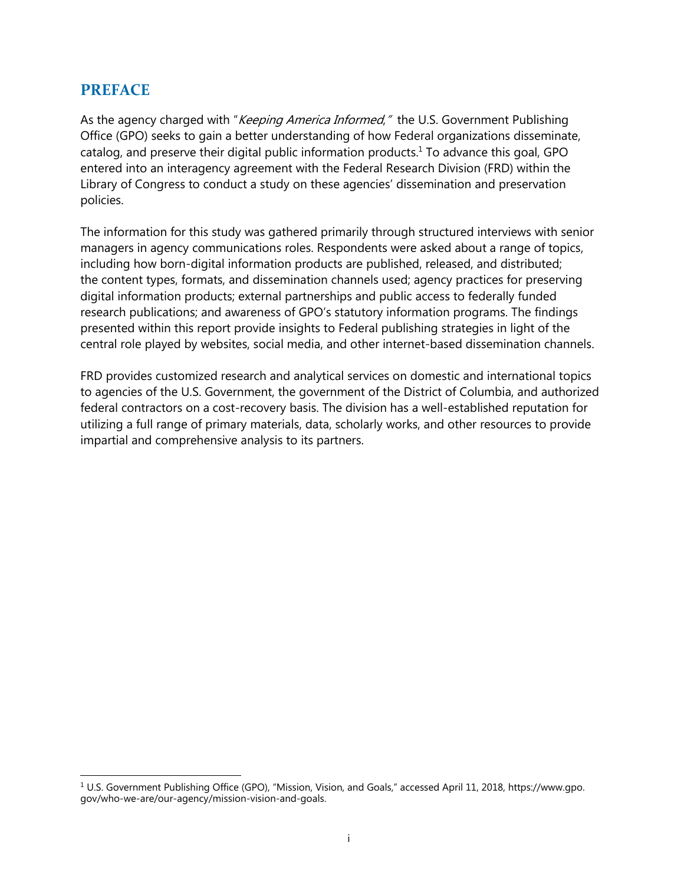# PREFACE

As the agency charged with "*Keeping America Informed*," the U.S. Government Publishing Office (GPO) seeks to gain a better understanding of how Federal organizations disseminate, catalog, and preserve their digital public information products.[1] To advance this goal, GPO entered into an interagency agreement with the Federal Research Division (FRD) within the Library of Congress to conduct a study on these agencies' dissemination and preservation policies.

The information for this study was gathered primarily through structured interviews with senior managers in agency communications roles. Respondents were asked about a range of topics, including how born-digital information products are published, released, and distributed; the content types, formats, and dissemination channels used; agency practices for preserving digital information products; external partnerships and public access to federally funded research publications; and awareness of GPO's statutory information programs. The findings presented within this report provide insights to Federal publishing strategies in light of the central role played by websites, social media, and other internet-based dissemination channels.

FRD provides customized research and analytical services on domestic and international topics to agencies of the U.S. Government, the government of the District of Columbia, and authorized federal contractors on a cost-recovery basis. The division has a well-established reputation for utilizing a full range of primary materials, data, scholarly works, and other resources to provide impartial and comprehensive analysis to its partners.

[1] U.S. Government Publishing Office (GPO), "Mission, Vision, and Goals," accessed April 11, 2018, https://www.gpo.gov/who-we-are/our-agency/mission-vision-and-goals.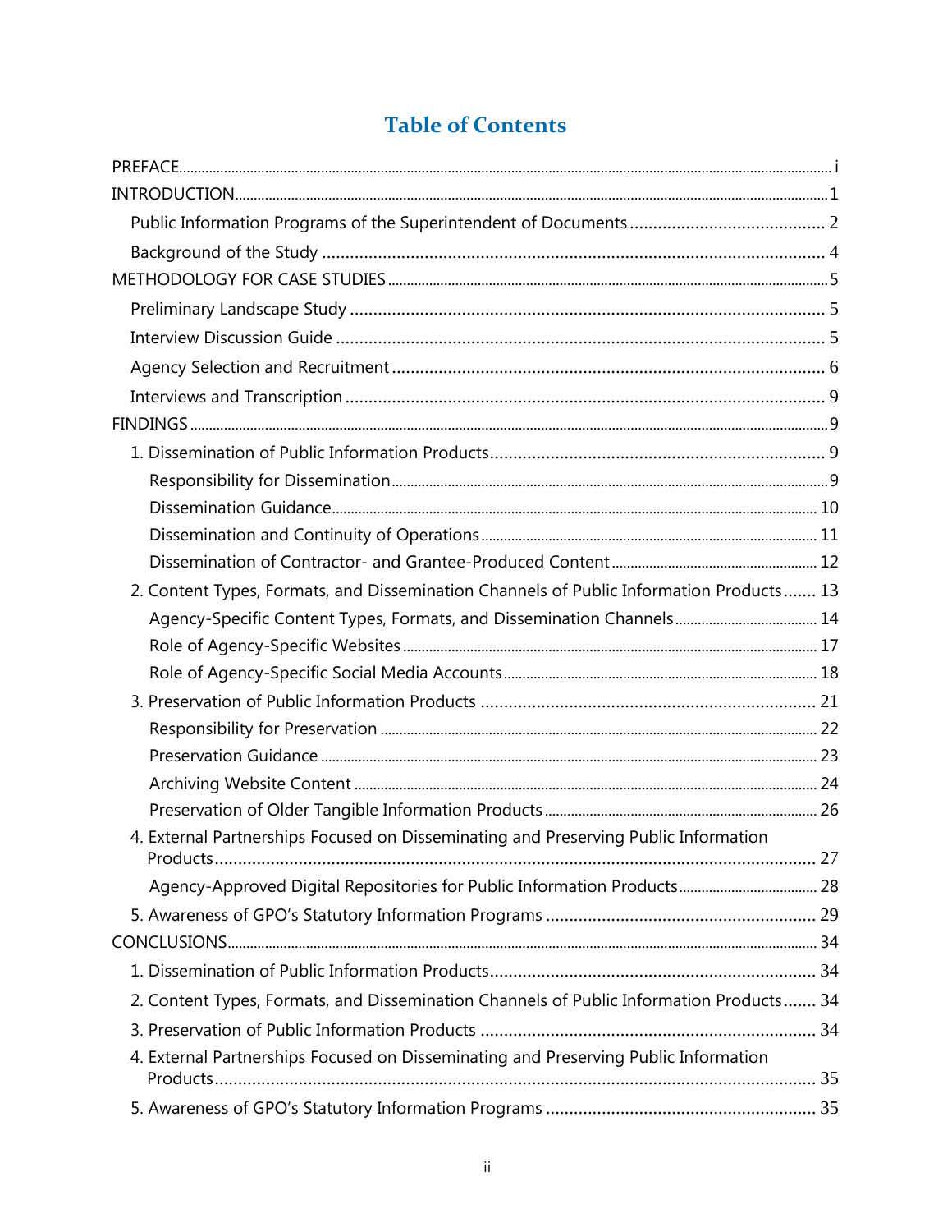# Table of Contents

PREFACE ..... i

INTRODUCTION ..... 1

- Public Information Programs of the Superintendent of Documents ..... 2
- Background of the Study ..... 4

METHODOLOGY FOR CASE STUDIES ..... 5

- Preliminary Landscape Study ..... 5
- Interview Discussion Guide ..... 5
- Agency Selection and Recruitment ..... 6
- Interviews and Transcription ..... 9

FINDINGS ..... 9

- 1. Dissemination of Public Information Products ..... 9
  - Responsibility for Dissemination ..... 9
  - Dissemination Guidance ..... 10
  - Dissemination and Continuity of Operations ..... 11
  - Dissemination of Contractor- and Grantee-Produced Content ..... 12
- 2. Content Types, Formats, and Dissemination Channels of Public Information Products ..... 13
  - Agency-Specific Content Types, Formats, and Dissemination Channels ..... 14
  - Role of Agency-Specific Websites ..... 17
  - Role of Agency-Specific Social Media Accounts ..... 18
- 3. Preservation of Public Information Products ..... 21
  - Responsibility for Preservation ..... 22
  - Preservation Guidance ..... 23
  - Archiving Website Content ..... 24
  - Preservation of Older Tangible Information Products ..... 26
- 4. External Partnerships Focused on Disseminating and Preserving Public Information Products ..... 27
  - Agency-Approved Digital Repositories for Public Information Products ..... 28
- 5. Awareness of GPO's Statutory Information Programs ..... 29

CONCLUSIONS ..... 34

- 1. Dissemination of Public Information Products ..... 34
- 2. Content Types, Formats, and Dissemination Channels of Public Information Products ..... 34
- 3. Preservation of Public Information Products ..... 34
- 4. External Partnerships Focused on Disseminating and Preserving Public Information Products ..... 35
- 5. Awareness of GPO's Statutory Information Programs ..... 35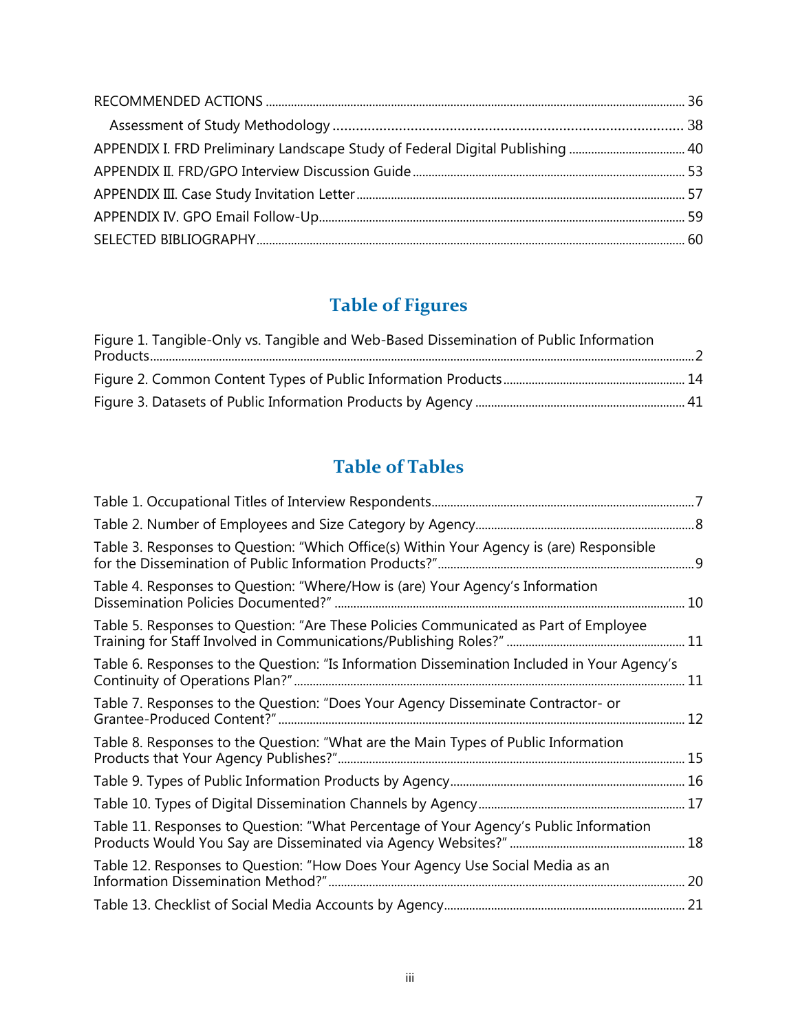RECOMMENDED ACTIONS ..... 36

Assessment of Study Methodology ..... 38

APPENDIX I. FRD Preliminary Landscape Study of Federal Digital Publishing ..... 40

APPENDIX II. FRD/GPO Interview Discussion Guide ..... 53

APPENDIX III. Case Study Invitation Letter ..... 57

APPENDIX IV. GPO Email Follow-Up ..... 59

SELECTED BIBLIOGRAPHY ..... 60

## Table of Figures

Figure 1. Tangible-Only vs. Tangible and Web-Based Dissemination of Public Information Products ..... 2

Figure 2. Common Content Types of Public Information Products ..... 14

Figure 3. Datasets of Public Information Products by Agency ..... 41

## Table of Tables

Table 1. Occupational Titles of Interview Respondents ..... 7

Table 2. Number of Employees and Size Category by Agency ..... 8

Table 3. Responses to Question: "Which Office(s) Within Your Agency is (are) Responsible for the Dissemination of Public Information Products?" ..... 9

Table 4. Responses to Question: "Where/How is (are) Your Agency's Information Dissemination Policies Documented?" ..... 10

Table 5. Responses to Question: "Are These Policies Communicated as Part of Employee Training for Staff Involved in Communications/Publishing Roles?" ..... 11

Table 6. Responses to the Question: "Is Information Dissemination Included in Your Agency's Continuity of Operations Plan?" ..... 11

Table 7. Responses to the Question: "Does Your Agency Disseminate Contractor- or Grantee-Produced Content?" ..... 12

Table 8. Responses to the Question: "What are the Main Types of Public Information Products that Your Agency Publishes?" ..... 15

Table 9. Types of Public Information Products by Agency ..... 16

Table 10. Types of Digital Dissemination Channels by Agency ..... 17

Table 11. Responses to Question: "What Percentage of Your Agency's Public Information Products Would You Say are Disseminated via Agency Websites?" ..... 18

Table 12. Responses to Question: "How Does Your Agency Use Social Media as an Information Dissemination Method?" ..... 20

Table 13. Checklist of Social Media Accounts by Agency ..... 21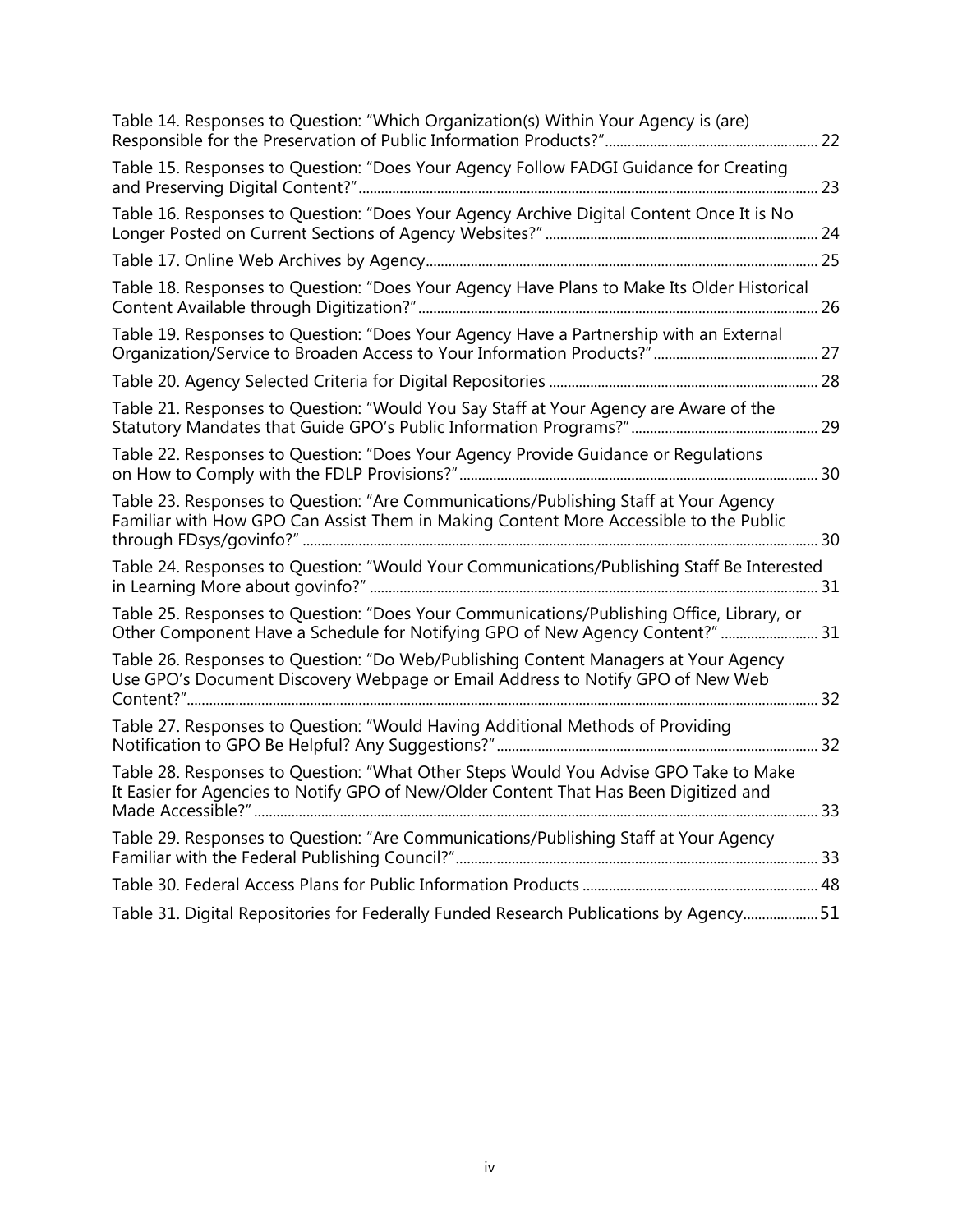Table 14. Responses to Question: "Which Organization(s) Within Your Agency is (are) Responsible for the Preservation of Public Information Products?" ........ 22

Table 15. Responses to Question: "Does Your Agency Follow FADGI Guidance for Creating and Preserving Digital Content?" ........ 23

Table 16. Responses to Question: "Does Your Agency Archive Digital Content Once It is No Longer Posted on Current Sections of Agency Websites?" ........ 24

Table 17. Online Web Archives by Agency ........ 25

Table 18. Responses to Question: "Does Your Agency Have Plans to Make Its Older Historical Content Available through Digitization?" ........ 26

Table 19. Responses to Question: "Does Your Agency Have a Partnership with an External Organization/Service to Broaden Access to Your Information Products?" ........ 27

Table 20. Agency Selected Criteria for Digital Repositories ........ 28

Table 21. Responses to Question: "Would You Say Staff at Your Agency are Aware of the Statutory Mandates that Guide GPO's Public Information Programs?" ........ 29

Table 22. Responses to Question: "Does Your Agency Provide Guidance or Regulations on How to Comply with the FDLP Provisions?" ........ 30

Table 23. Responses to Question: "Are Communications/Publishing Staff at Your Agency Familiar with How GPO Can Assist Them in Making Content More Accessible to the Public through FDsys/govinfo?" ........ 30

Table 24. Responses to Question: "Would Your Communications/Publishing Staff Be Interested in Learning More about govinfo?" ........ 31

Table 25. Responses to Question: "Does Your Communications/Publishing Office, Library, or Other Component Have a Schedule for Notifying GPO of New Agency Content?" ........ 31

Table 26. Responses to Question: "Do Web/Publishing Content Managers at Your Agency Use GPO's Document Discovery Webpage or Email Address to Notify GPO of New Web Content?" ........ 32

Table 27. Responses to Question: "Would Having Additional Methods of Providing Notification to GPO Be Helpful? Any Suggestions?" ........ 32

Table 28. Responses to Question: "What Other Steps Would You Advise GPO Take to Make It Easier for Agencies to Notify GPO of New/Older Content That Has Been Digitized and Made Accessible?" ........ 33

Table 29. Responses to Question: "Are Communications/Publishing Staff at Your Agency Familiar with the Federal Publishing Council?" ........ 33

Table 30. Federal Access Plans for Public Information Products ........ 48

Table 31. Digital Repositories for Federally Funded Research Publications by Agency ........ 51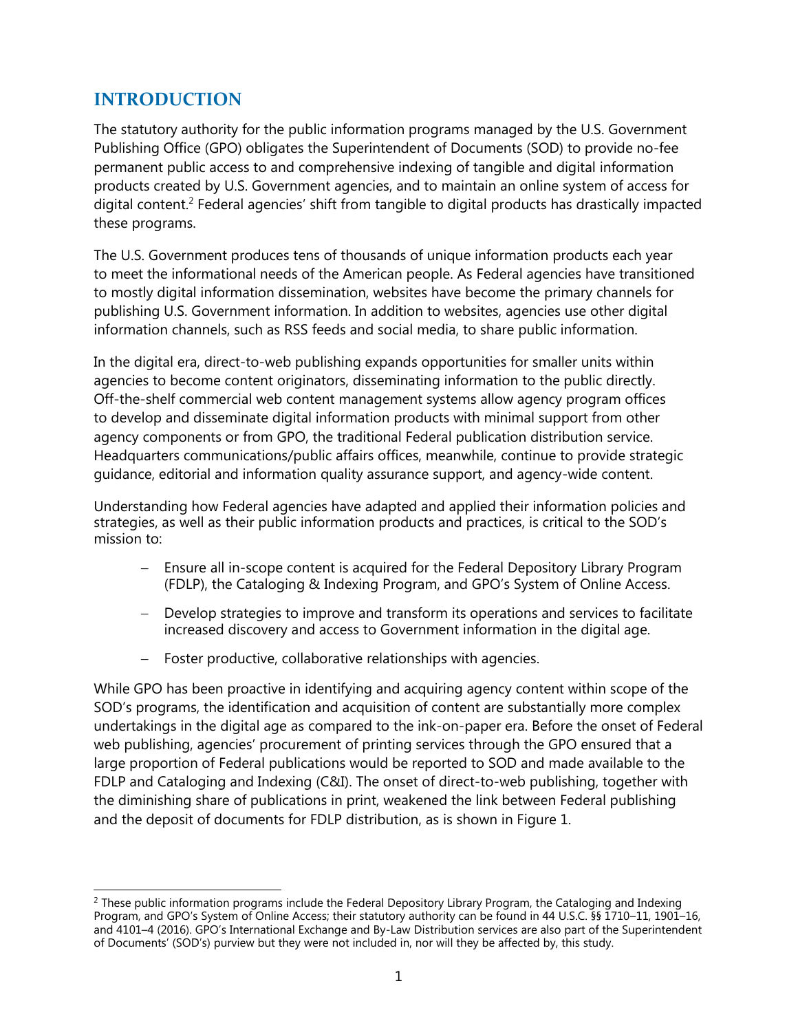# INTRODUCTION

The statutory authority for the public information programs managed by the U.S. Government Publishing Office (GPO) obligates the Superintendent of Documents (SOD) to provide no-fee permanent public access to and comprehensive indexing of tangible and digital information products created by U.S. Government agencies, and to maintain an online system of access for digital content.[2] Federal agencies' shift from tangible to digital products has drastically impacted these programs.

The U.S. Government produces tens of thousands of unique information products each year to meet the informational needs of the American people. As Federal agencies have transitioned to mostly digital information dissemination, websites have become the primary channels for publishing U.S. Government information. In addition to websites, agencies use other digital information channels, such as RSS feeds and social media, to share public information.

In the digital era, direct-to-web publishing expands opportunities for smaller units within agencies to become content originators, disseminating information to the public directly. Off-the-shelf commercial web content management systems allow agency program offices to develop and disseminate digital information products with minimal support from other agency components or from GPO, the traditional Federal publication distribution service. Headquarters communications/public affairs offices, meanwhile, continue to provide strategic guidance, editorial and information quality assurance support, and agency-wide content.

Understanding how Federal agencies have adapted and applied their information policies and strategies, as well as their public information products and practices, is critical to the SOD's mission to:

- Ensure all in-scope content is acquired for the Federal Depository Library Program (FDLP), the Cataloging & Indexing Program, and GPO's System of Online Access.
- Develop strategies to improve and transform its operations and services to facilitate increased discovery and access to Government information in the digital age.
- Foster productive, collaborative relationships with agencies.

While GPO has been proactive in identifying and acquiring agency content within scope of the SOD's programs, the identification and acquisition of content are substantially more complex undertakings in the digital age as compared to the ink-on-paper era. Before the onset of Federal web publishing, agencies' procurement of printing services through the GPO ensured that a large proportion of Federal publications would be reported to SOD and made available to the FDLP and Cataloging and Indexing (C&I). The onset of direct-to-web publishing, together with the diminishing share of publications in print, weakened the link between Federal publishing and the deposit of documents for FDLP distribution, as is shown in Figure 1.

---

[2] These public information programs include the Federal Depository Library Program, the Cataloging and Indexing Program, and GPO's System of Online Access; their statutory authority can be found in 44 U.S.C. §§ 1710–11, 1901–16, and 4101–4 (2016). GPO's International Exchange and By-Law Distribution services are also part of the Superintendent of Documents' (SOD's) purview but they were not included in, nor will they be affected by, this study.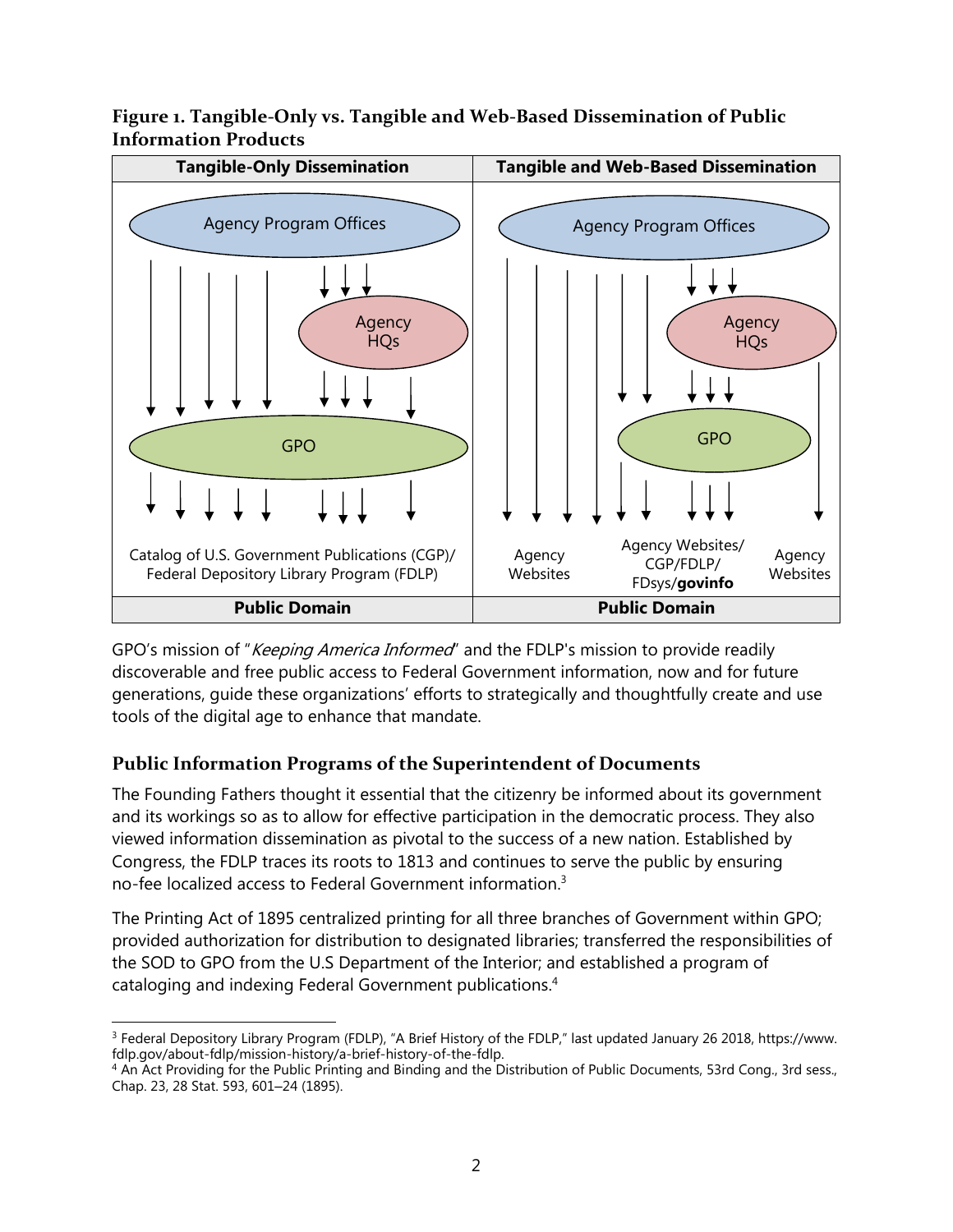**Figure 1. Tangible-Only vs. Tangible and Web-Based Dissemination of Public Information Products**

| Tangible-Only Dissemination | Tangible and Web-Based Dissemination |
|---|---|
| Agency Program Offices → Agency HQs → GPO → Catalog of U.S. Government Publications (CGP)/ Federal Depository Library Program (FDLP) | Agency Program Offices → Agency HQs → GPO → Agency Websites / Agency Websites/ CGP/FDLP/ FDsys/**govinfo** / Agency Websites |
| **Public Domain** | **Public Domain** |

GPO's mission of "*Keeping America Informed*" and the FDLP's mission to provide readily discoverable and free public access to Federal Government information, now and for future generations, guide these organizations' efforts to strategically and thoughtfully create and use tools of the digital age to enhance that mandate.

## Public Information Programs of the Superintendent of Documents

The Founding Fathers thought it essential that the citizenry be informed about its government and its workings so as to allow for effective participation in the democratic process. They also viewed information dissemination as pivotal to the success of a new nation. Established by Congress, the FDLP traces its roots to 1813 and continues to serve the public by ensuring no-fee localized access to Federal Government information.[3]

The Printing Act of 1895 centralized printing for all three branches of Government within GPO; provided authorization for distribution to designated libraries; transferred the responsibilities of the SOD to GPO from the U.S Department of the Interior; and established a program of cataloging and indexing Federal Government publications.[4]

---

[3] Federal Depository Library Program (FDLP), "A Brief History of the FDLP," last updated January 26 2018, https://www.fdlp.gov/about-fdlp/mission-history/a-brief-history-of-the-fdlp.

[4] An Act Providing for the Public Printing and Binding and the Distribution of Public Documents, 53rd Cong., 3rd sess., Chap. 23, 28 Stat. 593, 601–24 (1895).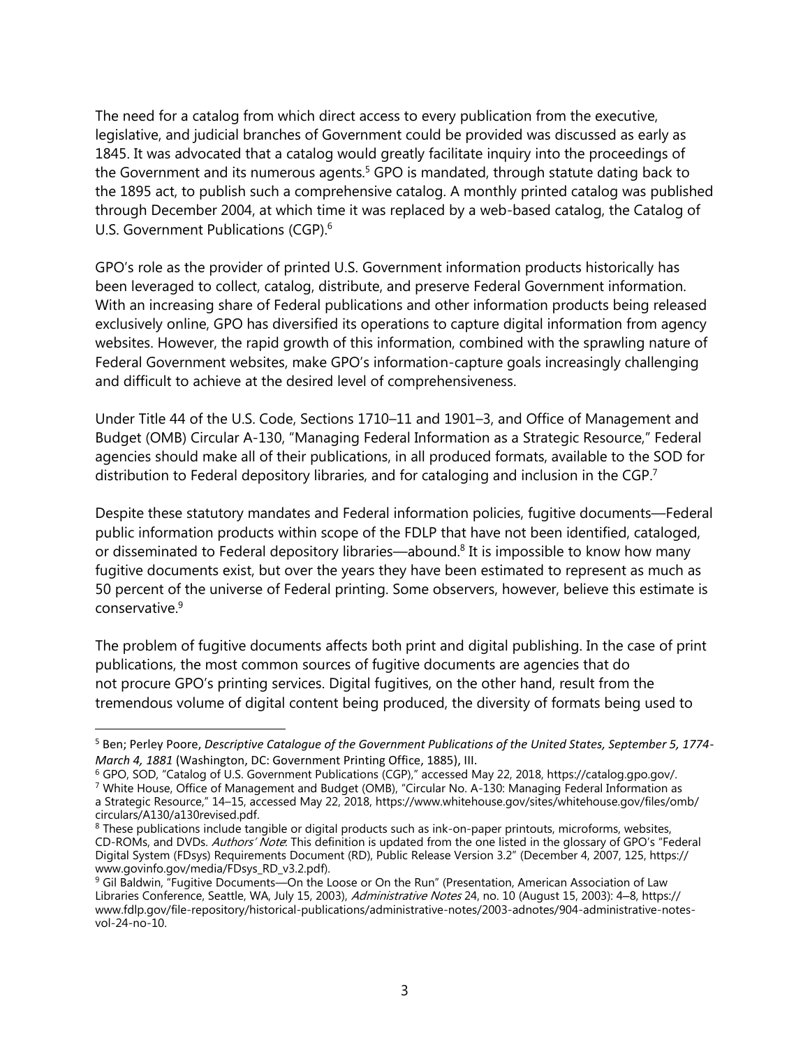The need for a catalog from which direct access to every publication from the executive, legislative, and judicial branches of Government could be provided was discussed as early as 1845. It was advocated that a catalog would greatly facilitate inquiry into the proceedings of the Government and its numerous agents.[5] GPO is mandated, through statute dating back to the 1895 act, to publish such a comprehensive catalog. A monthly printed catalog was published through December 2004, at which time it was replaced by a web-based catalog, the Catalog of U.S. Government Publications (CGP).[6]

GPO's role as the provider of printed U.S. Government information products historically has been leveraged to collect, catalog, distribute, and preserve Federal Government information. With an increasing share of Federal publications and other information products being released exclusively online, GPO has diversified its operations to capture digital information from agency websites. However, the rapid growth of this information, combined with the sprawling nature of Federal Government websites, make GPO's information-capture goals increasingly challenging and difficult to achieve at the desired level of comprehensiveness.

Under Title 44 of the U.S. Code, Sections 1710–11 and 1901–3, and Office of Management and Budget (OMB) Circular A-130, "Managing Federal Information as a Strategic Resource," Federal agencies should make all of their publications, in all produced formats, available to the SOD for distribution to Federal depository libraries, and for cataloging and inclusion in the CGP.[7]

Despite these statutory mandates and Federal information policies, fugitive documents—Federal public information products within scope of the FDLP that have not been identified, cataloged, or disseminated to Federal depository libraries—abound.[8] It is impossible to know how many fugitive documents exist, but over the years they have been estimated to represent as much as 50 percent of the universe of Federal printing. Some observers, however, believe this estimate is conservative.[9]

The problem of fugitive documents affects both print and digital publishing. In the case of print publications, the most common sources of fugitive documents are agencies that do not procure GPO's printing services. Digital fugitives, on the other hand, result from the tremendous volume of digital content being produced, the diversity of formats being used to

---

[5] Ben; Perley Poore, *Descriptive Catalogue of the Government Publications of the United States, September 5, 1774-March 4, 1881* (Washington, DC: Government Printing Office, 1885), III.

[6] GPO, SOD, "Catalog of U.S. Government Publications (CGP)," accessed May 22, 2018, https://catalog.gpo.gov/.

[7] White House, Office of Management and Budget (OMB), "Circular No. A-130: Managing Federal Information as a Strategic Resource," 14–15, accessed May 22, 2018, https://www.whitehouse.gov/sites/whitehouse.gov/files/omb/circulars/A130/a130revised.pdf.

[8] These publications include tangible or digital products such as ink-on-paper printouts, microforms, websites, CD-ROMs, and DVDs. *Authors' Note*: This definition is updated from the one listed in the glossary of GPO's "Federal Digital System (FDsys) Requirements Document (RD), Public Release Version 3.2" (December 4, 2007, 125, https://www.govinfo.gov/media/FDsys_RD_v3.2.pdf).

[9] Gil Baldwin, "Fugitive Documents—On the Loose or On the Run" (Presentation, American Association of Law Libraries Conference, Seattle, WA, July 15, 2003), *Administrative Notes* 24, no. 10 (August 15, 2003): 4–8, https://www.fdlp.gov/file-repository/historical-publications/administrative-notes/2003-adnotes/904-administrative-notes-vol-24-no-10.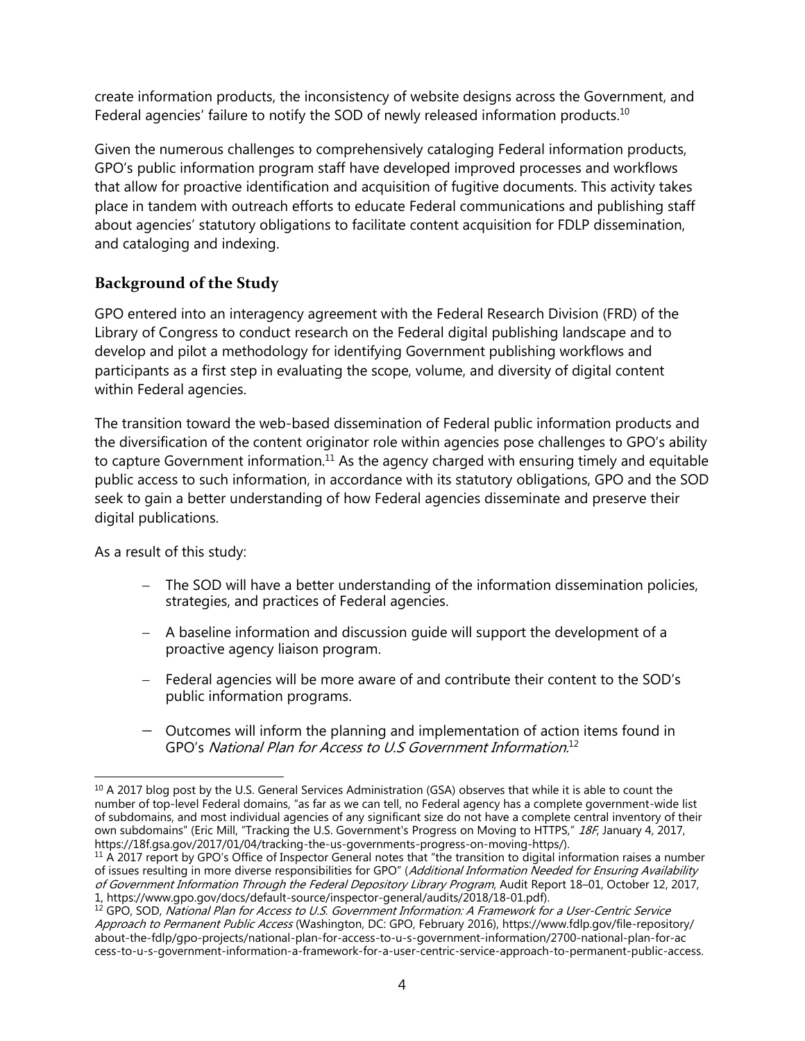create information products, the inconsistency of website designs across the Government, and Federal agencies' failure to notify the SOD of newly released information products.[10]

Given the numerous challenges to comprehensively cataloging Federal information products, GPO's public information program staff have developed improved processes and workflows that allow for proactive identification and acquisition of fugitive documents. This activity takes place in tandem with outreach efforts to educate Federal communications and publishing staff about agencies' statutory obligations to facilitate content acquisition for FDLP dissemination, and cataloging and indexing.

## Background of the Study

GPO entered into an interagency agreement with the Federal Research Division (FRD) of the Library of Congress to conduct research on the Federal digital publishing landscape and to develop and pilot a methodology for identifying Government publishing workflows and participants as a first step in evaluating the scope, volume, and diversity of digital content within Federal agencies.

The transition toward the web-based dissemination of Federal public information products and the diversification of the content originator role within agencies pose challenges to GPO's ability to capture Government information.[11] As the agency charged with ensuring timely and equitable public access to such information, in accordance with its statutory obligations, GPO and the SOD seek to gain a better understanding of how Federal agencies disseminate and preserve their digital publications.

As a result of this study:

- The SOD will have a better understanding of the information dissemination policies, strategies, and practices of Federal agencies.
- A baseline information and discussion guide will support the development of a proactive agency liaison program.
- Federal agencies will be more aware of and contribute their content to the SOD's public information programs.
- Outcomes will inform the planning and implementation of action items found in GPO's *National Plan for Access to U.S Government Information*.[12]

---

[10] A 2017 blog post by the U.S. General Services Administration (GSA) observes that while it is able to count the number of top-level Federal domains, "as far as we can tell, no Federal agency has a complete government-wide list of subdomains, and most individual agencies of any significant size do not have a complete central inventory of their own subdomains" (Eric Mill, "Tracking the U.S. Government's Progress on Moving to HTTPS," *18F*, January 4, 2017, https://18f.gsa.gov/2017/01/04/tracking-the-us-governments-progress-on-moving-https/).

[11] A 2017 report by GPO's Office of Inspector General notes that "the transition to digital information raises a number of issues resulting in more diverse responsibilities for GPO" (*Additional Information Needed for Ensuring Availability of Government Information Through the Federal Depository Library Program*, Audit Report 18–01, October 12, 2017, 1, https://www.gpo.gov/docs/default-source/inspector-general/audits/2018/18-01.pdf).

[12] GPO, SOD, *National Plan for Access to U.S. Government Information: A Framework for a User-Centric Service Approach to Permanent Public Access* (Washington, DC: GPO, February 2016), https://www.fdlp.gov/file-repository/about-the-fdlp/gpo-projects/national-plan-for-access-to-u-s-government-information/2700-national-plan-for-access-to-u-s-government-information-a-framework-for-a-user-centric-service-approach-to-permanent-public-access.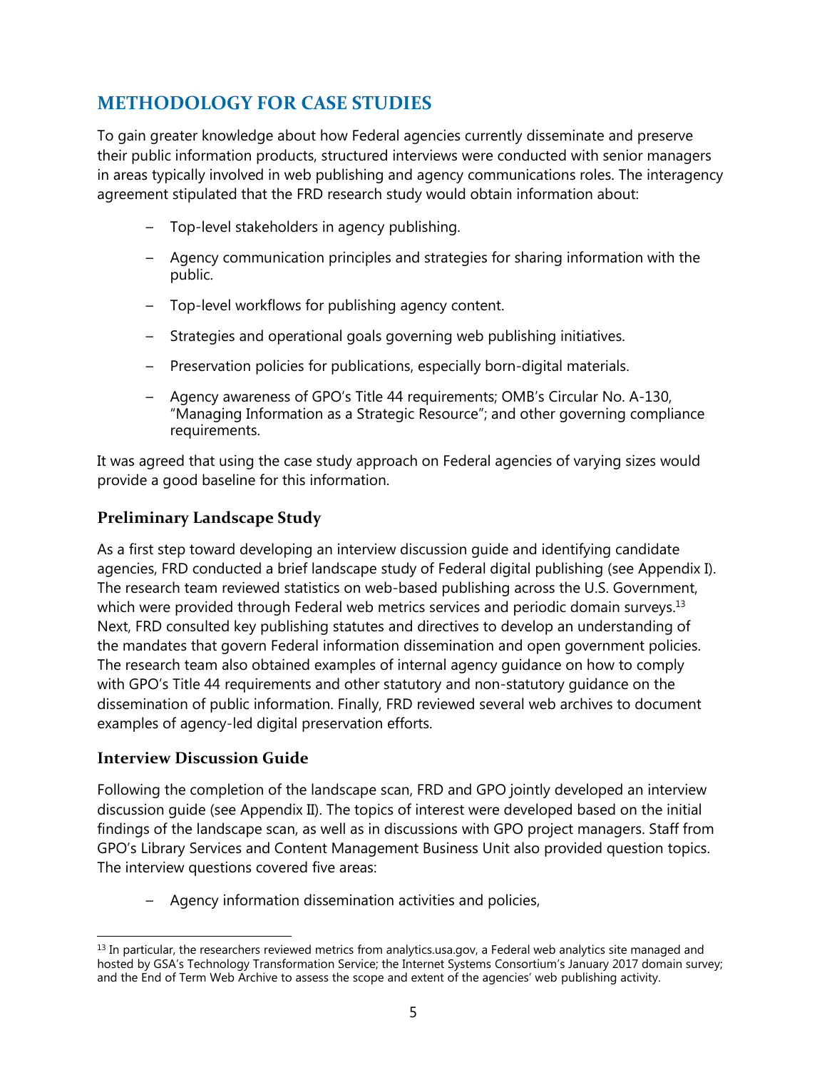## METHODOLOGY FOR CASE STUDIES

To gain greater knowledge about how Federal agencies currently disseminate and preserve their public information products, structured interviews were conducted with senior managers in areas typically involved in web publishing and agency communications roles. The interagency agreement stipulated that the FRD research study would obtain information about:

- Top-level stakeholders in agency publishing.
- Agency communication principles and strategies for sharing information with the public.
- Top-level workflows for publishing agency content.
- Strategies and operational goals governing web publishing initiatives.
- Preservation policies for publications, especially born-digital materials.
- Agency awareness of GPO's Title 44 requirements; OMB's Circular No. A-130, "Managing Information as a Strategic Resource"; and other governing compliance requirements.

It was agreed that using the case study approach on Federal agencies of varying sizes would provide a good baseline for this information.

### Preliminary Landscape Study

As a first step toward developing an interview discussion guide and identifying candidate agencies, FRD conducted a brief landscape study of Federal digital publishing (see Appendix I). The research team reviewed statistics on web-based publishing across the U.S. Government, which were provided through Federal web metrics services and periodic domain surveys.[13] Next, FRD consulted key publishing statutes and directives to develop an understanding of the mandates that govern Federal information dissemination and open government policies. The research team also obtained examples of internal agency guidance on how to comply with GPO's Title 44 requirements and other statutory and non-statutory guidance on the dissemination of public information. Finally, FRD reviewed several web archives to document examples of agency-led digital preservation efforts.

### Interview Discussion Guide

Following the completion of the landscape scan, FRD and GPO jointly developed an interview discussion guide (see Appendix II). The topics of interest were developed based on the initial findings of the landscape scan, as well as in discussions with GPO project managers. Staff from GPO's Library Services and Content Management Business Unit also provided question topics. The interview questions covered five areas:

- Agency information dissemination activities and policies,

---

[13] In particular, the researchers reviewed metrics from analytics.usa.gov, a Federal web analytics site managed and hosted by GSA's Technology Transformation Service; the Internet Systems Consortium's January 2017 domain survey; and the End of Term Web Archive to assess the scope and extent of the agencies' web publishing activity.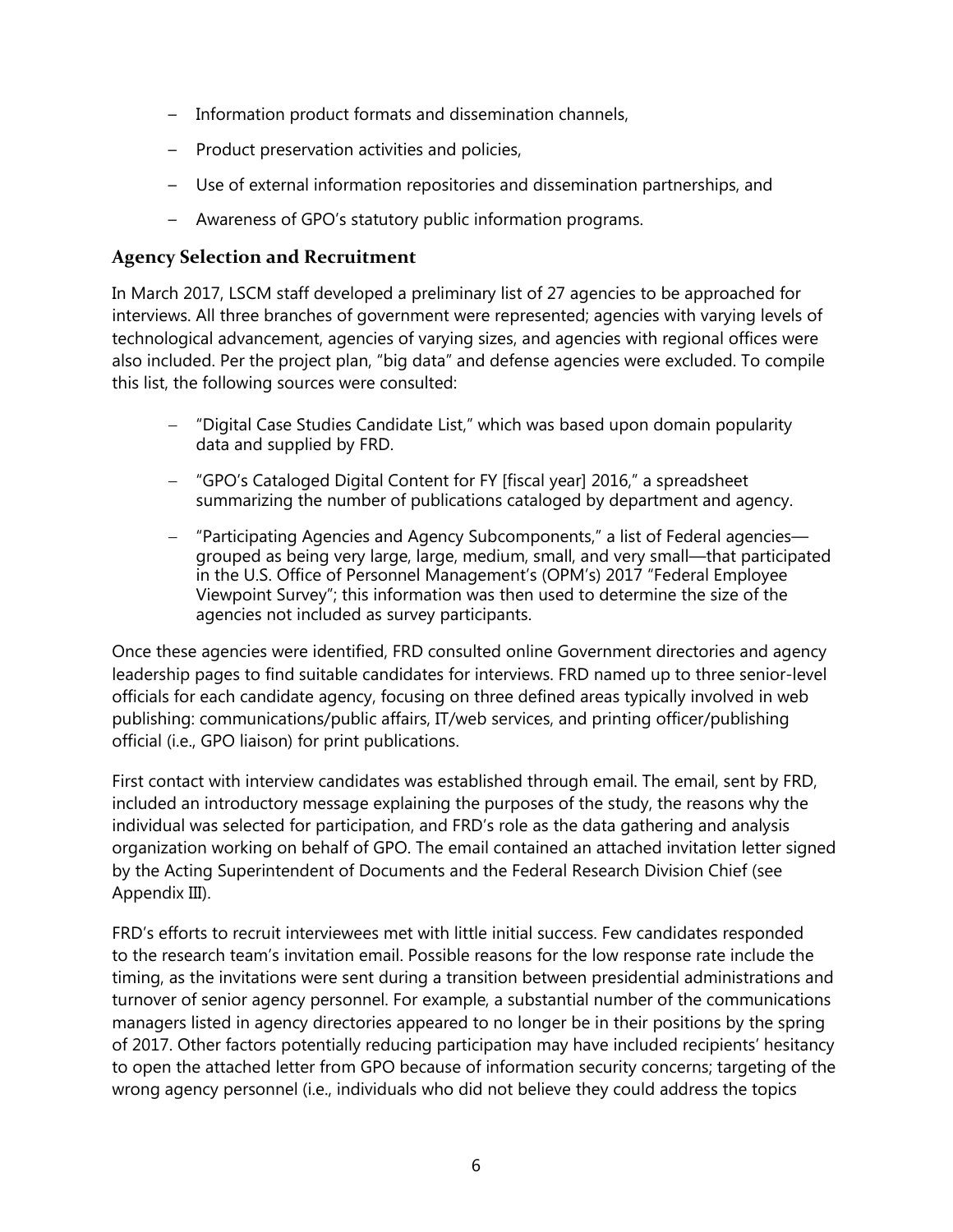- Information product formats and dissemination channels,
- Product preservation activities and policies,
- Use of external information repositories and dissemination partnerships, and
- Awareness of GPO's statutory public information programs.

## Agency Selection and Recruitment

In March 2017, LSCM staff developed a preliminary list of 27 agencies to be approached for interviews. All three branches of government were represented; agencies with varying levels of technological advancement, agencies of varying sizes, and agencies with regional offices were also included. Per the project plan, "big data" and defense agencies were excluded. To compile this list, the following sources were consulted:

- "Digital Case Studies Candidate List," which was based upon domain popularity data and supplied by FRD.
- "GPO's Cataloged Digital Content for FY [fiscal year] 2016," a spreadsheet summarizing the number of publications cataloged by department and agency.
- "Participating Agencies and Agency Subcomponents," a list of Federal agencies—grouped as being very large, large, medium, small, and very small—that participated in the U.S. Office of Personnel Management's (OPM's) 2017 "Federal Employee Viewpoint Survey"; this information was then used to determine the size of the agencies not included as survey participants.

Once these agencies were identified, FRD consulted online Government directories and agency leadership pages to find suitable candidates for interviews. FRD named up to three senior-level officials for each candidate agency, focusing on three defined areas typically involved in web publishing: communications/public affairs, IT/web services, and printing officer/publishing official (i.e., GPO liaison) for print publications.

First contact with interview candidates was established through email. The email, sent by FRD, included an introductory message explaining the purposes of the study, the reasons why the individual was selected for participation, and FRD's role as the data gathering and analysis organization working on behalf of GPO. The email contained an attached invitation letter signed by the Acting Superintendent of Documents and the Federal Research Division Chief (see Appendix III).

FRD's efforts to recruit interviewees met with little initial success. Few candidates responded to the research team's invitation email. Possible reasons for the low response rate include the timing, as the invitations were sent during a transition between presidential administrations and turnover of senior agency personnel. For example, a substantial number of the communications managers listed in agency directories appeared to no longer be in their positions by the spring of 2017. Other factors potentially reducing participation may have included recipients' hesitancy to open the attached letter from GPO because of information security concerns; targeting of the wrong agency personnel (i.e., individuals who did not believe they could address the topics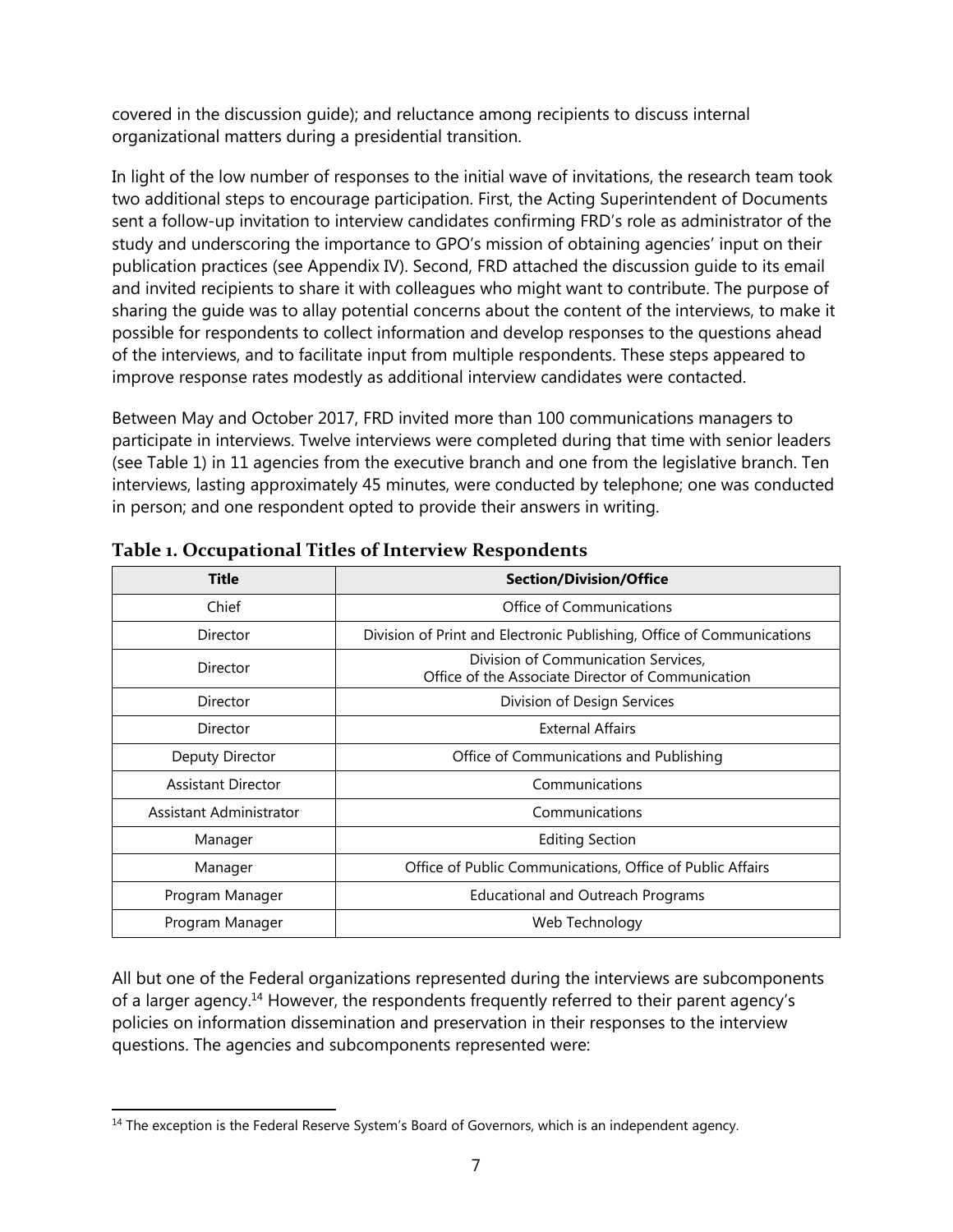covered in the discussion guide); and reluctance among recipients to discuss internal organizational matters during a presidential transition.

In light of the low number of responses to the initial wave of invitations, the research team took two additional steps to encourage participation. First, the Acting Superintendent of Documents sent a follow-up invitation to interview candidates confirming FRD's role as administrator of the study and underscoring the importance to GPO's mission of obtaining agencies' input on their publication practices (see Appendix IV). Second, FRD attached the discussion guide to its email and invited recipients to share it with colleagues who might want to contribute. The purpose of sharing the guide was to allay potential concerns about the content of the interviews, to make it possible for respondents to collect information and develop responses to the questions ahead of the interviews, and to facilitate input from multiple respondents. These steps appeared to improve response rates modestly as additional interview candidates were contacted.

Between May and October 2017, FRD invited more than 100 communications managers to participate in interviews. Twelve interviews were completed during that time with senior leaders (see Table 1) in 11 agencies from the executive branch and one from the legislative branch. Ten interviews, lasting approximately 45 minutes, were conducted by telephone; one was conducted in person; and one respondent opted to provide their answers in writing.

**Table 1. Occupational Titles of Interview Respondents**

| Title | Section/Division/Office |
|---|---|
| Chief | Office of Communications |
| Director | Division of Print and Electronic Publishing, Office of Communications |
| Director | Division of Communication Services, Office of the Associate Director of Communication |
| Director | Division of Design Services |
| Director | External Affairs |
| Deputy Director | Office of Communications and Publishing |
| Assistant Director | Communications |
| Assistant Administrator | Communications |
| Manager | Editing Section |
| Manager | Office of Public Communications, Office of Public Affairs |
| Program Manager | Educational and Outreach Programs |
| Program Manager | Web Technology |

All but one of the Federal organizations represented during the interviews are subcomponents of a larger agency.[14] However, the respondents frequently referred to their parent agency's policies on information dissemination and preservation in their responses to the interview questions. The agencies and subcomponents represented were:

[14] The exception is the Federal Reserve System's Board of Governors, which is an independent agency.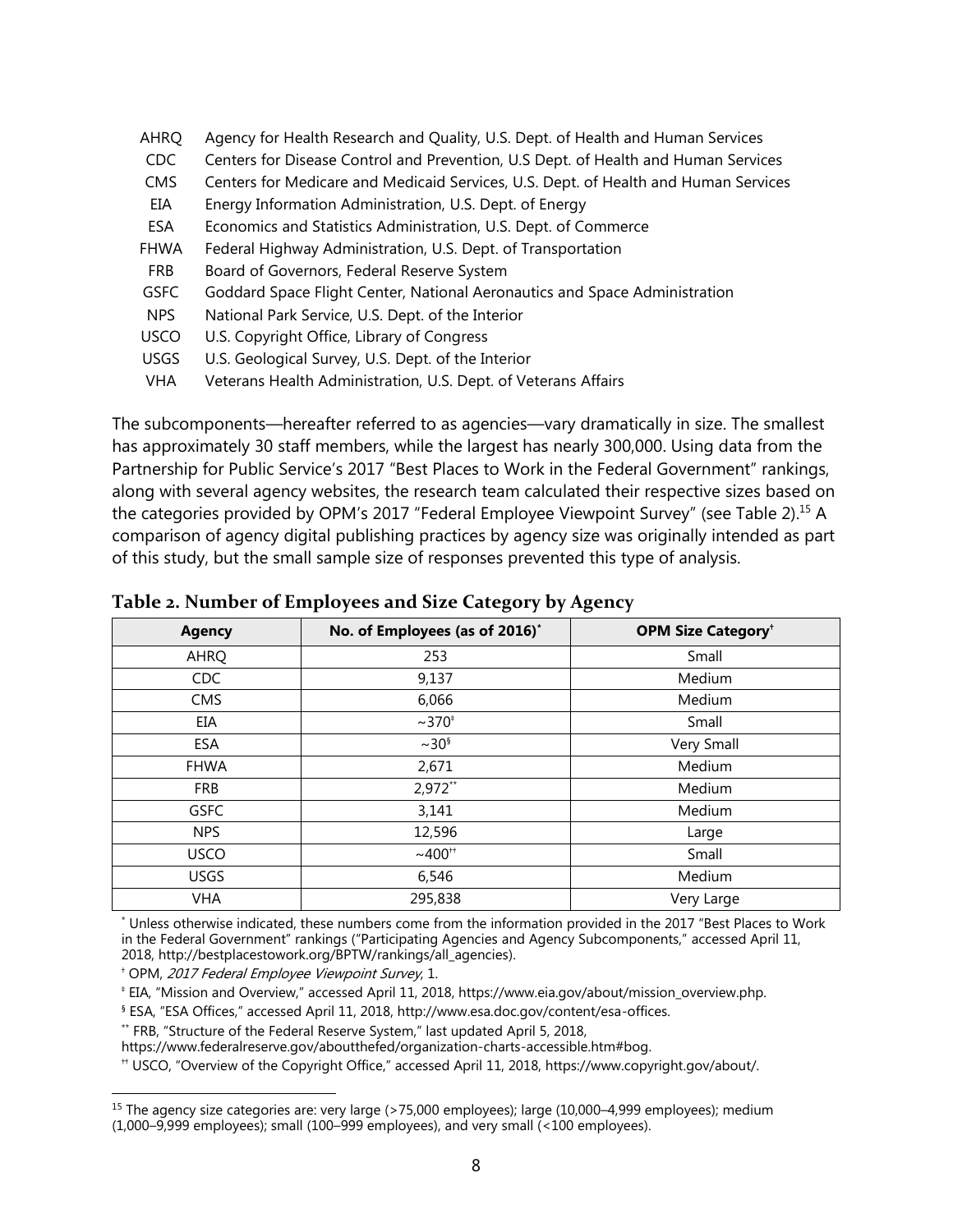| | |
|---|---|
| AHRQ | Agency for Health Research and Quality, U.S. Dept. of Health and Human Services |
| CDC | Centers for Disease Control and Prevention, U.S Dept. of Health and Human Services |
| CMS | Centers for Medicare and Medicaid Services, U.S. Dept. of Health and Human Services |
| EIA | Energy Information Administration, U.S. Dept. of Energy |
| ESA | Economics and Statistics Administration, U.S. Dept. of Commerce |
| FHWA | Federal Highway Administration, U.S. Dept. of Transportation |
| FRB | Board of Governors, Federal Reserve System |
| GSFC | Goddard Space Flight Center, National Aeronautics and Space Administration |
| NPS | National Park Service, U.S. Dept. of the Interior |
| USCO | U.S. Copyright Office, Library of Congress |
| USGS | U.S. Geological Survey, U.S. Dept. of the Interior |
| VHA | Veterans Health Administration, U.S. Dept. of Veterans Affairs |

The subcomponents—hereafter referred to as agencies—vary dramatically in size. The smallest has approximately 30 staff members, while the largest has nearly 300,000. Using data from the Partnership for Public Service's 2017 "Best Places to Work in the Federal Government" rankings, along with several agency websites, the research team calculated their respective sizes based on the categories provided by OPM's 2017 "Federal Employee Viewpoint Survey" (see Table 2).[15] A comparison of agency digital publishing practices by agency size was originally intended as part of this study, but the small sample size of responses prevented this type of analysis.

**Table 2. Number of Employees and Size Category by Agency**

| Agency | No. of Employees (as of 2016)* | OPM Size Category† |
|---|---|---|
| AHRQ | 253 | Small |
| CDC | 9,137 | Medium |
| CMS | 6,066 | Medium |
| EIA | ~370‡ | Small |
| ESA | ~30§ | Very Small |
| FHWA | 2,671 | Medium |
| FRB | 2,972** | Medium |
| GSFC | 3,141 | Medium |
| NPS | 12,596 | Large |
| USCO | ~400†† | Small |
| USGS | 6,546 | Medium |
| VHA | 295,838 | Very Large |

* Unless otherwise indicated, these numbers come from the information provided in the 2017 "Best Places to Work in the Federal Government" rankings ("Participating Agencies and Agency Subcomponents," accessed April 11, 2018, http://bestplacestowork.org/BPTW/rankings/all_agencies).

† OPM, *2017 Federal Employee Viewpoint Survey*, 1.

‡ EIA, "Mission and Overview," accessed April 11, 2018, https://www.eia.gov/about/mission_overview.php.

§ ESA, "ESA Offices," accessed April 11, 2018, http://www.esa.doc.gov/content/esa-offices.

** FRB, "Structure of the Federal Reserve System," last updated April 5, 2018, https://www.federalreserve.gov/aboutthefed/organization-charts-accessible.htm#bog.

†† USCO, "Overview of the Copyright Office," accessed April 11, 2018, https://www.copyright.gov/about/.

---

[15] The agency size categories are: very large (>75,000 employees); large (10,000–4,999 employees); medium (1,000–9,999 employees); small (100–999 employees), and very small (<100 employees).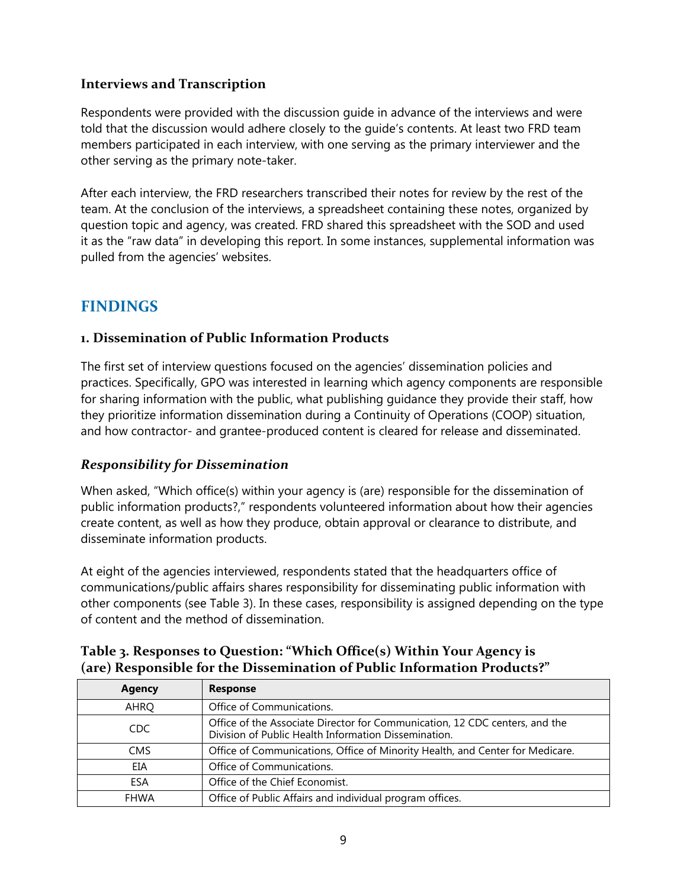### Interviews and Transcription

Respondents were provided with the discussion guide in advance of the interviews and were told that the discussion would adhere closely to the guide's contents. At least two FRD team members participated in each interview, with one serving as the primary interviewer and the other serving as the primary note-taker.

After each interview, the FRD researchers transcribed their notes for review by the rest of the team. At the conclusion of the interviews, a spreadsheet containing these notes, organized by question topic and agency, was created. FRD shared this spreadsheet with the SOD and used it as the "raw data" in developing this report. In some instances, supplemental information was pulled from the agencies' websites.

## FINDINGS

### 1. Dissemination of Public Information Products

The first set of interview questions focused on the agencies' dissemination policies and practices. Specifically, GPO was interested in learning which agency components are responsible for sharing information with the public, what publishing guidance they provide their staff, how they prioritize information dissemination during a Continuity of Operations (COOP) situation, and how contractor- and grantee-produced content is cleared for release and disseminated.

### *Responsibility for Dissemination*

When asked, "Which office(s) within your agency is (are) responsible for the dissemination of public information products?," respondents volunteered information about how their agencies create content, as well as how they produce, obtain approval or clearance to distribute, and disseminate information products.

At eight of the agencies interviewed, respondents stated that the headquarters office of communications/public affairs shares responsibility for disseminating public information with other components (see Table 3). In these cases, responsibility is assigned depending on the type of content and the method of dissemination.

**Table 3. Responses to Question: "Which Office(s) Within Your Agency is (are) Responsible for the Dissemination of Public Information Products?"**

| Agency | Response |
|---|---|
| AHRQ | Office of Communications. |
| CDC | Office of the Associate Director for Communication, 12 CDC centers, and the Division of Public Health Information Dissemination. |
| CMS | Office of Communications, Office of Minority Health, and Center for Medicare. |
| EIA | Office of Communications. |
| ESA | Office of the Chief Economist. |
| FHWA | Office of Public Affairs and individual program offices. |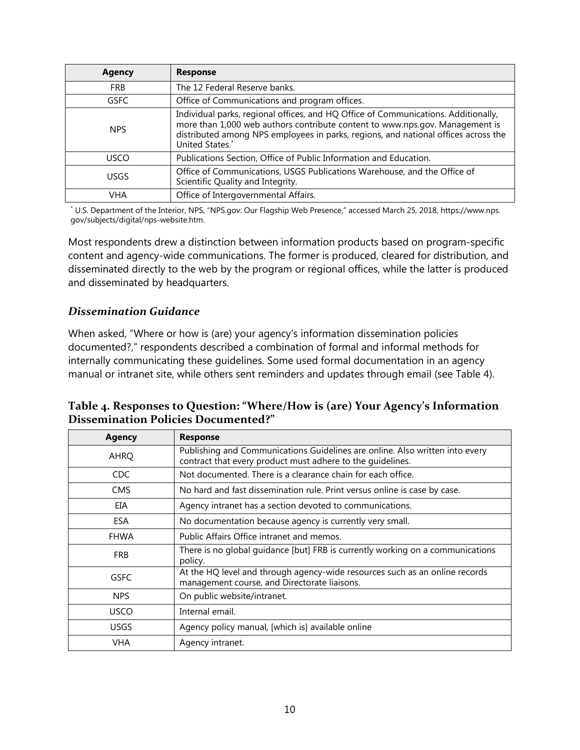| Agency | Response |
| --- | --- |
| FRB | The 12 Federal Reserve banks. |
| GSFC | Office of Communications and program offices. |
| NPS | Individual parks, regional offices, and HQ Office of Communications. Additionally, more than 1,000 web authors contribute content to www.nps.gov. Management is distributed among NPS employees in parks, regions, and national offices across the United States.* |
| USCO | Publications Section, Office of Public Information and Education. |
| USGS | Office of Communications, USGS Publications Warehouse, and the Office of Scientific Quality and Integrity. |
| VHA | Office of Intergovernmental Affairs. |

* U.S. Department of the Interior, NPS, "NPS.gov: Our Flagship Web Presence," accessed March 25, 2018, https://www.nps.gov/subjects/digital/nps-website.htm.

Most respondents drew a distinction between information products based on program-specific content and agency-wide communications. The former is produced, cleared for distribution, and disseminated directly to the web by the program or regional offices, while the latter is produced and disseminated by headquarters.

### *Dissemination Guidance*

When asked, "Where or how is (are) your agency's information dissemination policies documented?," respondents described a combination of formal and informal methods for internally communicating these guidelines. Some used formal documentation in an agency manual or intranet site, while others sent reminders and updates through email (see Table 4).

**Table 4. Responses to Question: "Where/How is (are) Your Agency's Information Dissemination Policies Documented?"**

| Agency | Response |
| --- | --- |
| AHRQ | Publishing and Communications Guidelines are online. Also written into every contract that every product must adhere to the guidelines. |
| CDC | Not documented. There is a clearance chain for each office. |
| CMS | No hard and fast dissemination rule. Print versus online is case by case. |
| EIA | Agency intranet has a section devoted to communications. |
| ESA | No documentation because agency is currently very small. |
| FHWA | Public Affairs Office intranet and memos. |
| FRB | There is no global guidance [but] FRB is currently working on a communications policy. |
| GSFC | At the HQ level and through agency-wide resources such as an online records management course, and Directorate liaisons. |
| NPS | On public website/intranet. |
| USCO | Internal email. |
| USGS | Agency policy manual, [which is] available online |
| VHA | Agency intranet. |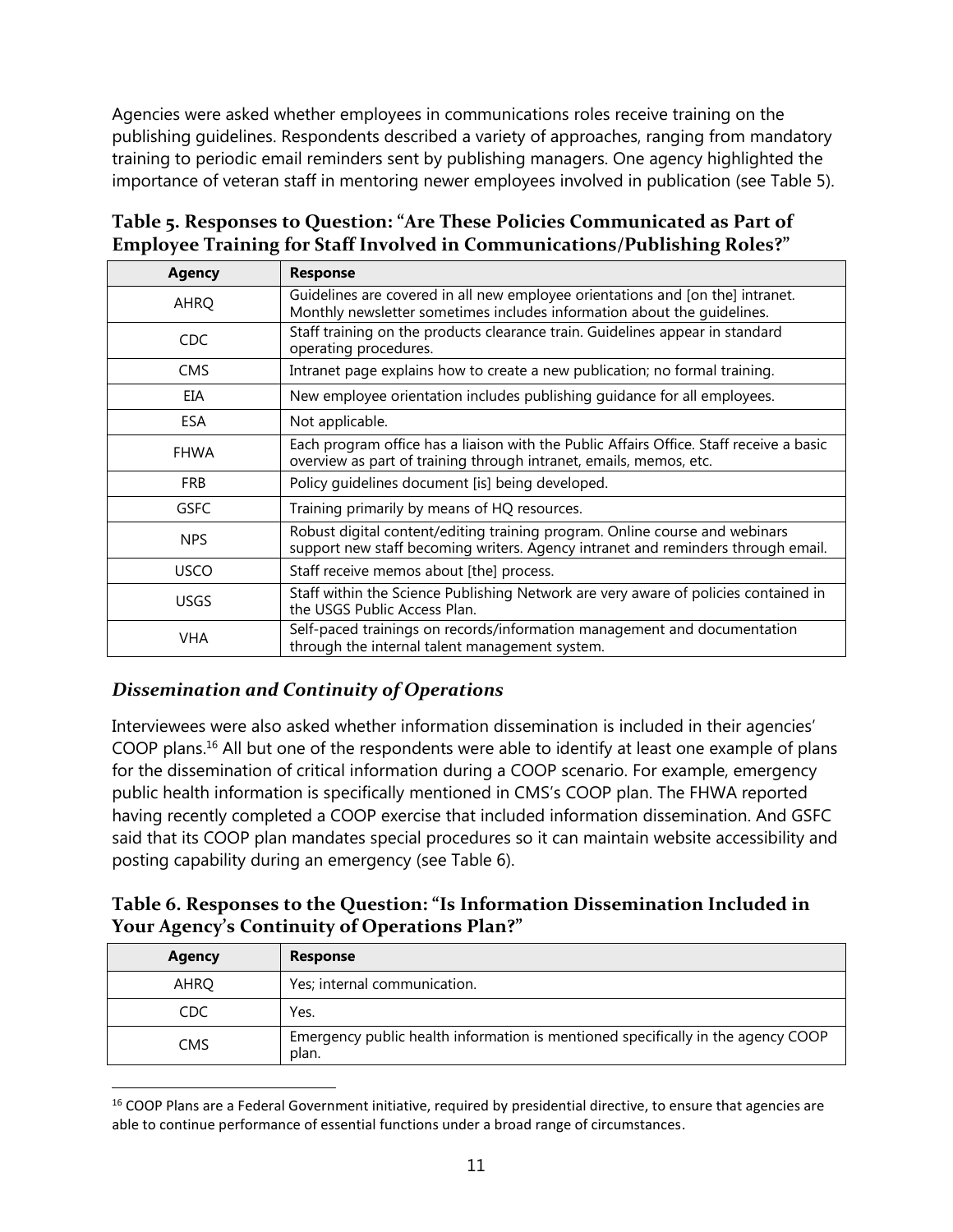Agencies were asked whether employees in communications roles receive training on the publishing guidelines. Respondents described a variety of approaches, ranging from mandatory training to periodic email reminders sent by publishing managers. One agency highlighted the importance of veteran staff in mentoring newer employees involved in publication (see Table 5).

**Table 5. Responses to Question: "Are These Policies Communicated as Part of Employee Training for Staff Involved in Communications/Publishing Roles?"**

| Agency | Response |
|---|---|
| AHRQ | Guidelines are covered in all new employee orientations and [on the] intranet. Monthly newsletter sometimes includes information about the guidelines. |
| CDC | Staff training on the products clearance train. Guidelines appear in standard operating procedures. |
| CMS | Intranet page explains how to create a new publication; no formal training. |
| EIA | New employee orientation includes publishing guidance for all employees. |
| ESA | Not applicable. |
| FHWA | Each program office has a liaison with the Public Affairs Office. Staff receive a basic overview as part of training through intranet, emails, memos, etc. |
| FRB | Policy guidelines document [is] being developed. |
| GSFC | Training primarily by means of HQ resources. |
| NPS | Robust digital content/editing training program. Online course and webinars support new staff becoming writers. Agency intranet and reminders through email. |
| USCO | Staff receive memos about [the] process. |
| USGS | Staff within the Science Publishing Network are very aware of policies contained in the USGS Public Access Plan. |
| VHA | Self-paced trainings on records/information management and documentation through the internal talent management system. |

### *Dissemination and Continuity of Operations*

Interviewees were also asked whether information dissemination is included in their agencies' COOP plans.[16] All but one of the respondents were able to identify at least one example of plans for the dissemination of critical information during a COOP scenario. For example, emergency public health information is specifically mentioned in CMS's COOP plan. The FHWA reported having recently completed a COOP exercise that included information dissemination. And GSFC said that its COOP plan mandates special procedures so it can maintain website accessibility and posting capability during an emergency (see Table 6).

**Table 6. Responses to the Question: "Is Information Dissemination Included in Your Agency's Continuity of Operations Plan?"**

| Agency | Response |
|---|---|
| AHRQ | Yes; internal communication. |
| CDC | Yes. |
| CMS | Emergency public health information is mentioned specifically in the agency COOP plan. |

[16] COOP Plans are a Federal Government initiative, required by presidential directive, to ensure that agencies are able to continue performance of essential functions under a broad range of circumstances.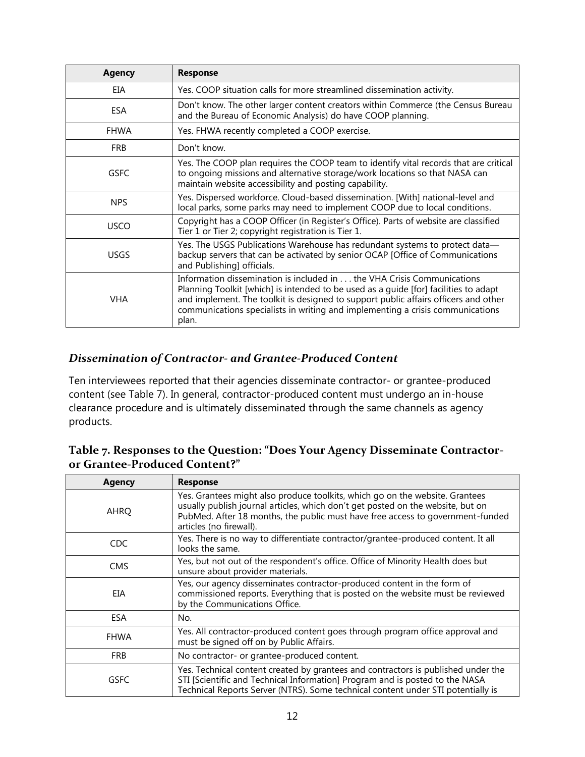| Agency | Response |
| --- | --- |
| EIA | Yes. COOP situation calls for more streamlined dissemination activity. |
| ESA | Don't know. The other larger content creators within Commerce (the Census Bureau and the Bureau of Economic Analysis) do have COOP planning. |
| FHWA | Yes. FHWA recently completed a COOP exercise. |
| FRB | Don't know. |
| GSFC | Yes. The COOP plan requires the COOP team to identify vital records that are critical to ongoing missions and alternative storage/work locations so that NASA can maintain website accessibility and posting capability. |
| NPS | Yes. Dispersed workforce. Cloud-based dissemination. [With] national-level and local parks, some parks may need to implement COOP due to local conditions. |
| USCO | Copyright has a COOP Officer (in Register's Office). Parts of website are classified Tier 1 or Tier 2; copyright registration is Tier 1. |
| USGS | Yes. The USGS Publications Warehouse has redundant systems to protect data—backup servers that can be activated by senior OCAP [Office of Communications and Publishing] officials. |
| VHA | Information dissemination is included in . . . the VHA Crisis Communications Planning Toolkit [which] is intended to be used as a guide [for] facilities to adapt and implement. The toolkit is designed to support public affairs officers and other communications specialists in writing and implementing a crisis communications plan. |

### *Dissemination of Contractor- and Grantee-Produced Content*

Ten interviewees reported that their agencies disseminate contractor- or grantee-produced content (see Table 7). In general, contractor-produced content must undergo an in-house clearance procedure and is ultimately disseminated through the same channels as agency products.

**Table 7. Responses to the Question: "Does Your Agency Disseminate Contractor- or Grantee-Produced Content?"**

| Agency | Response |
| --- | --- |
| AHRQ | Yes. Grantees might also produce toolkits, which go on the website. Grantees usually publish journal articles, which don't get posted on the website, but on PubMed. After 18 months, the public must have free access to government-funded articles (no firewall). |
| CDC | Yes. There is no way to differentiate contractor/grantee-produced content. It all looks the same. |
| CMS | Yes, but not out of the respondent's office. Office of Minority Health does but unsure about provider materials. |
| EIA | Yes, our agency disseminates contractor-produced content in the form of commissioned reports. Everything that is posted on the website must be reviewed by the Communications Office. |
| ESA | No. |
| FHWA | Yes. All contractor-produced content goes through program office approval and must be signed off on by Public Affairs. |
| FRB | No contractor- or grantee-produced content. |
| GSFC | Yes. Technical content created by grantees and contractors is published under the STI [Scientific and Technical Information] Program and is posted to the NASA Technical Reports Server (NTRS). Some technical content under STI potentially is |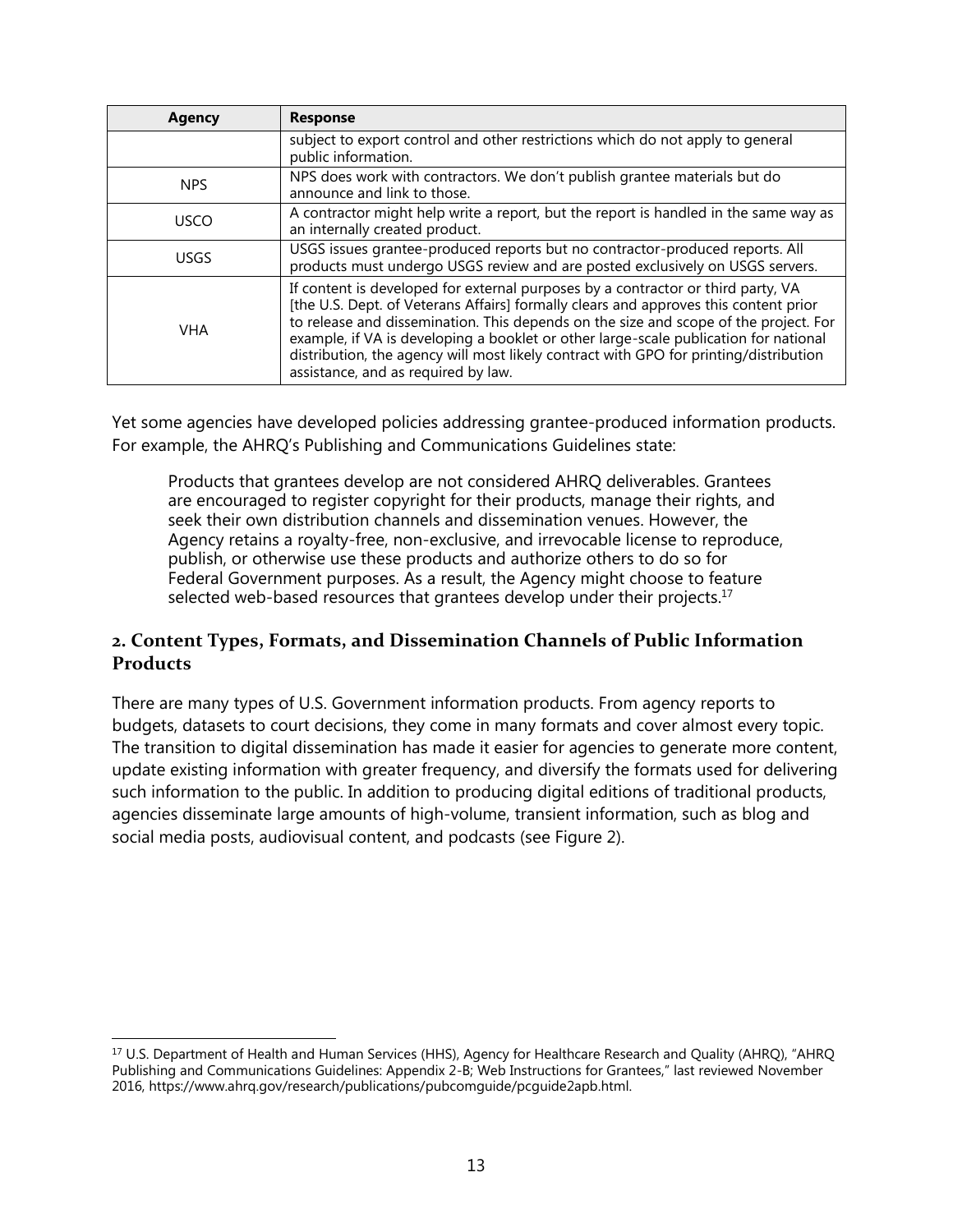| Agency | Response |
| --- | --- |
| | subject to export control and other restrictions which do not apply to general public information. |
| NPS | NPS does work with contractors. We don't publish grantee materials but do announce and link to those. |
| USCO | A contractor might help write a report, but the report is handled in the same way as an internally created product. |
| USGS | USGS issues grantee-produced reports but no contractor-produced reports. All products must undergo USGS review and are posted exclusively on USGS servers. |
| VHA | If content is developed for external purposes by a contractor or third party, VA [the U.S. Dept. of Veterans Affairs] formally clears and approves this content prior to release and dissemination. This depends on the size and scope of the project. For example, if VA is developing a booklet or other large-scale publication for national distribution, the agency will most likely contract with GPO for printing/distribution assistance, and as required by law. |

Yet some agencies have developed policies addressing grantee-produced information products. For example, the AHRQ's Publishing and Communications Guidelines state:

> Products that grantees develop are not considered AHRQ deliverables. Grantees are encouraged to register copyright for their products, manage their rights, and seek their own distribution channels and dissemination venues. However, the Agency retains a royalty-free, non-exclusive, and irrevocable license to reproduce, publish, or otherwise use these products and authorize others to do so for Federal Government purposes. As a result, the Agency might choose to feature selected web-based resources that grantees develop under their projects.[17]

## 2. Content Types, Formats, and Dissemination Channels of Public Information Products

There are many types of U.S. Government information products. From agency reports to budgets, datasets to court decisions, they come in many formats and cover almost every topic. The transition to digital dissemination has made it easier for agencies to generate more content, update existing information with greater frequency, and diversify the formats used for delivering such information to the public. In addition to producing digital editions of traditional products, agencies disseminate large amounts of high-volume, transient information, such as blog and social media posts, audiovisual content, and podcasts (see Figure 2).

[17] U.S. Department of Health and Human Services (HHS), Agency for Healthcare Research and Quality (AHRQ), "AHRQ Publishing and Communications Guidelines: Appendix 2-B; Web Instructions for Grantees," last reviewed November 2016, https://www.ahrq.gov/research/publications/pubcomguide/pcguide2apb.html.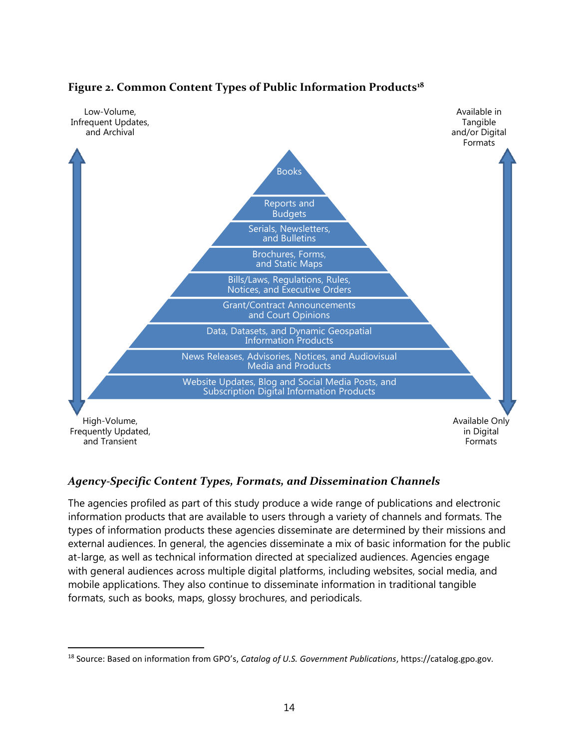**Figure 2. Common Content Types of Public Information Products**[18]

Low-Volume, Infrequent Updates, and Archival

Available in Tangible and/or Digital Formats

- Books
- Reports and Budgets
- Serials, Newsletters, and Bulletins
- Brochures, Forms, and Static Maps
- Bills/Laws, Regulations, Rules, Notices, and Executive Orders
- Grant/Contract Announcements and Court Opinions
- Data, Datasets, and Dynamic Geospatial Information Products
- News Releases, Advisories, Notices, and Audiovisual Media and Products
- Website Updates, Blog and Social Media Posts, and Subscription Digital Information Products

High-Volume, Frequently Updated, and Transient

Available Only in Digital Formats

### *Agency-Specific Content Types, Formats, and Dissemination Channels*

The agencies profiled as part of this study produce a wide range of publications and electronic information products that are available to users through a variety of channels and formats. The types of information products these agencies disseminate are determined by their missions and external audiences. In general, the agencies disseminate a mix of basic information for the public at-large, as well as technical information directed at specialized audiences. Agencies engage with general audiences across multiple digital platforms, including websites, social media, and mobile applications. They also continue to disseminate information in traditional tangible formats, such as books, maps, glossy brochures, and periodicals.

---

[18] Source: Based on information from GPO's, *Catalog of U.S. Government Publications*, https://catalog.gpo.gov.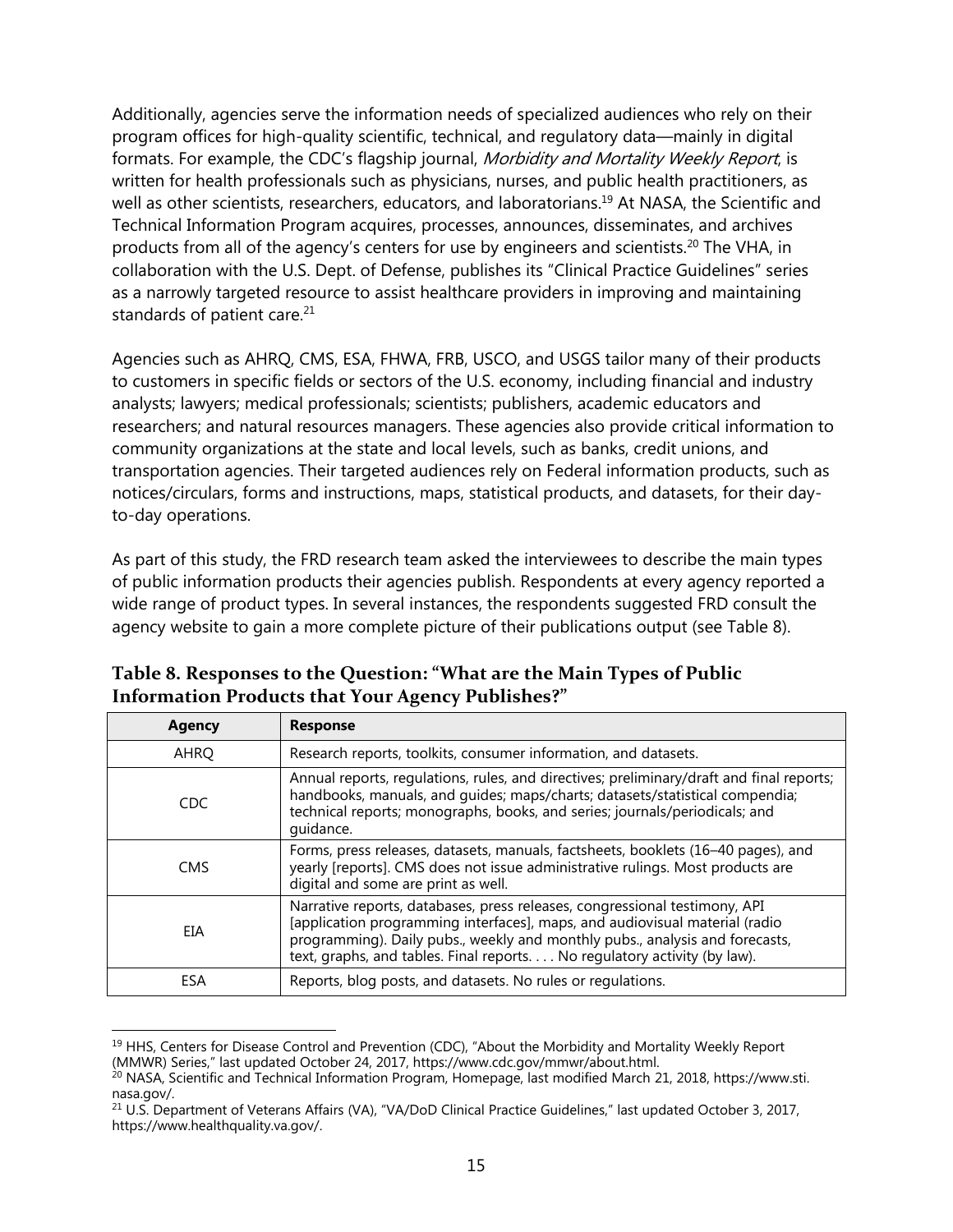Additionally, agencies serve the information needs of specialized audiences who rely on their program offices for high-quality scientific, technical, and regulatory data—mainly in digital formats. For example, the CDC's flagship journal, *Morbidity and Mortality Weekly Report*, is written for health professionals such as physicians, nurses, and public health practitioners, as well as other scientists, researchers, educators, and laboratorians.[19] At NASA, the Scientific and Technical Information Program acquires, processes, announces, disseminates, and archives products from all of the agency's centers for use by engineers and scientists.[20] The VHA, in collaboration with the U.S. Dept. of Defense, publishes its "Clinical Practice Guidelines" series as a narrowly targeted resource to assist healthcare providers in improving and maintaining standards of patient care.[21]

Agencies such as AHRQ, CMS, ESA, FHWA, FRB, USCO, and USGS tailor many of their products to customers in specific fields or sectors of the U.S. economy, including financial and industry analysts; lawyers; medical professionals; scientists; publishers, academic educators and researchers; and natural resources managers. These agencies also provide critical information to community organizations at the state and local levels, such as banks, credit unions, and transportation agencies. Their targeted audiences rely on Federal information products, such as notices/circulars, forms and instructions, maps, statistical products, and datasets, for their day-to-day operations.

As part of this study, the FRD research team asked the interviewees to describe the main types of public information products their agencies publish. Respondents at every agency reported a wide range of product types. In several instances, the respondents suggested FRD consult the agency website to gain a more complete picture of their publications output (see Table 8).

**Table 8. Responses to the Question: "What are the Main Types of Public Information Products that Your Agency Publishes?"**

| Agency | Response |
|---|---|
| AHRQ | Research reports, toolkits, consumer information, and datasets. |
| CDC | Annual reports, regulations, rules, and directives; preliminary/draft and final reports; handbooks, manuals, and guides; maps/charts; datasets/statistical compendia; technical reports; monographs, books, and series; journals/periodicals; and guidance. |
| CMS | Forms, press releases, datasets, manuals, factsheets, booklets (16–40 pages), and yearly [reports]. CMS does not issue administrative rulings. Most products are digital and some are print as well. |
| EIA | Narrative reports, databases, press releases, congressional testimony, API [application programming interfaces], maps, and audiovisual material (radio programming). Daily pubs., weekly and monthly pubs., analysis and forecasts, text, graphs, and tables. Final reports. . . . No regulatory activity (by law). |
| ESA | Reports, blog posts, and datasets. No rules or regulations. |

[19] HHS, Centers for Disease Control and Prevention (CDC), "About the Morbidity and Mortality Weekly Report (MMWR) Series," last updated October 24, 2017, https://www.cdc.gov/mmwr/about.html.

[20] NASA, Scientific and Technical Information Program, Homepage, last modified March 21, 2018, https://www.sti.nasa.gov/.

[21] U.S. Department of Veterans Affairs (VA), "VA/DoD Clinical Practice Guidelines," last updated October 3, 2017, https://www.healthquality.va.gov/.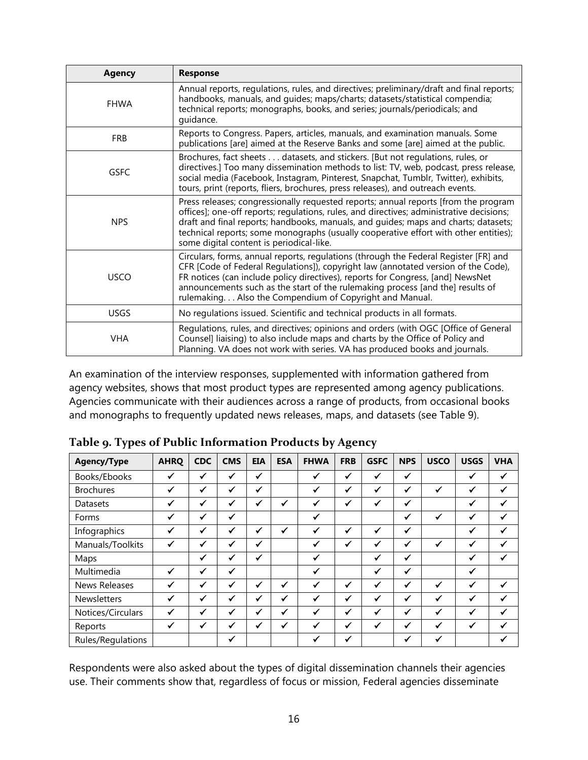| Agency | Response |
|---|---|
| FHWA | Annual reports, regulations, rules, and directives; preliminary/draft and final reports; handbooks, manuals, and guides; maps/charts; datasets/statistical compendia; technical reports; monographs, books, and series; journals/periodicals; and guidance. |
| FRB | Reports to Congress. Papers, articles, manuals, and examination manuals. Some publications [are] aimed at the Reserve Banks and some [are] aimed at the public. |
| GSFC | Brochures, fact sheets . . . datasets, and stickers. [But not regulations, rules, or directives.] Too many dissemination methods to list: TV, web, podcast, press release, social media (Facebook, Instagram, Pinterest, Snapchat, Tumblr, Twitter), exhibits, tours, print (reports, fliers, brochures, press releases), and outreach events. |
| NPS | Press releases; congressionally requested reports; annual reports [from the program offices]; one-off reports; regulations, rules, and directives; administrative decisions; draft and final reports; handbooks, manuals, and guides; maps and charts; datasets; technical reports; some monographs (usually cooperative effort with other entities); some digital content is periodical-like. |
| USCO | Circulars, forms, annual reports, regulations (through the Federal Register [FR] and CFR [Code of Federal Regulations]), copyright law (annotated version of the Code), FR notices (can include policy directives), reports for Congress, [and] NewsNet announcements such as the start of the rulemaking process [and the] results of rulemaking. . . Also the Compendium of Copyright and Manual. |
| USGS | No regulations issued. Scientific and technical products in all formats. |
| VHA | Regulations, rules, and directives; opinions and orders (with OGC [Office of General Counsel] liaising) to also include maps and charts by the Office of Policy and Planning. VA does not work with series. VA has produced books and journals. |

An examination of the interview responses, supplemented with information gathered from agency websites, shows that most product types are represented among agency publications. Agencies communicate with their audiences across a range of products, from occasional books and monographs to frequently updated news releases, maps, and datasets (see Table 9).

### Table 9. Types of Public Information Products by Agency

| Agency/Type | AHRQ | CDC | CMS | EIA | ESA | FHWA | FRB | GSFC | NPS | USCO | USGS | VHA |
|---|---|---|---|---|---|---|---|---|---|---|---|---|
| Books/Ebooks | ✓ | ✓ | ✓ | ✓ | | ✓ | ✓ | ✓ | ✓ | | ✓ | ✓ |
| Brochures | ✓ | ✓ | ✓ | ✓ | | ✓ | ✓ | ✓ | ✓ | ✓ | ✓ | ✓ |
| Datasets | ✓ | ✓ | ✓ | ✓ | ✓ | ✓ | ✓ | ✓ | ✓ | | ✓ | ✓ |
| Forms | ✓ | ✓ | ✓ | | | ✓ | | | ✓ | ✓ | ✓ | ✓ |
| Infographics | ✓ | ✓ | ✓ | ✓ | ✓ | ✓ | ✓ | ✓ | ✓ | | ✓ | ✓ |
| Manuals/Toolkits | ✓ | ✓ | ✓ | ✓ | | ✓ | ✓ | ✓ | ✓ | ✓ | ✓ | ✓ |
| Maps | | ✓ | ✓ | ✓ | | ✓ | | ✓ | ✓ | | ✓ | ✓ |
| Multimedia | ✓ | ✓ | ✓ | | | ✓ | | ✓ | ✓ | | ✓ | |
| News Releases | ✓ | ✓ | ✓ | ✓ | ✓ | ✓ | ✓ | ✓ | ✓ | ✓ | ✓ | ✓ |
| Newsletters | ✓ | ✓ | ✓ | ✓ | ✓ | ✓ | ✓ | ✓ | ✓ | ✓ | ✓ | ✓ |
| Notices/Circulars | ✓ | ✓ | ✓ | ✓ | ✓ | ✓ | ✓ | ✓ | ✓ | ✓ | ✓ | ✓ |
| Reports | ✓ | ✓ | ✓ | ✓ | ✓ | ✓ | ✓ | ✓ | ✓ | ✓ | ✓ | ✓ |
| Rules/Regulations | | | ✓ | | | ✓ | ✓ | | ✓ | ✓ | | ✓ |

Respondents were also asked about the types of digital dissemination channels their agencies use. Their comments show that, regardless of focus or mission, Federal agencies disseminate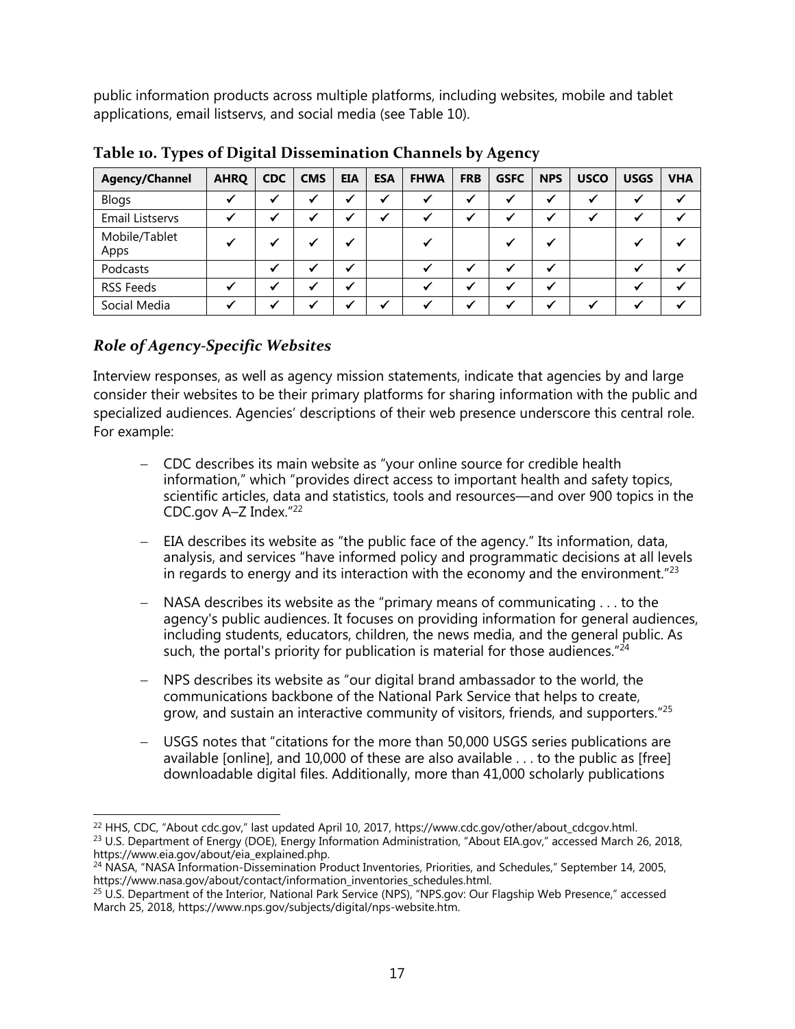public information products across multiple platforms, including websites, mobile and tablet applications, email listservs, and social media (see Table 10).

**Table 10. Types of Digital Dissemination Channels by Agency**

| Agency/Channel | AHRQ | CDC | CMS | EIA | ESA | FHWA | FRB | GSFC | NPS | USCO | USGS | VHA |
|---|---|---|---|---|---|---|---|---|---|---|---|---|
| Blogs | ✔ | ✔ | ✔ | ✔ | ✔ | ✔ | ✔ | ✔ | ✔ | ✔ | ✔ | ✔ |
| Email Listservs | ✔ | ✔ | ✔ | ✔ | ✔ | ✔ | ✔ | ✔ | ✔ | ✔ | ✔ | ✔ |
| Mobile/Tablet Apps | ✔ | ✔ | ✔ | ✔ | | ✔ | | ✔ | ✔ | | ✔ | ✔ |
| Podcasts | | ✔ | ✔ | ✔ | | ✔ | ✔ | ✔ | ✔ | | ✔ | ✔ |
| RSS Feeds | ✔ | ✔ | ✔ | ✔ | | ✔ | ✔ | ✔ | ✔ | | ✔ | ✔ |
| Social Media | ✔ | ✔ | ✔ | ✔ | ✔ | ✔ | ✔ | ✔ | ✔ | ✔ | ✔ | ✔ |

### *Role of Agency-Specific Websites*

Interview responses, as well as agency mission statements, indicate that agencies by and large consider their websites to be their primary platforms for sharing information with the public and specialized audiences. Agencies' descriptions of their web presence underscore this central role. For example:

- CDC describes its main website as "your online source for credible health information," which "provides direct access to important health and safety topics, scientific articles, data and statistics, tools and resources—and over 900 topics in the CDC.gov A–Z Index."[22]
- EIA describes its website as "the public face of the agency." Its information, data, analysis, and services "have informed policy and programmatic decisions at all levels in regards to energy and its interaction with the economy and the environment."[23]
- NASA describes its website as the "primary means of communicating . . . to the agency's public audiences. It focuses on providing information for general audiences, including students, educators, children, the news media, and the general public. As such, the portal's priority for publication is material for those audiences."[24]
- NPS describes its website as "our digital brand ambassador to the world, the communications backbone of the National Park Service that helps to create, grow, and sustain an interactive community of visitors, friends, and supporters."[25]
- USGS notes that "citations for the more than 50,000 USGS series publications are available [online], and 10,000 of these are also available . . . to the public as [free] downloadable digital files. Additionally, more than 41,000 scholarly publications

[22] HHS, CDC, "About cdc.gov," last updated April 10, 2017, https://www.cdc.gov/other/about_cdcgov.html.

[23] U.S. Department of Energy (DOE), Energy Information Administration, "About EIA.gov," accessed March 26, 2018, https://www.eia.gov/about/eia_explained.php.

[24] NASA, "NASA Information-Dissemination Product Inventories, Priorities, and Schedules," September 14, 2005, https://www.nasa.gov/about/contact/information_inventories_schedules.html.

[25] U.S. Department of the Interior, National Park Service (NPS), "NPS.gov: Our Flagship Web Presence," accessed March 25, 2018, https://www.nps.gov/subjects/digital/nps-website.htm.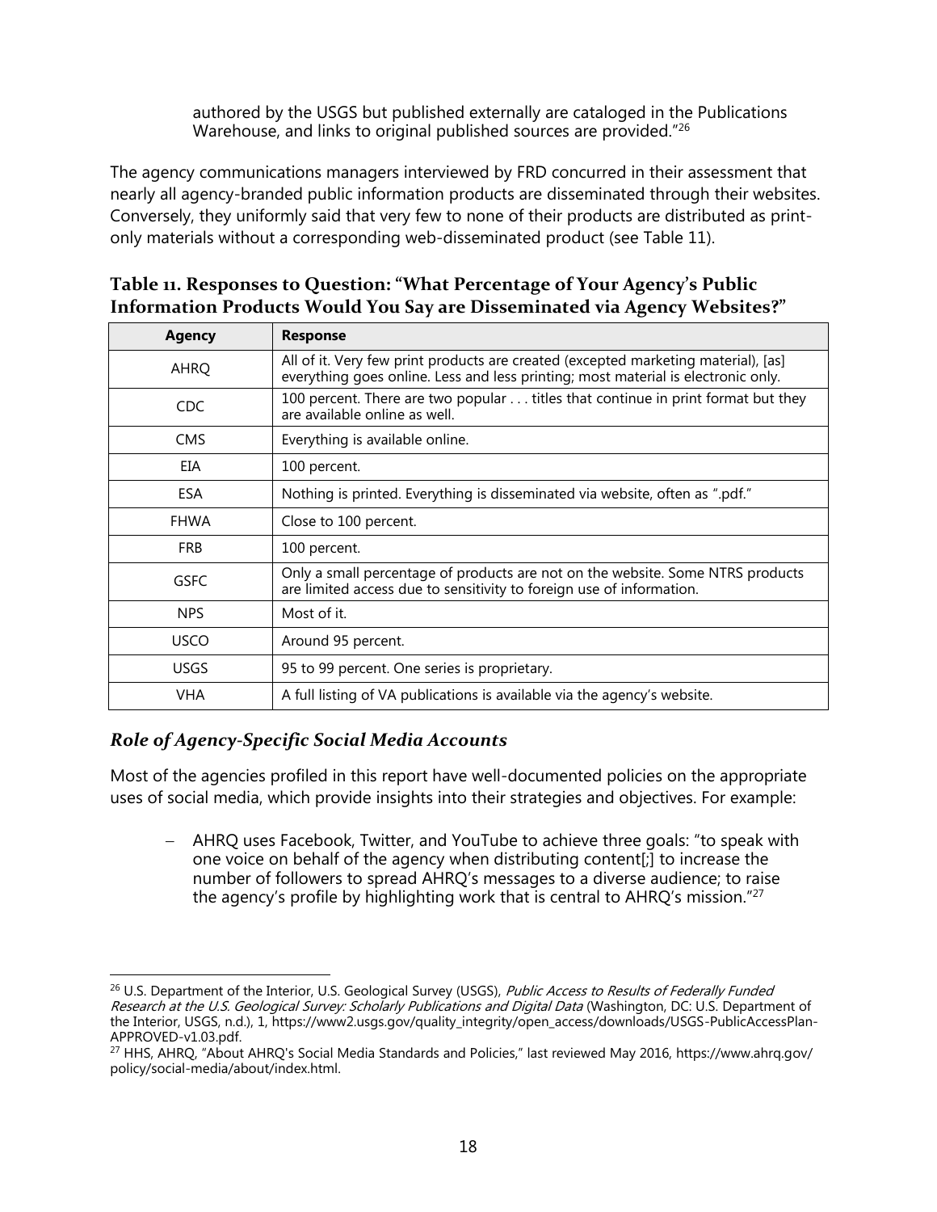> authored by the USGS but published externally are cataloged in the Publications Warehouse, and links to original published sources are provided."[26]

The agency communications managers interviewed by FRD concurred in their assessment that nearly all agency-branded public information products are disseminated through their websites. Conversely, they uniformly said that very few to none of their products are distributed as print-only materials without a corresponding web-disseminated product (see Table 11).

**Table 11. Responses to Question: "What Percentage of Your Agency's Public Information Products Would You Say are Disseminated via Agency Websites?"**

| Agency | Response |
|---|---|
| AHRQ | All of it. Very few print products are created (excepted marketing material), [as] everything goes online. Less and less printing; most material is electronic only. |
| CDC | 100 percent. There are two popular . . . titles that continue in print format but they are available online as well. |
| CMS | Everything is available online. |
| EIA | 100 percent. |
| ESA | Nothing is printed. Everything is disseminated via website, often as ".pdf." |
| FHWA | Close to 100 percent. |
| FRB | 100 percent. |
| GSFC | Only a small percentage of products are not on the website. Some NTRS products are limited access due to sensitivity to foreign use of information. |
| NPS | Most of it. |
| USCO | Around 95 percent. |
| USGS | 95 to 99 percent. One series is proprietary. |
| VHA | A full listing of VA publications is available via the agency's website. |

### *Role of Agency-Specific Social Media Accounts*

Most of the agencies profiled in this report have well-documented policies on the appropriate uses of social media, which provide insights into their strategies and objectives. For example:

- AHRQ uses Facebook, Twitter, and YouTube to achieve three goals: "to speak with one voice on behalf of the agency when distributing content[;] to increase the number of followers to spread AHRQ's messages to a diverse audience; to raise the agency's profile by highlighting work that is central to AHRQ's mission."[27]

---

[26] U.S. Department of the Interior, U.S. Geological Survey (USGS), *Public Access to Results of Federally Funded Research at the U.S. Geological Survey: Scholarly Publications and Digital Data* (Washington, DC: U.S. Department of the Interior, USGS, n.d.), 1, https://www2.usgs.gov/quality_integrity/open_access/downloads/USGS-PublicAccessPlan-APPROVED-v1.03.pdf.

[27] HHS, AHRQ, "About AHRQ's Social Media Standards and Policies," last reviewed May 2016, https://www.ahrq.gov/policy/social-media/about/index.html.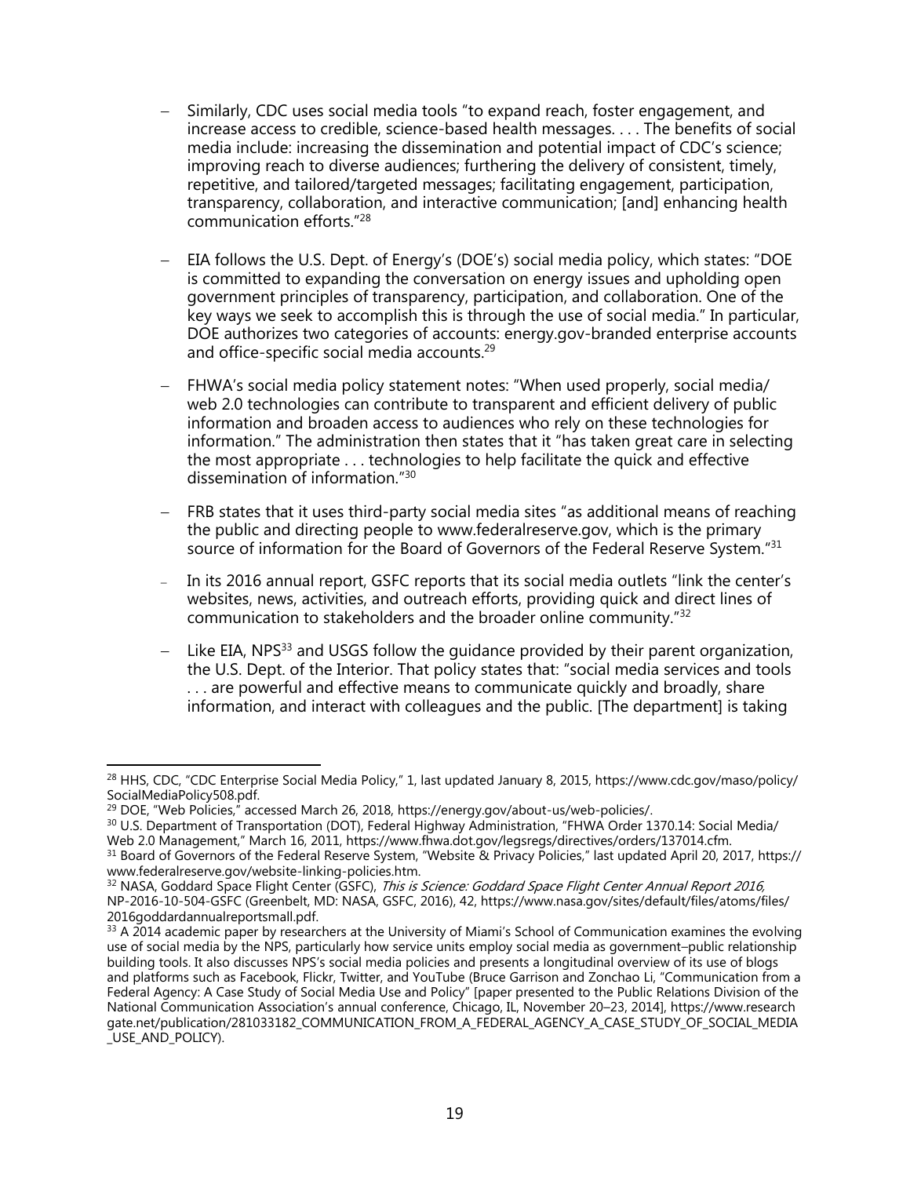- Similarly, CDC uses social media tools "to expand reach, foster engagement, and increase access to credible, science-based health messages. . . . The benefits of social media include: increasing the dissemination and potential impact of CDC's science; improving reach to diverse audiences; furthering the delivery of consistent, timely, repetitive, and tailored/targeted messages; facilitating engagement, participation, transparency, collaboration, and interactive communication; [and] enhancing health communication efforts."[28]

- EIA follows the U.S. Dept. of Energy's (DOE's) social media policy, which states: "DOE is committed to expanding the conversation on energy issues and upholding open government principles of transparency, participation, and collaboration. One of the key ways we seek to accomplish this is through the use of social media." In particular, DOE authorizes two categories of accounts: energy.gov-branded enterprise accounts and office-specific social media accounts.[29]

- FHWA's social media policy statement notes: "When used properly, social media/ web 2.0 technologies can contribute to transparent and efficient delivery of public information and broaden access to audiences who rely on these technologies for information." The administration then states that it "has taken great care in selecting the most appropriate . . . technologies to help facilitate the quick and effective dissemination of information."[30]

- FRB states that it uses third-party social media sites "as additional means of reaching the public and directing people to www.federalreserve.gov, which is the primary source of information for the Board of Governors of the Federal Reserve System."[31]

- In its 2016 annual report, GSFC reports that its social media outlets "link the center's websites, news, activities, and outreach efforts, providing quick and direct lines of communication to stakeholders and the broader online community."[32]

- Like EIA, NPS[33] and USGS follow the guidance provided by their parent organization, the U.S. Dept. of the Interior. That policy states that: "social media services and tools . . . are powerful and effective means to communicate quickly and broadly, share information, and interact with colleagues and the public. [The department] is taking

---

[28] HHS, CDC, "CDC Enterprise Social Media Policy," 1, last updated January 8, 2015, https://www.cdc.gov/maso/policy/SocialMediaPolicy508.pdf.

[29] DOE, "Web Policies," accessed March 26, 2018, https://energy.gov/about-us/web-policies/.

[30] U.S. Department of Transportation (DOT), Federal Highway Administration, "FHWA Order 1370.14: Social Media/ Web 2.0 Management," March 16, 2011, https://www.fhwa.dot.gov/legsregs/directives/orders/137014.cfm.

[31] Board of Governors of the Federal Reserve System, "Website & Privacy Policies," last updated April 20, 2017, https://www.federalreserve.gov/website-linking-policies.htm.

[32] NASA, Goddard Space Flight Center (GSFC), *This is Science: Goddard Space Flight Center Annual Report 2016*, NP-2016-10-504-GSFC (Greenbelt, MD: NASA, GSFC, 2016), 42, https://www.nasa.gov/sites/default/files/atoms/files/2016goddardannualreportsmall.pdf.

[33] A 2014 academic paper by researchers at the University of Miami's School of Communication examines the evolving use of social media by the NPS, particularly how service units employ social media as government–public relationship building tools. It also discusses NPS's social media policies and presents a longitudinal overview of its use of blogs and platforms such as Facebook, Flickr, Twitter, and YouTube (Bruce Garrison and Zonchao Li, "Communication from a Federal Agency: A Case Study of Social Media Use and Policy" [paper presented to the Public Relations Division of the National Communication Association's annual conference, Chicago, IL, November 20–23, 2014], https://www.researchgate.net/publication/281033182_COMMUNICATION_FROM_A_FEDERAL_AGENCY_A_CASE_STUDY_OF_SOCIAL_MEDIA_USE_AND_POLICY).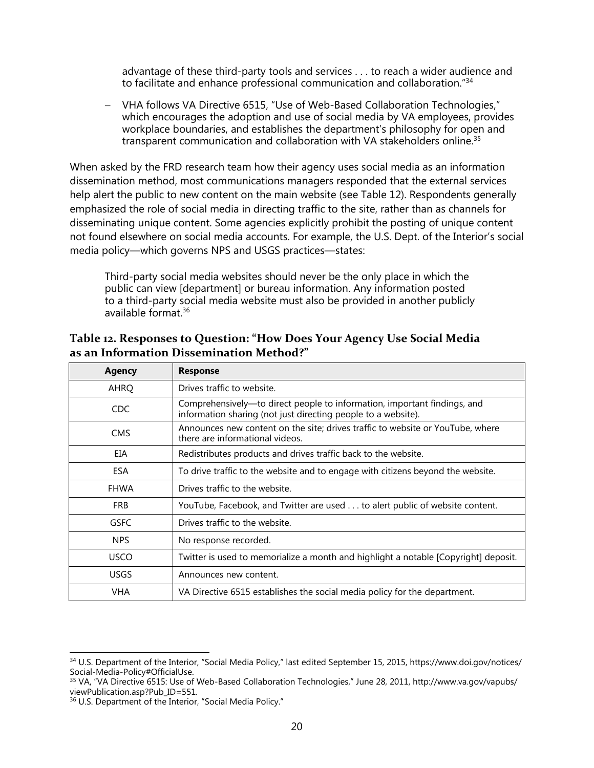advantage of these third-party tools and services . . . to reach a wider audience and to facilitate and enhance professional communication and collaboration."[34]

– VHA follows VA Directive 6515, "Use of Web-Based Collaboration Technologies," which encourages the adoption and use of social media by VA employees, provides workplace boundaries, and establishes the department's philosophy for open and transparent communication and collaboration with VA stakeholders online.[35]

When asked by the FRD research team how their agency uses social media as an information dissemination method, most communications managers responded that the external services help alert the public to new content on the main website (see Table 12). Respondents generally emphasized the role of social media in directing traffic to the site, rather than as channels for disseminating unique content. Some agencies explicitly prohibit the posting of unique content not found elsewhere on social media accounts. For example, the U.S. Dept. of the Interior's social media policy—which governs NPS and USGS practices—states:

> Third-party social media websites should never be the only place in which the public can view [department] or bureau information. Any information posted to a third-party social media website must also be provided in another publicly available format.[36]

**Table 12. Responses to Question: "How Does Your Agency Use Social Media as an Information Dissemination Method?"**

| Agency | Response |
|---|---|
| AHRQ | Drives traffic to website. |
| CDC | Comprehensively—to direct people to information, important findings, and information sharing (not just directing people to a website). |
| CMS | Announces new content on the site; drives traffic to website or YouTube, where there are informational videos. |
| EIA | Redistributes products and drives traffic back to the website. |
| ESA | To drive traffic to the website and to engage with citizens beyond the website. |
| FHWA | Drives traffic to the website. |
| FRB | YouTube, Facebook, and Twitter are used . . . to alert public of website content. |
| GSFC | Drives traffic to the website. |
| NPS | No response recorded. |
| USCO | Twitter is used to memorialize a month and highlight a notable [Copyright] deposit. |
| USGS | Announces new content. |
| VHA | VA Directive 6515 establishes the social media policy for the department. |

---

[34] U.S. Department of the Interior, "Social Media Policy," last edited September 15, 2015, https://www.doi.gov/notices/Social-Media-Policy#OfficialUse.

[35] VA, "VA Directive 6515: Use of Web-Based Collaboration Technologies," June 28, 2011, http://www.va.gov/vapubs/viewPublication.asp?Pub_ID=551.

[36] U.S. Department of the Interior, "Social Media Policy."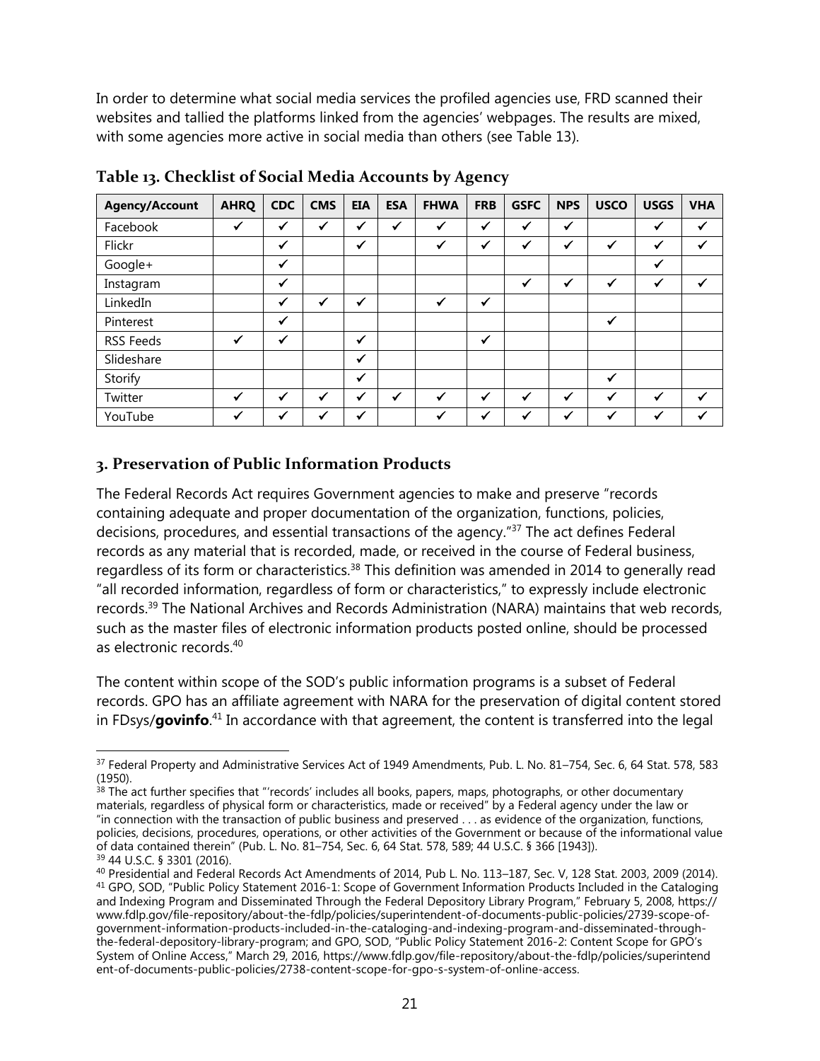In order to determine what social media services the profiled agencies use, FRD scanned their websites and tallied the platforms linked from the agencies' webpages. The results are mixed, with some agencies more active in social media than others (see Table 13).

**Table 13. Checklist of Social Media Accounts by Agency**

| Agency/Account | AHRQ | CDC | CMS | EIA | ESA | FHWA | FRB | GSFC | NPS | USCO | USGS | VHA |
|---|---|---|---|---|---|---|---|---|---|---|---|---|
| Facebook | ✓ | ✓ | ✓ | ✓ | ✓ | ✓ | ✓ | ✓ | ✓ | | ✓ | ✓ |
| Flickr | | ✓ | | ✓ | | ✓ | ✓ | ✓ | ✓ | ✓ | ✓ | ✓ |
| Google+ | | ✓ | | | | | | | | | ✓ | |
| Instagram | | ✓ | | | | | | ✓ | ✓ | ✓ | ✓ | ✓ |
| LinkedIn | | ✓ | ✓ | ✓ | | ✓ | ✓ | | | | | |
| Pinterest | | ✓ | | | | | | | | ✓ | | |
| RSS Feeds | ✓ | ✓ | | ✓ | | | ✓ | | | | | |
| Slideshare | | | | ✓ | | | | | | | | |
| Storify | | | | ✓ | | | | | | ✓ | | |
| Twitter | ✓ | ✓ | ✓ | ✓ | ✓ | ✓ | ✓ | ✓ | ✓ | ✓ | ✓ | ✓ |
| YouTube | ✓ | ✓ | ✓ | ✓ | | ✓ | ✓ | ✓ | ✓ | ✓ | ✓ | ✓ |

## 3. Preservation of Public Information Products

The Federal Records Act requires Government agencies to make and preserve "records containing adequate and proper documentation of the organization, functions, policies, decisions, procedures, and essential transactions of the agency."[37] The act defines Federal records as any material that is recorded, made, or received in the course of Federal business, regardless of its form or characteristics.[38] This definition was amended in 2014 to generally read "all recorded information, regardless of form or characteristics," to expressly include electronic records.[39] The National Archives and Records Administration (NARA) maintains that web records, such as the master files of electronic information products posted online, should be processed as electronic records.[40]

The content within scope of the SOD's public information programs is a subset of Federal records. GPO has an affiliate agreement with NARA for the preservation of digital content stored in FDsys/**govinfo**.[41] In accordance with that agreement, the content is transferred into the legal

---

[37] Federal Property and Administrative Services Act of 1949 Amendments, Pub. L. No. 81–754, Sec. 6, 64 Stat. 578, 583 (1950).

[38] The act further specifies that "'records' includes all books, papers, maps, photographs, or other documentary materials, regardless of physical form or characteristics, made or received" by a Federal agency under the law or "in connection with the transaction of public business and preserved . . . as evidence of the organization, functions, policies, decisions, procedures, operations, or other activities of the Government or because of the informational value of data contained therein" (Pub. L. No. 81–754, Sec. 6, 64 Stat. 578, 589; 44 U.S.C. § 366 [1943]).

[39] 44 U.S.C. § 3301 (2016).

[40] Presidential and Federal Records Act Amendments of 2014, Pub L. No. 113–187, Sec. V, 128 Stat. 2003, 2009 (2014).

[41] GPO, SOD, "Public Policy Statement 2016-1: Scope of Government Information Products Included in the Cataloging and Indexing Program and Disseminated Through the Federal Depository Library Program," February 5, 2008, https://www.fdlp.gov/file-repository/about-the-fdlp/policies/superintendent-of-documents-public-policies/2739-scope-of-government-information-products-included-in-the-cataloging-and-indexing-program-and-disseminated-through-the-federal-depository-library-program; and GPO, SOD, "Public Policy Statement 2016-2: Content Scope for GPO's System of Online Access," March 29, 2016, https://www.fdlp.gov/file-repository/about-the-fdlp/policies/superintendent-of-documents-public-policies/2738-content-scope-for-gpo-s-system-of-online-access.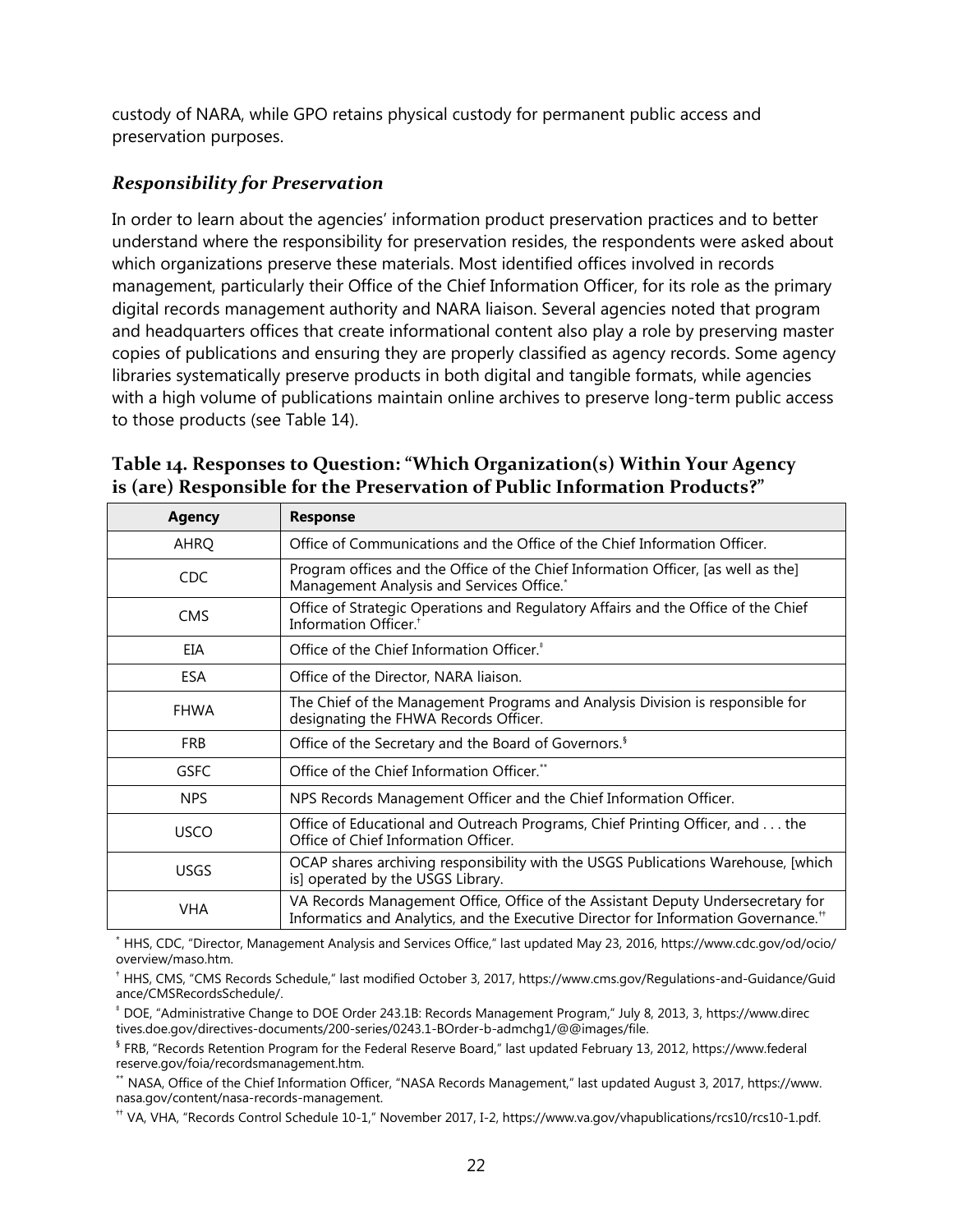custody of NARA, while GPO retains physical custody for permanent public access and preservation purposes.

### *Responsibility for Preservation*

In order to learn about the agencies' information product preservation practices and to better understand where the responsibility for preservation resides, the respondents were asked about which organizations preserve these materials. Most identified offices involved in records management, particularly their Office of the Chief Information Officer, for its role as the primary digital records management authority and NARA liaison. Several agencies noted that program and headquarters offices that create informational content also play a role by preserving master copies of publications and ensuring they are properly classified as agency records. Some agency libraries systematically preserve products in both digital and tangible formats, while agencies with a high volume of publications maintain online archives to preserve long-term public access to those products (see Table 14).

**Table 14. Responses to Question: "Which Organization(s) Within Your Agency is (are) Responsible for the Preservation of Public Information Products?"**

| Agency | Response |
|---|---|
| AHRQ | Office of Communications and the Office of the Chief Information Officer. |
| CDC | Program offices and the Office of the Chief Information Officer, [as well as the] Management Analysis and Services Office.* |
| CMS | Office of Strategic Operations and Regulatory Affairs and the Office of the Chief Information Officer.† |
| EIA | Office of the Chief Information Officer.‡ |
| ESA | Office of the Director, NARA liaison. |
| FHWA | The Chief of the Management Programs and Analysis Division is responsible for designating the FHWA Records Officer. |
| FRB | Office of the Secretary and the Board of Governors.§ |
| GSFC | Office of the Chief Information Officer.** |
| NPS | NPS Records Management Officer and the Chief Information Officer. |
| USCO | Office of Educational and Outreach Programs, Chief Printing Officer, and . . . the Office of Chief Information Officer. |
| USGS | OCAP shares archiving responsibility with the USGS Publications Warehouse, [which is] operated by the USGS Library. |
| VHA | VA Records Management Office, Office of the Assistant Deputy Undersecretary for Informatics and Analytics, and the Executive Director for Information Governance.†† |

\* HHS, CDC, "Director, Management Analysis and Services Office," last updated May 23, 2016, https://www.cdc.gov/od/ocio/overview/maso.htm.

† HHS, CMS, "CMS Records Schedule," last modified October 3, 2017, https://www.cms.gov/Regulations-and-Guidance/Guidance/CMSRecordsSchedule/.

‡ DOE, "Administrative Change to DOE Order 243.1B: Records Management Program," July 8, 2013, 3, https://www.directives.doe.gov/directives-documents/200-series/0243.1-BOrder-b-admchg1/@@images/file.

§ FRB, "Records Retention Program for the Federal Reserve Board," last updated February 13, 2012, https://www.federalreserve.gov/foia/recordsmanagement.htm.

** NASA, Office of the Chief Information Officer, "NASA Records Management," last updated August 3, 2017, https://www.nasa.gov/content/nasa-records-management.

†† VA, VHA, "Records Control Schedule 10-1," November 2017, I-2, https://www.va.gov/vhapublications/rcs10/rcs10-1.pdf.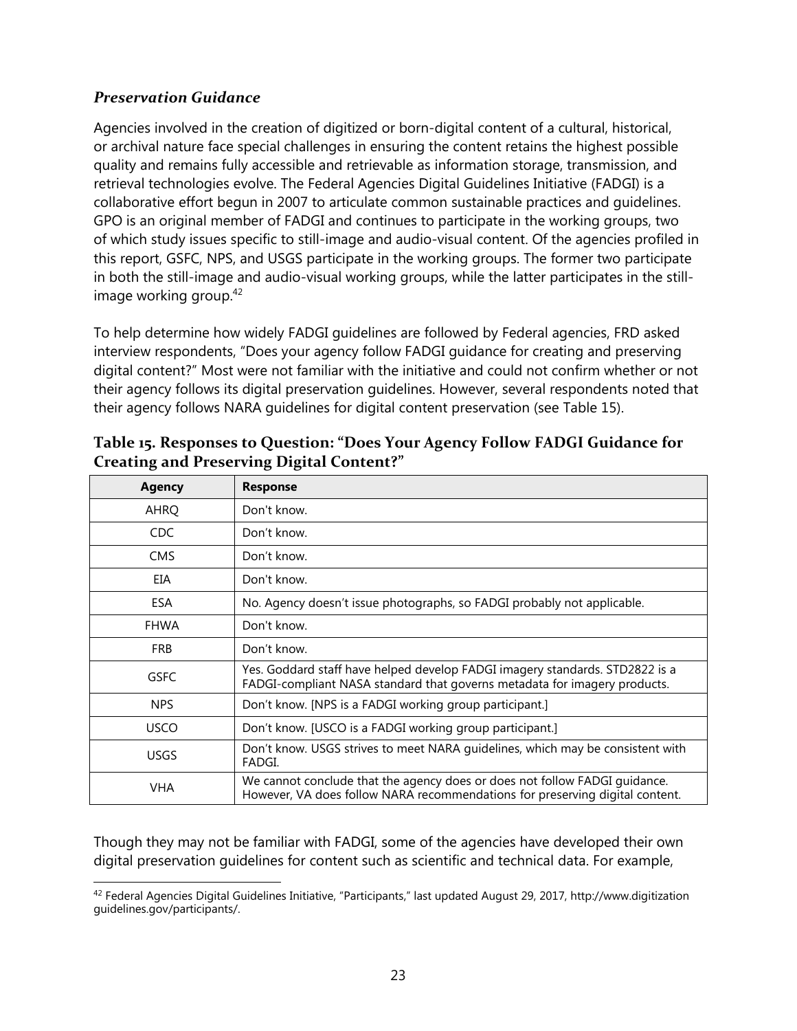### *Preservation Guidance*

Agencies involved in the creation of digitized or born-digital content of a cultural, historical, or archival nature face special challenges in ensuring the content retains the highest possible quality and remains fully accessible and retrievable as information storage, transmission, and retrieval technologies evolve. The Federal Agencies Digital Guidelines Initiative (FADGI) is a collaborative effort begun in 2007 to articulate common sustainable practices and guidelines. GPO is an original member of FADGI and continues to participate in the working groups, two of which study issues specific to still-image and audio-visual content. Of the agencies profiled in this report, GSFC, NPS, and USGS participate in the working groups. The former two participate in both the still-image and audio-visual working groups, while the latter participates in the still-image working group.[42]

To help determine how widely FADGI guidelines are followed by Federal agencies, FRD asked interview respondents, "Does your agency follow FADGI guidance for creating and preserving digital content?" Most were not familiar with the initiative and could not confirm whether or not their agency follows its digital preservation guidelines. However, several respondents noted that their agency follows NARA guidelines for digital content preservation (see Table 15).

**Table 15. Responses to Question: "Does Your Agency Follow FADGI Guidance for Creating and Preserving Digital Content?"**

| Agency | Response |
| --- | --- |
| AHRQ | Don't know. |
| CDC | Don't know. |
| CMS | Don't know. |
| EIA | Don't know. |
| ESA | No. Agency doesn't issue photographs, so FADGI probably not applicable. |
| FHWA | Don't know. |
| FRB | Don't know. |
| GSFC | Yes. Goddard staff have helped develop FADGI imagery standards. STD2822 is a FADGI-compliant NASA standard that governs metadata for imagery products. |
| NPS | Don't know. [NPS is a FADGI working group participant.] |
| USCO | Don't know. [USCO is a FADGI working group participant.] |
| USGS | Don't know. USGS strives to meet NARA guidelines, which may be consistent with FADGI. |
| VHA | We cannot conclude that the agency does or does not follow FADGI guidance. However, VA does follow NARA recommendations for preserving digital content. |

Though they may not be familiar with FADGI, some of the agencies have developed their own digital preservation guidelines for content such as scientific and technical data. For example,

[42] Federal Agencies Digital Guidelines Initiative, "Participants," last updated August 29, 2017, http://www.digitization guidelines.gov/participants/.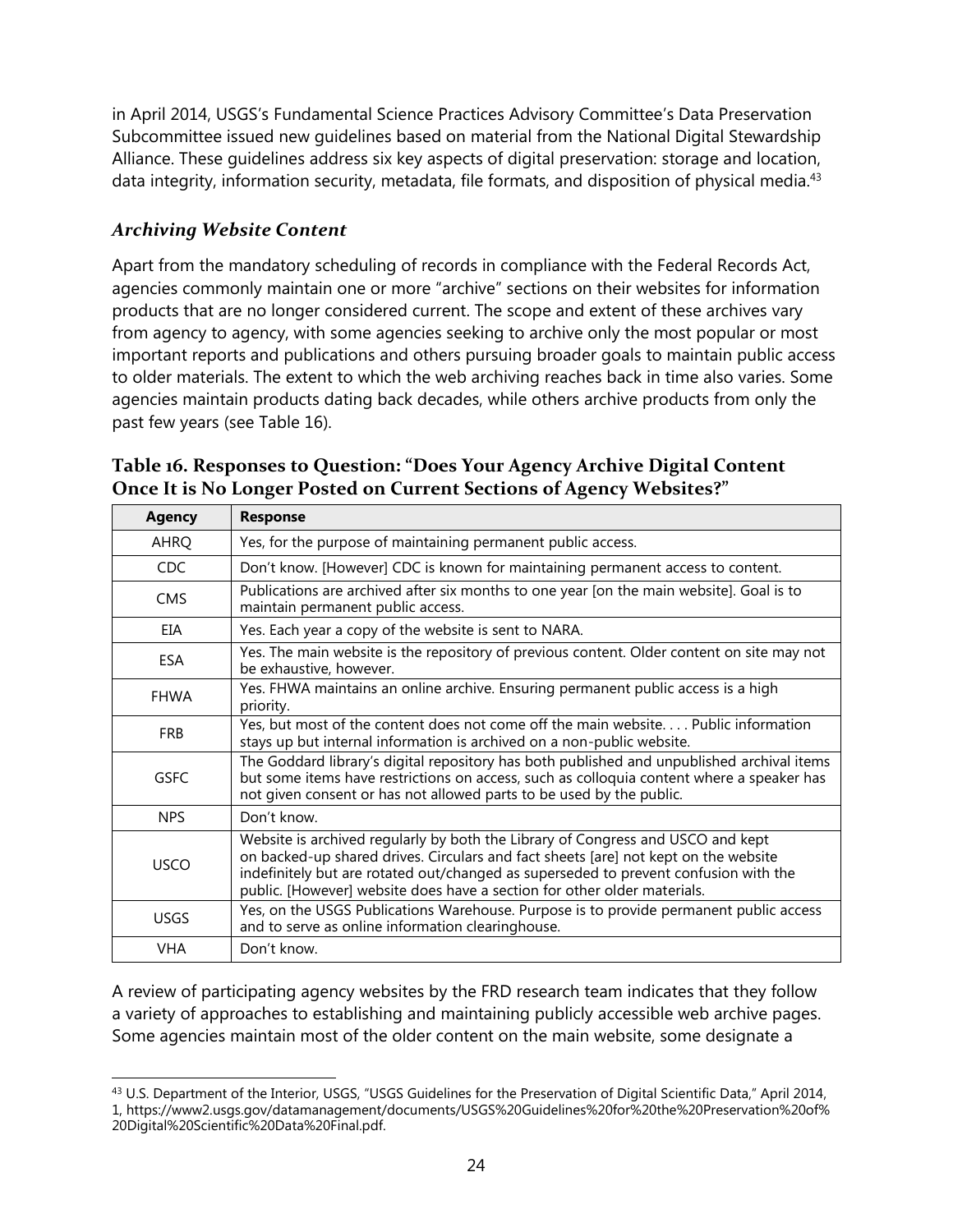in April 2014, USGS's Fundamental Science Practices Advisory Committee's Data Preservation Subcommittee issued new guidelines based on material from the National Digital Stewardship Alliance. These guidelines address six key aspects of digital preservation: storage and location, data integrity, information security, metadata, file formats, and disposition of physical media.[43]

### *Archiving Website Content*

Apart from the mandatory scheduling of records in compliance with the Federal Records Act, agencies commonly maintain one or more "archive" sections on their websites for information products that are no longer considered current. The scope and extent of these archives vary from agency to agency, with some agencies seeking to archive only the most popular or most important reports and publications and others pursuing broader goals to maintain public access to older materials. The extent to which the web archiving reaches back in time also varies. Some agencies maintain products dating back decades, while others archive products from only the past few years (see Table 16).

**Table 16. Responses to Question: "Does Your Agency Archive Digital Content Once It is No Longer Posted on Current Sections of Agency Websites?"**

| Agency | Response |
|---|---|
| AHRQ | Yes, for the purpose of maintaining permanent public access. |
| CDC | Don't know. [However] CDC is known for maintaining permanent access to content. |
| CMS | Publications are archived after six months to one year [on the main website]. Goal is to maintain permanent public access. |
| EIA | Yes. Each year a copy of the website is sent to NARA. |
| ESA | Yes. The main website is the repository of previous content. Older content on site may not be exhaustive, however. |
| FHWA | Yes. FHWA maintains an online archive. Ensuring permanent public access is a high priority. |
| FRB | Yes, but most of the content does not come off the main website. . . . Public information stays up but internal information is archived on a non-public website. |
| GSFC | The Goddard library's digital repository has both published and unpublished archival items but some items have restrictions on access, such as colloquia content where a speaker has not given consent or has not allowed parts to be used by the public. |
| NPS | Don't know. |
| USCO | Website is archived regularly by both the Library of Congress and USCO and kept on backed-up shared drives. Circulars and fact sheets [are] not kept on the website indefinitely but are rotated out/changed as superseded to prevent confusion with the public. [However] website does have a section for other older materials. |
| USGS | Yes, on the USGS Publications Warehouse. Purpose is to provide permanent public access and to serve as online information clearinghouse. |
| VHA | Don't know. |

A review of participating agency websites by the FRD research team indicates that they follow a variety of approaches to establishing and maintaining publicly accessible web archive pages. Some agencies maintain most of the older content on the main website, some designate a

[43] U.S. Department of the Interior, USGS, "USGS Guidelines for the Preservation of Digital Scientific Data," April 2014, 1, https://www2.usgs.gov/datamanagement/documents/USGS%20Guidelines%20for%20the%20Preservation%20of%20Digital%20Scientific%20Data%20Final.pdf.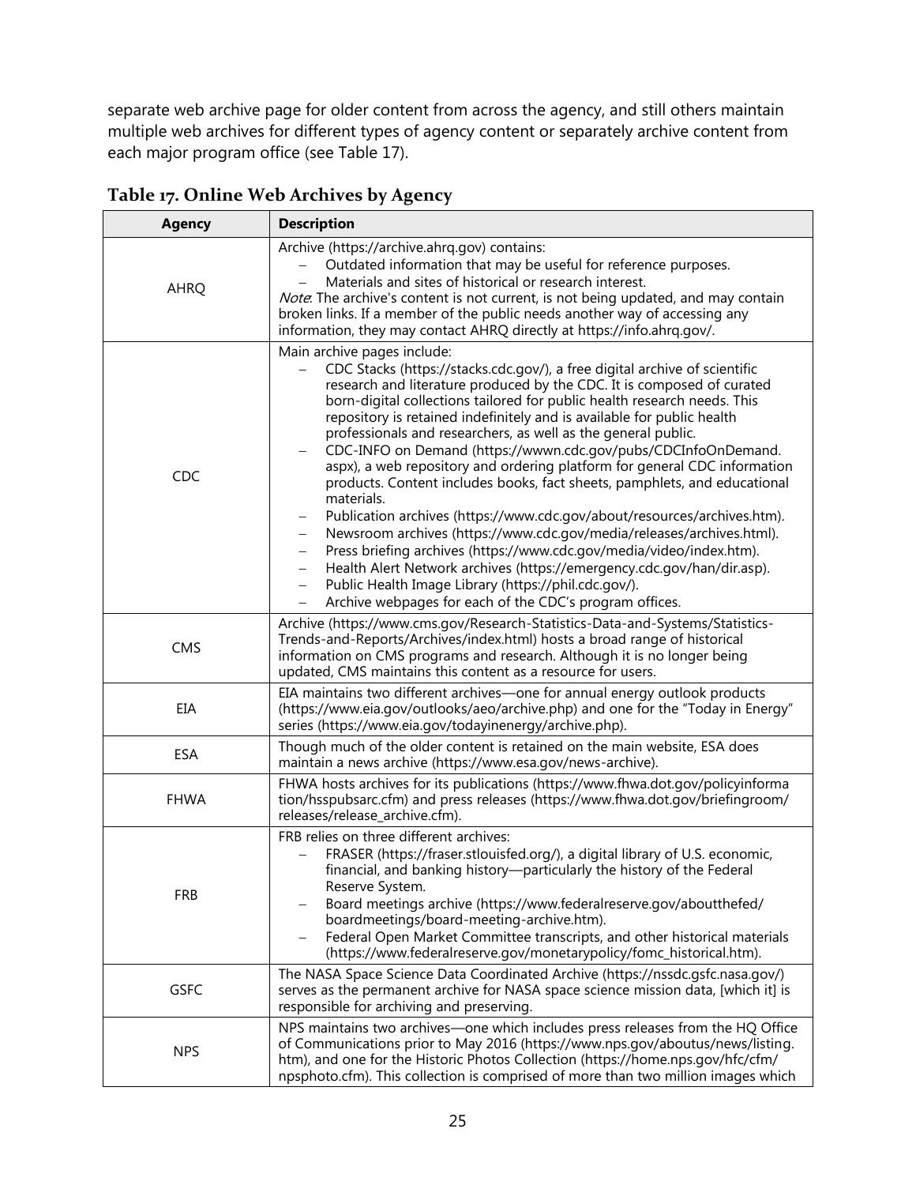separate web archive page for older content from across the agency, and still others maintain multiple web archives for different types of agency content or separately archive content from each major program office (see Table 17).

**Table 17. Online Web Archives by Agency**

| Agency | Description |
|---|---|
| AHRQ | Archive (https://archive.ahrq.gov) contains:<br>– Outdated information that may be useful for reference purposes.<br>– Materials and sites of historical or research interest.<br>*Note*: The archive's content is not current, is not being updated, and may contain broken links. If a member of the public needs another way of accessing any information, they may contact AHRQ directly at https://info.ahrq.gov/. |
| CDC | Main archive pages include:<br>– CDC Stacks (https://stacks.cdc.gov/), a free digital archive of scientific research and literature produced by the CDC. It is composed of curated born-digital collections tailored for public health research needs. This repository is retained indefinitely and is available for public health professionals and researchers, as well as the general public.<br>– CDC-INFO on Demand (https://wwwn.cdc.gov/pubs/CDCInfoOnDemand.aspx), a web repository and ordering platform for general CDC information products. Content includes books, fact sheets, pamphlets, and educational materials.<br>– Publication archives (https://www.cdc.gov/about/resources/archives.htm).<br>– Newsroom archives (https://www.cdc.gov/media/releases/archives.html).<br>– Press briefing archives (https://www.cdc.gov/media/video/index.htm).<br>– Health Alert Network archives (https://emergency.cdc.gov/han/dir.asp).<br>– Public Health Image Library (https://phil.cdc.gov/).<br>– Archive webpages for each of the CDC's program offices. |
| CMS | Archive (https://www.cms.gov/Research-Statistics-Data-and-Systems/Statistics-Trends-and-Reports/Archives/index.html) hosts a broad range of historical information on CMS programs and research. Although it is no longer being updated, CMS maintains this content as a resource for users. |
| EIA | EIA maintains two different archives—one for annual energy outlook products (https://www.eia.gov/outlooks/aeo/archive.php) and one for the "Today in Energy" series (https://www.eia.gov/todayinenergy/archive.php). |
| ESA | Though much of the older content is retained on the main website, ESA does maintain a news archive (https://www.esa.gov/news-archive). |
| FHWA | FHWA hosts archives for its publications (https://www.fhwa.dot.gov/policyinformation/hsspubsarc.cfm) and press releases (https://www.fhwa.dot.gov/briefingroom/releases/release_archive.cfm). |
| FRB | FRB relies on three different archives:<br>– FRASER (https://fraser.stlouisfed.org/), a digital library of U.S. economic, financial, and banking history—particularly the history of the Federal Reserve System.<br>– Board meetings archive (https://www.federalreserve.gov/aboutthefed/boardmeetings/board-meeting-archive.htm).<br>– Federal Open Market Committee transcripts, and other historical materials (https://www.federalreserve.gov/monetarypolicy/fomc_historical.htm). |
| GSFC | The NASA Space Science Data Coordinated Archive (https://nssdc.gsfc.nasa.gov/) serves as the permanent archive for NASA space science mission data, [which it] is responsible for archiving and preserving. |
| NPS | NPS maintains two archives—one which includes press releases from the HQ Office of Communications prior to May 2016 (https://www.nps.gov/aboutus/news/listing.htm), and one for the Historic Photos Collection (https://home.nps.gov/hfc/cfm/npsphoto.cfm). This collection is comprised of more than two million images which |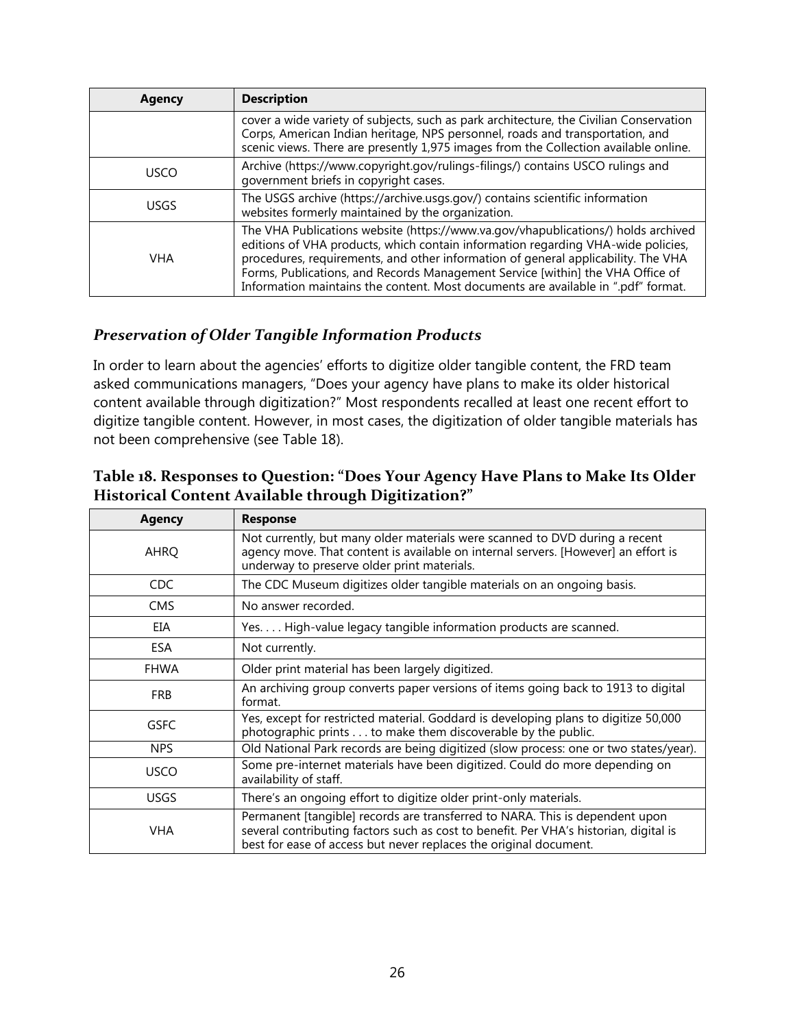| Agency | Description |
| --- | --- |
| | cover a wide variety of subjects, such as park architecture, the Civilian Conservation Corps, American Indian heritage, NPS personnel, roads and transportation, and scenic views. There are presently 1,975 images from the Collection available online. |
| USCO | Archive (https://www.copyright.gov/rulings-filings/) contains USCO rulings and government briefs in copyright cases. |
| USGS | The USGS archive (https://archive.usgs.gov/) contains scientific information websites formerly maintained by the organization. |
| VHA | The VHA Publications website (https://www.va.gov/vhapublications/) holds archived editions of VHA products, which contain information regarding VHA-wide policies, procedures, requirements, and other information of general applicability. The VHA Forms, Publications, and Records Management Service [within] the VHA Office of Information maintains the content. Most documents are available in ".pdf" format. |

### *Preservation of Older Tangible Information Products*

In order to learn about the agencies' efforts to digitize older tangible content, the FRD team asked communications managers, "Does your agency have plans to make its older historical content available through digitization?" Most respondents recalled at least one recent effort to digitize tangible content. However, in most cases, the digitization of older tangible materials has not been comprehensive (see Table 18).

**Table 18. Responses to Question: "Does Your Agency Have Plans to Make Its Older Historical Content Available through Digitization?"**

| Agency | Response |
| --- | --- |
| AHRQ | Not currently, but many older materials were scanned to DVD during a recent agency move. That content is available on internal servers. [However] an effort is underway to preserve older print materials. |
| CDC | The CDC Museum digitizes older tangible materials on an ongoing basis. |
| CMS | No answer recorded. |
| EIA | Yes. . . . High-value legacy tangible information products are scanned. |
| ESA | Not currently. |
| FHWA | Older print material has been largely digitized. |
| FRB | An archiving group converts paper versions of items going back to 1913 to digital format. |
| GSFC | Yes, except for restricted material. Goddard is developing plans to digitize 50,000 photographic prints . . . to make them discoverable by the public. |
| NPS | Old National Park records are being digitized (slow process: one or two states/year). |
| USCO | Some pre-internet materials have been digitized. Could do more depending on availability of staff. |
| USGS | There's an ongoing effort to digitize older print-only materials. |
| VHA | Permanent [tangible] records are transferred to NARA. This is dependent upon several contributing factors such as cost to benefit. Per VHA's historian, digital is best for ease of access but never replaces the original document. |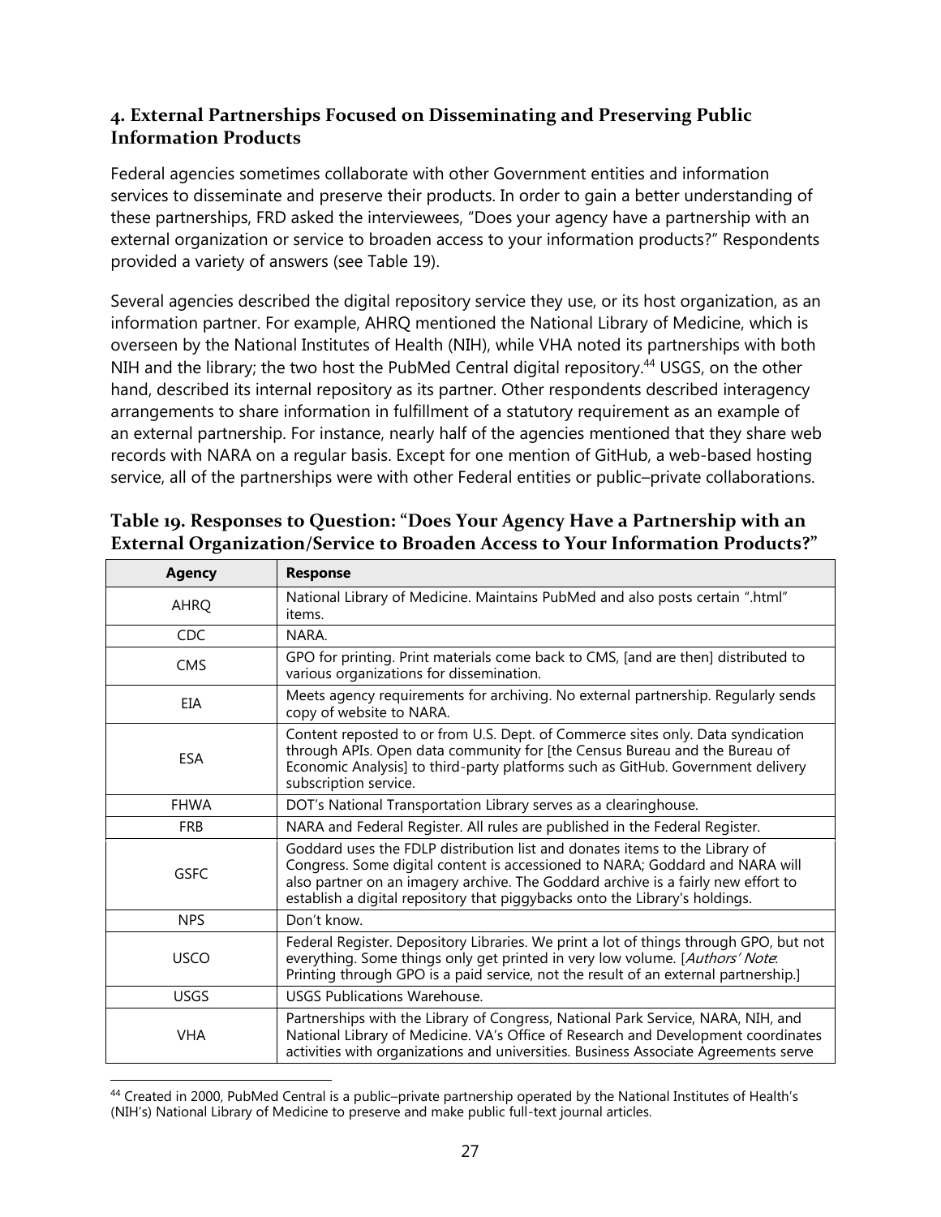## 4. External Partnerships Focused on Disseminating and Preserving Public Information Products

Federal agencies sometimes collaborate with other Government entities and information services to disseminate and preserve their products. In order to gain a better understanding of these partnerships, FRD asked the interviewees, "Does your agency have a partnership with an external organization or service to broaden access to your information products?" Respondents provided a variety of answers (see Table 19).

Several agencies described the digital repository service they use, or its host organization, as an information partner. For example, AHRQ mentioned the National Library of Medicine, which is overseen by the National Institutes of Health (NIH), while VHA noted its partnerships with both NIH and the library; the two host the PubMed Central digital repository.[44] USGS, on the other hand, described its internal repository as its partner. Other respondents described interagency arrangements to share information in fulfillment of a statutory requirement as an example of an external partnership. For instance, nearly half of the agencies mentioned that they share web records with NARA on a regular basis. Except for one mention of GitHub, a web-based hosting service, all of the partnerships were with other Federal entities or public–private collaborations.

**Table 19. Responses to Question: "Does Your Agency Have a Partnership with an External Organization/Service to Broaden Access to Your Information Products?"**

| Agency | Response |
|---|---|
| AHRQ | National Library of Medicine. Maintains PubMed and also posts certain ".html" items. |
| CDC | NARA. |
| CMS | GPO for printing. Print materials come back to CMS, [and are then] distributed to various organizations for dissemination. |
| EIA | Meets agency requirements for archiving. No external partnership. Regularly sends copy of website to NARA. |
| ESA | Content reposted to or from U.S. Dept. of Commerce sites only. Data syndication through APIs. Open data community for [the Census Bureau and the Bureau of Economic Analysis] to third-party platforms such as GitHub. Government delivery subscription service. |
| FHWA | DOT's National Transportation Library serves as a clearinghouse. |
| FRB | NARA and Federal Register. All rules are published in the Federal Register. |
| GSFC | Goddard uses the FDLP distribution list and donates items to the Library of Congress. Some digital content is accessioned to NARA; Goddard and NARA will also partner on an imagery archive. The Goddard archive is a fairly new effort to establish a digital repository that piggybacks onto the Library's holdings. |
| NPS | Don't know. |
| USCO | Federal Register. Depository Libraries. We print a lot of things through GPO, but not everything. Some things only get printed in very low volume. [*Authors' Note*: Printing through GPO is a paid service, not the result of an external partnership.] |
| USGS | USGS Publications Warehouse. |
| VHA | Partnerships with the Library of Congress, National Park Service, NARA, NIH, and National Library of Medicine. VA's Office of Research and Development coordinates activities with organizations and universities. Business Associate Agreements serve |

[44] Created in 2000, PubMed Central is a public–private partnership operated by the National Institutes of Health's (NIH's) National Library of Medicine to preserve and make public full-text journal articles.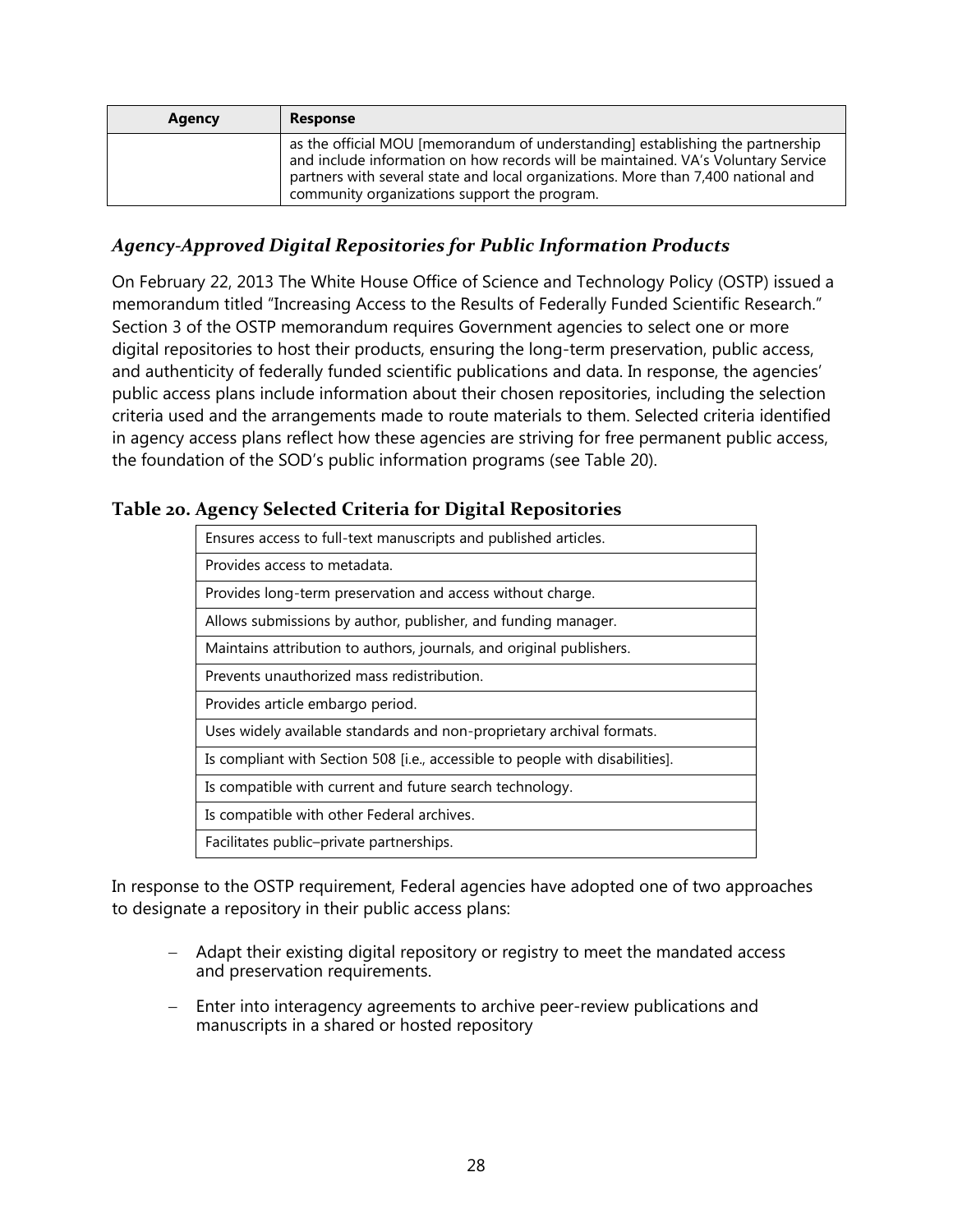| Agency | Response |
|---|---|
| | as the official MOU [memorandum of understanding] establishing the partnership and include information on how records will be maintained. VA's Voluntary Service partners with several state and local organizations. More than 7,400 national and community organizations support the program. |

### *Agency-Approved Digital Repositories for Public Information Products*

On February 22, 2013 The White House Office of Science and Technology Policy (OSTP) issued a memorandum titled "Increasing Access to the Results of Federally Funded Scientific Research." Section 3 of the OSTP memorandum requires Government agencies to select one or more digital repositories to host their products, ensuring the long-term preservation, public access, and authenticity of federally funded scientific publications and data. In response, the agencies' public access plans include information about their chosen repositories, including the selection criteria used and the arrangements made to route materials to them. Selected criteria identified in agency access plans reflect how these agencies are striving for free permanent public access, the foundation of the SOD's public information programs (see Table 20).

#### Table 20. Agency Selected Criteria for Digital Repositories

| |
|---|
| Ensures access to full-text manuscripts and published articles. |
| Provides access to metadata. |
| Provides long-term preservation and access without charge. |
| Allows submissions by author, publisher, and funding manager. |
| Maintains attribution to authors, journals, and original publishers. |
| Prevents unauthorized mass redistribution. |
| Provides article embargo period. |
| Uses widely available standards and non-proprietary archival formats. |
| Is compliant with Section 508 [i.e., accessible to people with disabilities]. |
| Is compatible with current and future search technology. |
| Is compatible with other Federal archives. |
| Facilitates public–private partnerships. |

In response to the OSTP requirement, Federal agencies have adopted one of two approaches to designate a repository in their public access plans:

- Adapt their existing digital repository or registry to meet the mandated access and preservation requirements.
- Enter into interagency agreements to archive peer-review publications and manuscripts in a shared or hosted repository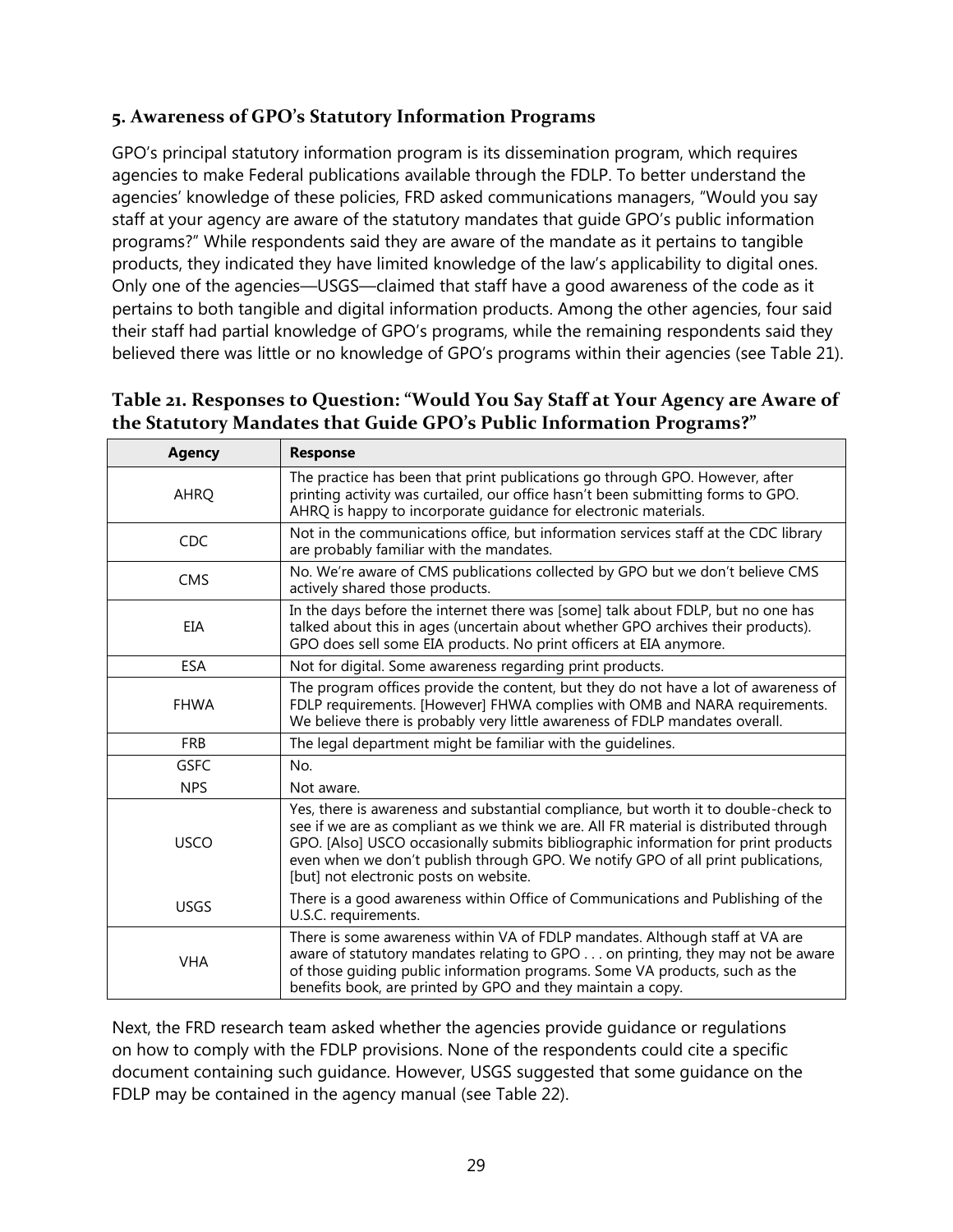### 5. Awareness of GPO's Statutory Information Programs

GPO's principal statutory information program is its dissemination program, which requires agencies to make Federal publications available through the FDLP. To better understand the agencies' knowledge of these policies, FRD asked communications managers, "Would you say staff at your agency are aware of the statutory mandates that guide GPO's public information programs?" While respondents said they are aware of the mandate as it pertains to tangible products, they indicated they have limited knowledge of the law's applicability to digital ones. Only one of the agencies—USGS—claimed that staff have a good awareness of the code as it pertains to both tangible and digital information products. Among the other agencies, four said their staff had partial knowledge of GPO's programs, while the remaining respondents said they believed there was little or no knowledge of GPO's programs within their agencies (see Table 21).

**Table 21. Responses to Question: "Would You Say Staff at Your Agency are Aware of the Statutory Mandates that Guide GPO's Public Information Programs?"**

| Agency | Response |
|---|---|
| AHRQ | The practice has been that print publications go through GPO. However, after printing activity was curtailed, our office hasn't been submitting forms to GPO. AHRQ is happy to incorporate guidance for electronic materials. |
| CDC | Not in the communications office, but information services staff at the CDC library are probably familiar with the mandates. |
| CMS | No. We're aware of CMS publications collected by GPO but we don't believe CMS actively shared those products. |
| EIA | In the days before the internet there was [some] talk about FDLP, but no one has talked about this in ages (uncertain about whether GPO archives their products). GPO does sell some EIA products. No print officers at EIA anymore. |
| ESA | Not for digital. Some awareness regarding print products. |
| FHWA | The program offices provide the content, but they do not have a lot of awareness of FDLP requirements. [However] FHWA complies with OMB and NARA requirements. We believe there is probably very little awareness of FDLP mandates overall. |
| FRB | The legal department might be familiar with the guidelines. |
| GSFC | No. |
| NPS | Not aware. |
| USCO | Yes, there is awareness and substantial compliance, but worth it to double-check to see if we are as compliant as we think we are. All FR material is distributed through GPO. [Also] USCO occasionally submits bibliographic information for print products even when we don't publish through GPO. We notify GPO of all print publications, [but] not electronic posts on website. |
| USGS | There is a good awareness within Office of Communications and Publishing of the U.S.C. requirements. |
| VHA | There is some awareness within VA of FDLP mandates. Although staff at VA are aware of statutory mandates relating to GPO . . . on printing, they may not be aware of those guiding public information programs. Some VA products, such as the benefits book, are printed by GPO and they maintain a copy. |

Next, the FRD research team asked whether the agencies provide guidance or regulations on how to comply with the FDLP provisions. None of the respondents could cite a specific document containing such guidance. However, USGS suggested that some guidance on the FDLP may be contained in the agency manual (see Table 22).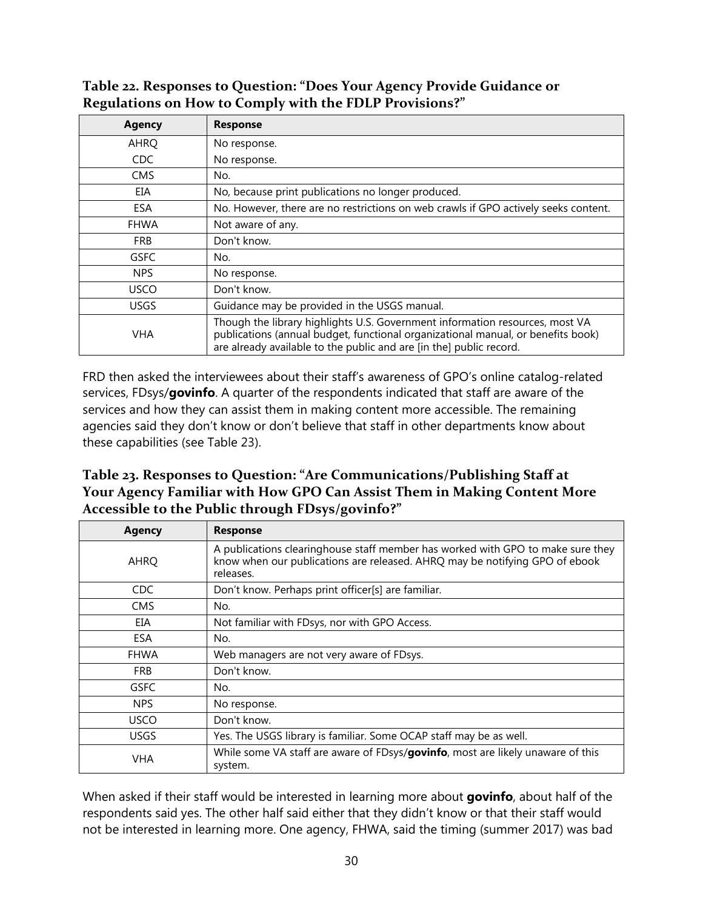**Table 22. Responses to Question: "Does Your Agency Provide Guidance or Regulations on How to Comply with the FDLP Provisions?"**

| Agency | Response |
|---|---|
| AHRQ | No response. |
| CDC | No response. |
| CMS | No. |
| EIA | No, because print publications no longer produced. |
| ESA | No. However, there are no restrictions on web crawls if GPO actively seeks content. |
| FHWA | Not aware of any. |
| FRB | Don't know. |
| GSFC | No. |
| NPS | No response. |
| USCO | Don't know. |
| USGS | Guidance may be provided in the USGS manual. |
| VHA | Though the library highlights U.S. Government information resources, most VA publications (annual budget, functional organizational manual, or benefits book) are already available to the public and are [in the] public record. |

FRD then asked the interviewees about their staff's awareness of GPO's online catalog-related services, FDsys/**govinfo**. A quarter of the respondents indicated that staff are aware of the services and how they can assist them in making content more accessible. The remaining agencies said they don't know or don't believe that staff in other departments know about these capabilities (see Table 23).

**Table 23. Responses to Question: "Are Communications/Publishing Staff at Your Agency Familiar with How GPO Can Assist Them in Making Content More Accessible to the Public through FDsys/govinfo?"**

| Agency | Response |
|---|---|
| AHRQ | A publications clearinghouse staff member has worked with GPO to make sure they know when our publications are released. AHRQ may be notifying GPO of ebook releases. |
| CDC | Don't know. Perhaps print officer[s] are familiar. |
| CMS | No. |
| EIA | Not familiar with FDsys, nor with GPO Access. |
| ESA | No. |
| FHWA | Web managers are not very aware of FDsys. |
| FRB | Don't know. |
| GSFC | No. |
| NPS | No response. |
| USCO | Don't know. |
| USGS | Yes. The USGS library is familiar. Some OCAP staff may be as well. |
| VHA | While some VA staff are aware of FDsys/**govinfo**, most are likely unaware of this system. |

When asked if their staff would be interested in learning more about **govinfo**, about half of the respondents said yes. The other half said either that they didn't know or that their staff would not be interested in learning more. One agency, FHWA, said the timing (summer 2017) was bad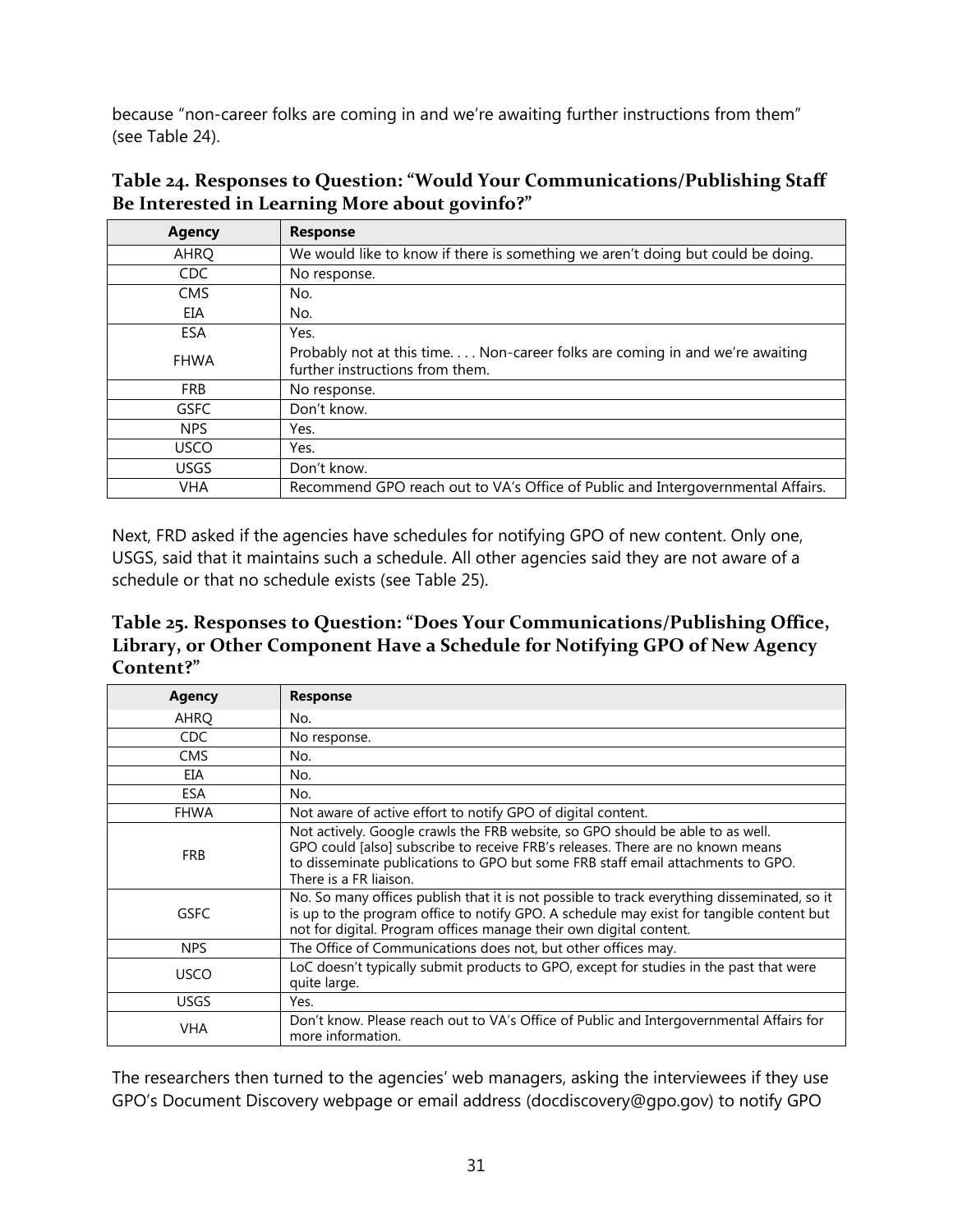because "non-career folks are coming in and we're awaiting further instructions from them" (see Table 24).

### Table 24. Responses to Question: "Would Your Communications/Publishing Staff Be Interested in Learning More about govinfo?"

| Agency | Response |
|---|---|
| AHRQ | We would like to know if there is something we aren't doing but could be doing. |
| CDC | No response. |
| CMS | No. |
| EIA | No. |
| ESA | Yes. |
| FHWA | Probably not at this time. . . . Non-career folks are coming in and we're awaiting further instructions from them. |
| FRB | No response. |
| GSFC | Don't know. |
| NPS | Yes. |
| USCO | Yes. |
| USGS | Don't know. |
| VHA | Recommend GPO reach out to VA's Office of Public and Intergovernmental Affairs. |

Next, FRD asked if the agencies have schedules for notifying GPO of new content. Only one, USGS, said that it maintains such a schedule. All other agencies said they are not aware of a schedule or that no schedule exists (see Table 25).

### Table 25. Responses to Question: "Does Your Communications/Publishing Office, Library, or Other Component Have a Schedule for Notifying GPO of New Agency Content?"

| Agency | Response |
|---|---|
| AHRQ | No. |
| CDC | No response. |
| CMS | No. |
| EIA | No. |
| ESA | No. |
| FHWA | Not aware of active effort to notify GPO of digital content. |
| FRB | Not actively. Google crawls the FRB website, so GPO should be able to as well. GPO could [also] subscribe to receive FRB's releases. There are no known means to disseminate publications to GPO but some FRB staff email attachments to GPO. There is a FR liaison. |
| GSFC | No. So many offices publish that it is not possible to track everything disseminated, so it is up to the program office to notify GPO. A schedule may exist for tangible content but not for digital. Program offices manage their own digital content. |
| NPS | The Office of Communications does not, but other offices may. |
| USCO | LoC doesn't typically submit products to GPO, except for studies in the past that were quite large. |
| USGS | Yes. |
| VHA | Don't know. Please reach out to VA's Office of Public and Intergovernmental Affairs for more information. |

The researchers then turned to the agencies' web managers, asking the interviewees if they use GPO's Document Discovery webpage or email address (docdiscovery@gpo.gov) to notify GPO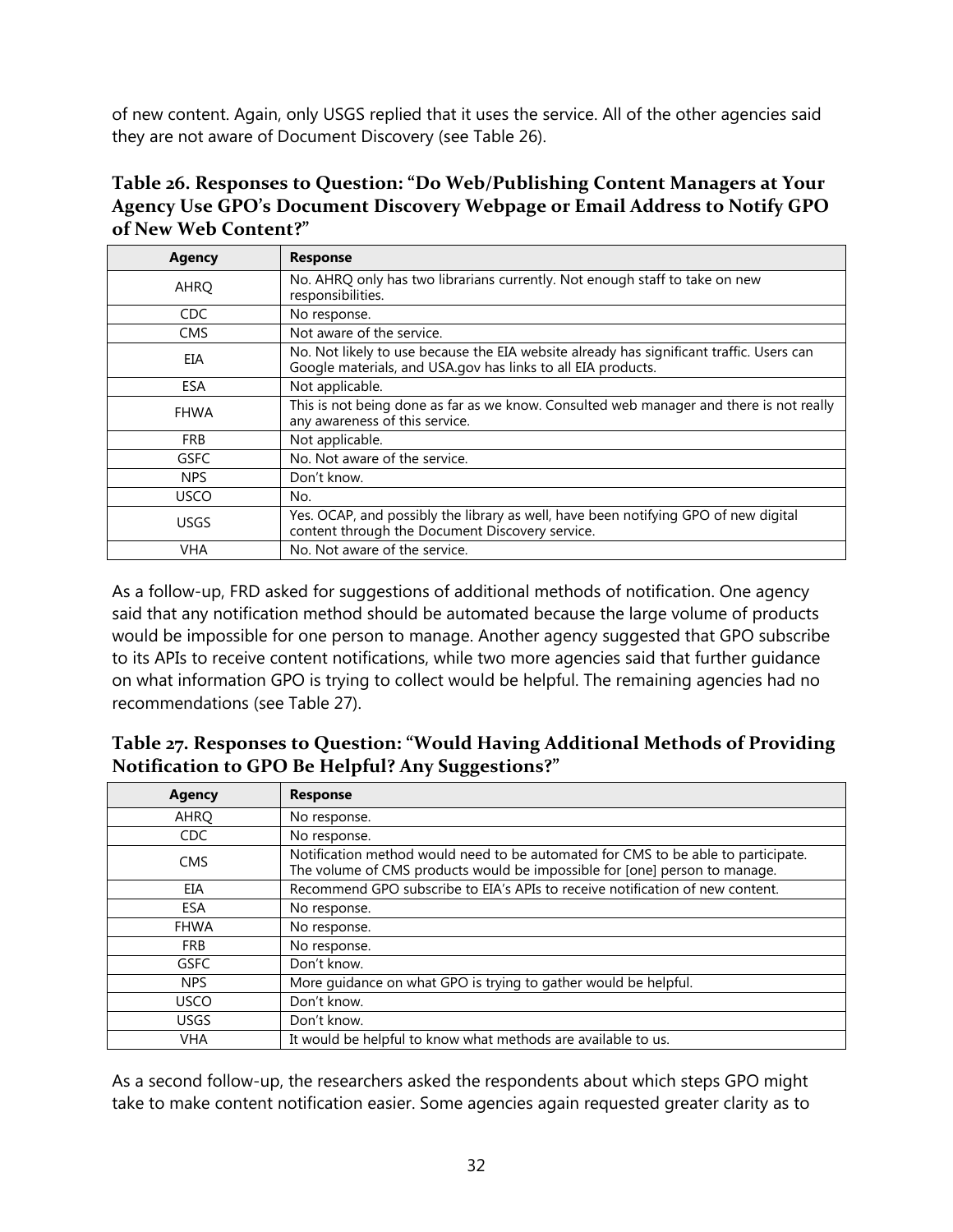of new content. Again, only USGS replied that it uses the service. All of the other agencies said they are not aware of Document Discovery (see Table 26).

**Table 26. Responses to Question: "Do Web/Publishing Content Managers at Your Agency Use GPO's Document Discovery Webpage or Email Address to Notify GPO of New Web Content?"**

| Agency | Response |
|---|---|
| AHRQ | No. AHRQ only has two librarians currently. Not enough staff to take on new responsibilities. |
| CDC | No response. |
| CMS | Not aware of the service. |
| EIA | No. Not likely to use because the EIA website already has significant traffic. Users can Google materials, and USA.gov has links to all EIA products. |
| ESA | Not applicable. |
| FHWA | This is not being done as far as we know. Consulted web manager and there is not really any awareness of this service. |
| FRB | Not applicable. |
| GSFC | No. Not aware of the service. |
| NPS | Don't know. |
| USCO | No. |
| USGS | Yes. OCAP, and possibly the library as well, have been notifying GPO of new digital content through the Document Discovery service. |
| VHA | No. Not aware of the service. |

As a follow-up, FRD asked for suggestions of additional methods of notification. One agency said that any notification method should be automated because the large volume of products would be impossible for one person to manage. Another agency suggested that GPO subscribe to its APIs to receive content notifications, while two more agencies said that further guidance on what information GPO is trying to collect would be helpful. The remaining agencies had no recommendations (see Table 27).

**Table 27. Responses to Question: "Would Having Additional Methods of Providing Notification to GPO Be Helpful? Any Suggestions?"**

| Agency | Response |
|---|---|
| AHRQ | No response. |
| CDC | No response. |
| CMS | Notification method would need to be automated for CMS to be able to participate. The volume of CMS products would be impossible for [one] person to manage. |
| EIA | Recommend GPO subscribe to EIA's APIs to receive notification of new content. |
| ESA | No response. |
| FHWA | No response. |
| FRB | No response. |
| GSFC | Don't know. |
| NPS | More guidance on what GPO is trying to gather would be helpful. |
| USCO | Don't know. |
| USGS | Don't know. |
| VHA | It would be helpful to know what methods are available to us. |

As a second follow-up, the researchers asked the respondents about which steps GPO might take to make content notification easier. Some agencies again requested greater clarity as to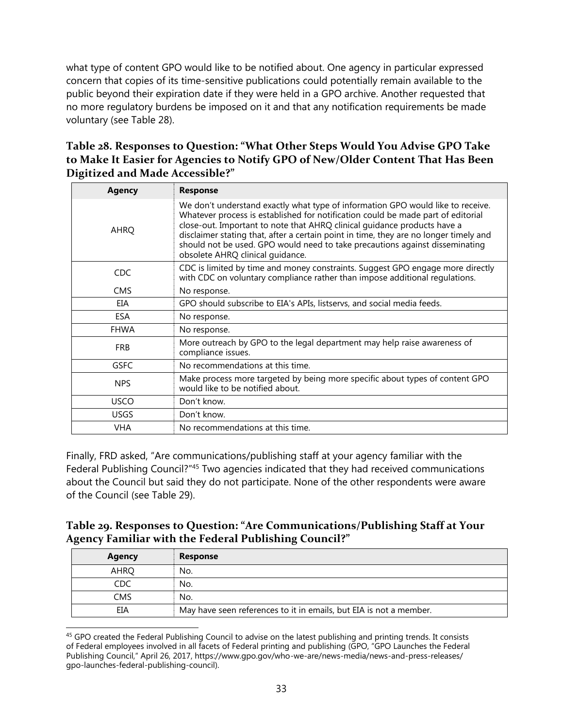what type of content GPO would like to be notified about. One agency in particular expressed concern that copies of its time-sensitive publications could potentially remain available to the public beyond their expiration date if they were held in a GPO archive. Another requested that no more regulatory burdens be imposed on it and that any notification requirements be made voluntary (see Table 28).

### Table 28. Responses to Question: "What Other Steps Would You Advise GPO Take to Make It Easier for Agencies to Notify GPO of New/Older Content That Has Been Digitized and Made Accessible?"

| Agency | Response |
|---|---|
| AHRQ | We don't understand exactly what type of information GPO would like to receive. Whatever process is established for notification could be made part of editorial close-out. Important to note that AHRQ clinical guidance products have a disclaimer stating that, after a certain point in time, they are no longer timely and should not be used. GPO would need to take precautions against disseminating obsolete AHRQ clinical guidance. |
| CDC | CDC is limited by time and money constraints. Suggest GPO engage more directly with CDC on voluntary compliance rather than impose additional regulations. |
| CMS | No response. |
| EIA | GPO should subscribe to EIA's APIs, listservs, and social media feeds. |
| ESA | No response. |
| FHWA | No response. |
| FRB | More outreach by GPO to the legal department may help raise awareness of compliance issues. |
| GSFC | No recommendations at this time. |
| NPS | Make process more targeted by being more specific about types of content GPO would like to be notified about. |
| USCO | Don't know. |
| USGS | Don't know. |
| VHA | No recommendations at this time. |

Finally, FRD asked, "Are communications/publishing staff at your agency familiar with the Federal Publishing Council?"[45] Two agencies indicated that they had received communications about the Council but said they do not participate. None of the other respondents were aware of the Council (see Table 29).

### Table 29. Responses to Question: "Are Communications/Publishing Staff at Your Agency Familiar with the Federal Publishing Council?"

| Agency | Response |
|---|---|
| AHRQ | No. |
| CDC | No. |
| CMS | No. |
| EIA | May have seen references to it in emails, but EIA is not a member. |

[45] GPO created the Federal Publishing Council to advise on the latest publishing and printing trends. It consists of Federal employees involved in all facets of Federal printing and publishing (GPO, "GPO Launches the Federal Publishing Council," April 26, 2017, https://www.gpo.gov/who-we-are/news-media/news-and-press-releases/gpo-launches-federal-publishing-council).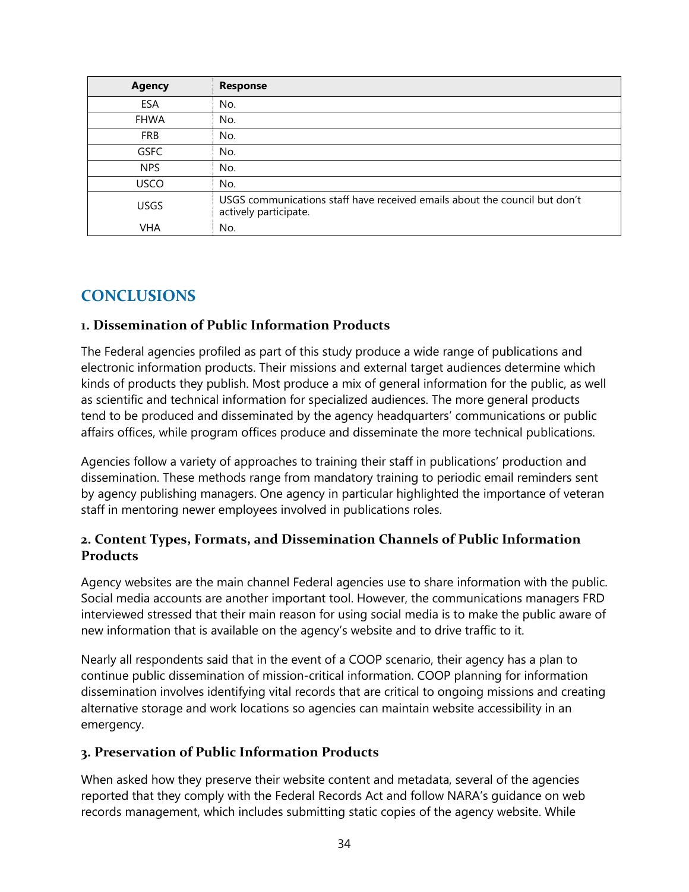| Agency | Response |
|---|---|
| ESA | No. |
| FHWA | No. |
| FRB | No. |
| GSFC | No. |
| NPS | No. |
| USCO | No. |
| USGS | USGS communications staff have received emails about the council but don't actively participate. |
| VHA | No. |

## CONCLUSIONS

### 1. Dissemination of Public Information Products

The Federal agencies profiled as part of this study produce a wide range of publications and electronic information products. Their missions and external target audiences determine which kinds of products they publish. Most produce a mix of general information for the public, as well as scientific and technical information for specialized audiences. The more general products tend to be produced and disseminated by the agency headquarters' communications or public affairs offices, while program offices produce and disseminate the more technical publications.

Agencies follow a variety of approaches to training their staff in publications' production and dissemination. These methods range from mandatory training to periodic email reminders sent by agency publishing managers. One agency in particular highlighted the importance of veteran staff in mentoring newer employees involved in publications roles.

### 2. Content Types, Formats, and Dissemination Channels of Public Information Products

Agency websites are the main channel Federal agencies use to share information with the public. Social media accounts are another important tool. However, the communications managers FRD interviewed stressed that their main reason for using social media is to make the public aware of new information that is available on the agency's website and to drive traffic to it.

Nearly all respondents said that in the event of a COOP scenario, their agency has a plan to continue public dissemination of mission-critical information. COOP planning for information dissemination involves identifying vital records that are critical to ongoing missions and creating alternative storage and work locations so agencies can maintain website accessibility in an emergency.

### 3. Preservation of Public Information Products

When asked how they preserve their website content and metadata, several of the agencies reported that they comply with the Federal Records Act and follow NARA's guidance on web records management, which includes submitting static copies of the agency website. While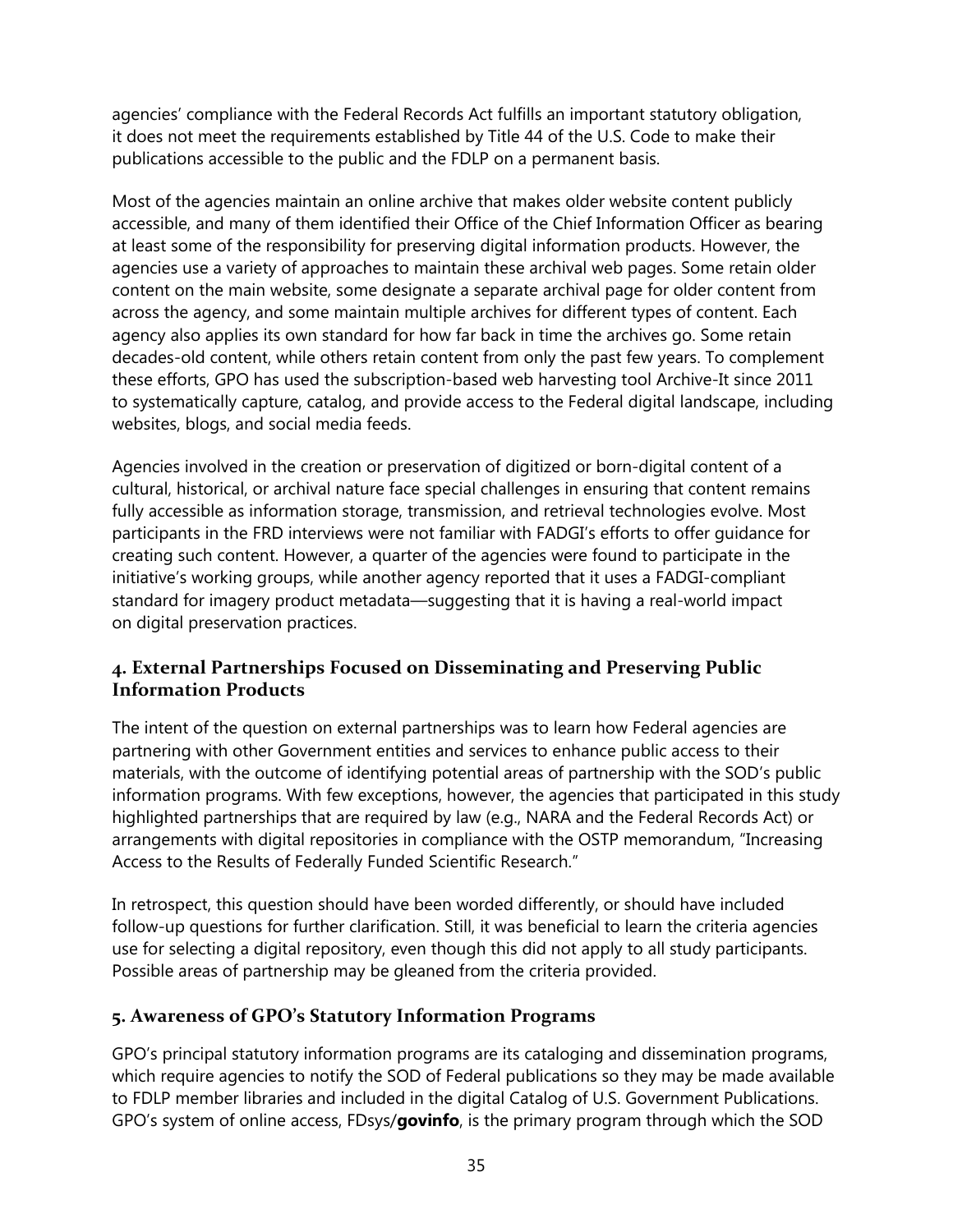agencies' compliance with the Federal Records Act fulfills an important statutory obligation, it does not meet the requirements established by Title 44 of the U.S. Code to make their publications accessible to the public and the FDLP on a permanent basis.

Most of the agencies maintain an online archive that makes older website content publicly accessible, and many of them identified their Office of the Chief Information Officer as bearing at least some of the responsibility for preserving digital information products. However, the agencies use a variety of approaches to maintain these archival web pages. Some retain older content on the main website, some designate a separate archival page for older content from across the agency, and some maintain multiple archives for different types of content. Each agency also applies its own standard for how far back in time the archives go. Some retain decades-old content, while others retain content from only the past few years. To complement these efforts, GPO has used the subscription-based web harvesting tool Archive-It since 2011 to systematically capture, catalog, and provide access to the Federal digital landscape, including websites, blogs, and social media feeds.

Agencies involved in the creation or preservation of digitized or born-digital content of a cultural, historical, or archival nature face special challenges in ensuring that content remains fully accessible as information storage, transmission, and retrieval technologies evolve. Most participants in the FRD interviews were not familiar with FADGI's efforts to offer guidance for creating such content. However, a quarter of the agencies were found to participate in the initiative's working groups, while another agency reported that it uses a FADGI-compliant standard for imagery product metadata—suggesting that it is having a real-world impact on digital preservation practices.

### 4. External Partnerships Focused on Disseminating and Preserving Public Information Products

The intent of the question on external partnerships was to learn how Federal agencies are partnering with other Government entities and services to enhance public access to their materials, with the outcome of identifying potential areas of partnership with the SOD's public information programs. With few exceptions, however, the agencies that participated in this study highlighted partnerships that are required by law (e.g., NARA and the Federal Records Act) or arrangements with digital repositories in compliance with the OSTP memorandum, "Increasing Access to the Results of Federally Funded Scientific Research."

In retrospect, this question should have been worded differently, or should have included follow-up questions for further clarification. Still, it was beneficial to learn the criteria agencies use for selecting a digital repository, even though this did not apply to all study participants. Possible areas of partnership may be gleaned from the criteria provided.

### 5. Awareness of GPO's Statutory Information Programs

GPO's principal statutory information programs are its cataloging and dissemination programs, which require agencies to notify the SOD of Federal publications so they may be made available to FDLP member libraries and included in the digital Catalog of U.S. Government Publications. GPO's system of online access, FDsys/**govinfo**, is the primary program through which the SOD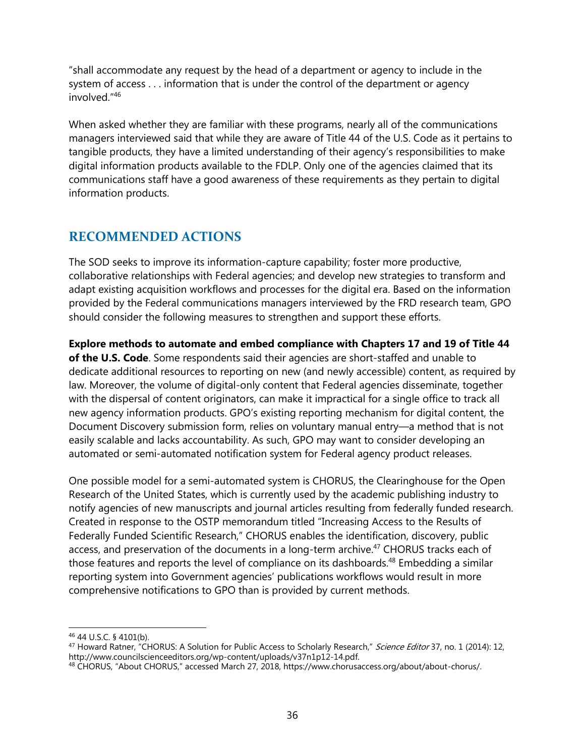"shall accommodate any request by the head of a department or agency to include in the system of access . . . information that is under the control of the department or agency involved."[46]

When asked whether they are familiar with these programs, nearly all of the communications managers interviewed said that while they are aware of Title 44 of the U.S. Code as it pertains to tangible products, they have a limited understanding of their agency's responsibilities to make digital information products available to the FDLP. Only one of the agencies claimed that its communications staff have a good awareness of these requirements as they pertain to digital information products.

## RECOMMENDED ACTIONS

The SOD seeks to improve its information-capture capability; foster more productive, collaborative relationships with Federal agencies; and develop new strategies to transform and adapt existing acquisition workflows and processes for the digital era. Based on the information provided by the Federal communications managers interviewed by the FRD research team, GPO should consider the following measures to strengthen and support these efforts.

**Explore methods to automate and embed compliance with Chapters 17 and 19 of Title 44 of the U.S. Code**. Some respondents said their agencies are short-staffed and unable to dedicate additional resources to reporting on new (and newly accessible) content, as required by law. Moreover, the volume of digital-only content that Federal agencies disseminate, together with the dispersal of content originators, can make it impractical for a single office to track all new agency information products. GPO's existing reporting mechanism for digital content, the Document Discovery submission form, relies on voluntary manual entry—a method that is not easily scalable and lacks accountability. As such, GPO may want to consider developing an automated or semi-automated notification system for Federal agency product releases.

One possible model for a semi-automated system is CHORUS, the Clearinghouse for the Open Research of the United States, which is currently used by the academic publishing industry to notify agencies of new manuscripts and journal articles resulting from federally funded research. Created in response to the OSTP memorandum titled "Increasing Access to the Results of Federally Funded Scientific Research," CHORUS enables the identification, discovery, public access, and preservation of the documents in a long-term archive.[47] CHORUS tracks each of those features and reports the level of compliance on its dashboards.[48] Embedding a similar reporting system into Government agencies' publications workflows would result in more comprehensive notifications to GPO than is provided by current methods.

---

[46] 44 U.S.C. § 4101(b).

[47] Howard Ratner, "CHORUS: A Solution for Public Access to Scholarly Research," *Science Editor* 37, no. 1 (2014): 12, http://www.councilscienceeditors.org/wp-content/uploads/v37n1p12-14.pdf.

[48] CHORUS, "About CHORUS," accessed March 27, 2018, https://www.chorusaccess.org/about/about-chorus/.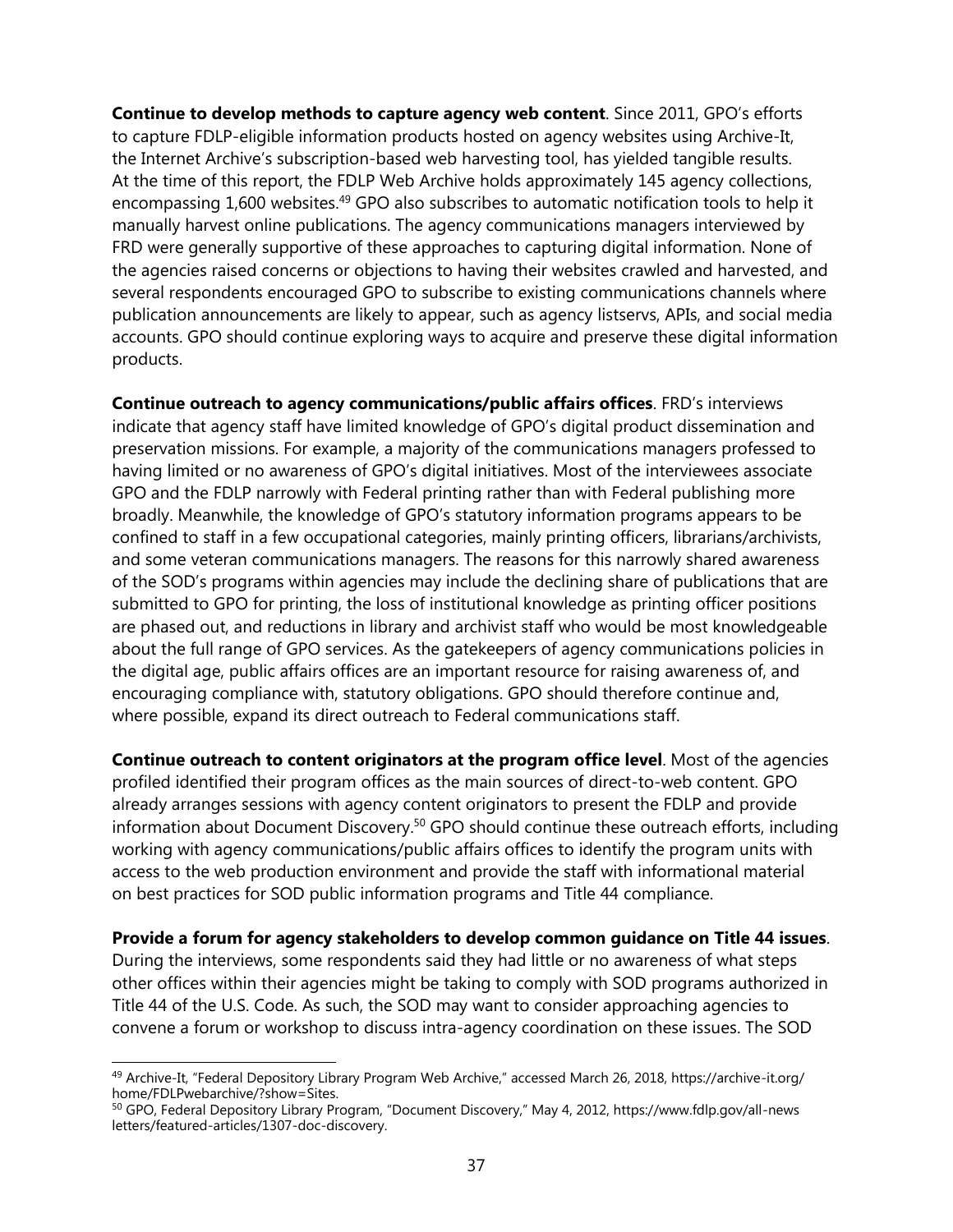**Continue to develop methods to capture agency web content**. Since 2011, GPO's efforts to capture FDLP-eligible information products hosted on agency websites using Archive-It, the Internet Archive's subscription-based web harvesting tool, has yielded tangible results. At the time of this report, the FDLP Web Archive holds approximately 145 agency collections, encompassing 1,600 websites.[49] GPO also subscribes to automatic notification tools to help it manually harvest online publications. The agency communications managers interviewed by FRD were generally supportive of these approaches to capturing digital information. None of the agencies raised concerns or objections to having their websites crawled and harvested, and several respondents encouraged GPO to subscribe to existing communications channels where publication announcements are likely to appear, such as agency listservs, APIs, and social media accounts. GPO should continue exploring ways to acquire and preserve these digital information products.

**Continue outreach to agency communications/public affairs offices**. FRD's interviews indicate that agency staff have limited knowledge of GPO's digital product dissemination and preservation missions. For example, a majority of the communications managers professed to having limited or no awareness of GPO's digital initiatives. Most of the interviewees associate GPO and the FDLP narrowly with Federal printing rather than with Federal publishing more broadly. Meanwhile, the knowledge of GPO's statutory information programs appears to be confined to staff in a few occupational categories, mainly printing officers, librarians/archivists, and some veteran communications managers. The reasons for this narrowly shared awareness of the SOD's programs within agencies may include the declining share of publications that are submitted to GPO for printing, the loss of institutional knowledge as printing officer positions are phased out, and reductions in library and archivist staff who would be most knowledgeable about the full range of GPO services. As the gatekeepers of agency communications policies in the digital age, public affairs offices are an important resource for raising awareness of, and encouraging compliance with, statutory obligations. GPO should therefore continue and, where possible, expand its direct outreach to Federal communications staff.

**Continue outreach to content originators at the program office level**. Most of the agencies profiled identified their program offices as the main sources of direct-to-web content. GPO already arranges sessions with agency content originators to present the FDLP and provide information about Document Discovery.[50] GPO should continue these outreach efforts, including working with agency communications/public affairs offices to identify the program units with access to the web production environment and provide the staff with informational material on best practices for SOD public information programs and Title 44 compliance.

**Provide a forum for agency stakeholders to develop common guidance on Title 44 issues**. During the interviews, some respondents said they had little or no awareness of what steps other offices within their agencies might be taking to comply with SOD programs authorized in Title 44 of the U.S. Code. As such, the SOD may want to consider approaching agencies to convene a forum or workshop to discuss intra-agency coordination on these issues. The SOD

---

[49] Archive-It, "Federal Depository Library Program Web Archive," accessed March 26, 2018, https://archive-it.org/home/FDLPwebarchive/?show=Sites.

[50] GPO, Federal Depository Library Program, "Document Discovery," May 4, 2012, https://www.fdlp.gov/all-news letters/featured-articles/1307-doc-discovery.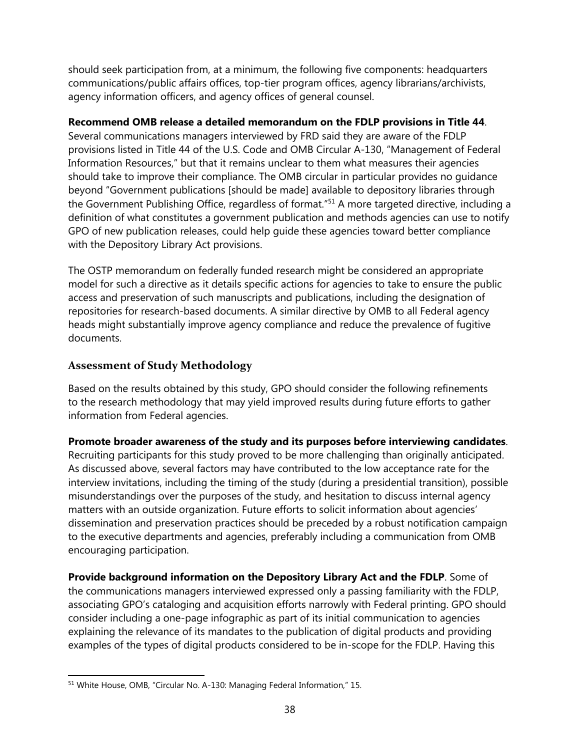should seek participation from, at a minimum, the following five components: headquarters communications/public affairs offices, top-tier program offices, agency librarians/archivists, agency information officers, and agency offices of general counsel.

**Recommend OMB release a detailed memorandum on the FDLP provisions in Title 44**. Several communications managers interviewed by FRD said they are aware of the FDLP provisions listed in Title 44 of the U.S. Code and OMB Circular A-130, "Management of Federal Information Resources," but that it remains unclear to them what measures their agencies should take to improve their compliance. The OMB circular in particular provides no guidance beyond "Government publications [should be made] available to depository libraries through the Government Publishing Office, regardless of format."[51] A more targeted directive, including a definition of what constitutes a government publication and methods agencies can use to notify GPO of new publication releases, could help guide these agencies toward better compliance with the Depository Library Act provisions.

The OSTP memorandum on federally funded research might be considered an appropriate model for such a directive as it details specific actions for agencies to take to ensure the public access and preservation of such manuscripts and publications, including the designation of repositories for research-based documents. A similar directive by OMB to all Federal agency heads might substantially improve agency compliance and reduce the prevalence of fugitive documents.

## Assessment of Study Methodology

Based on the results obtained by this study, GPO should consider the following refinements to the research methodology that may yield improved results during future efforts to gather information from Federal agencies.

**Promote broader awareness of the study and its purposes before interviewing candidates**. Recruiting participants for this study proved to be more challenging than originally anticipated. As discussed above, several factors may have contributed to the low acceptance rate for the interview invitations, including the timing of the study (during a presidential transition), possible misunderstandings over the purposes of the study, and hesitation to discuss internal agency matters with an outside organization. Future efforts to solicit information about agencies' dissemination and preservation practices should be preceded by a robust notification campaign to the executive departments and agencies, preferably including a communication from OMB encouraging participation.

**Provide background information on the Depository Library Act and the FDLP**. Some of the communications managers interviewed expressed only a passing familiarity with the FDLP, associating GPO's cataloging and acquisition efforts narrowly with Federal printing. GPO should consider including a one-page infographic as part of its initial communication to agencies explaining the relevance of its mandates to the publication of digital products and providing examples of the types of digital products considered to be in-scope for the FDLP. Having this

[51] White House, OMB, "Circular No. A-130: Managing Federal Information," 15.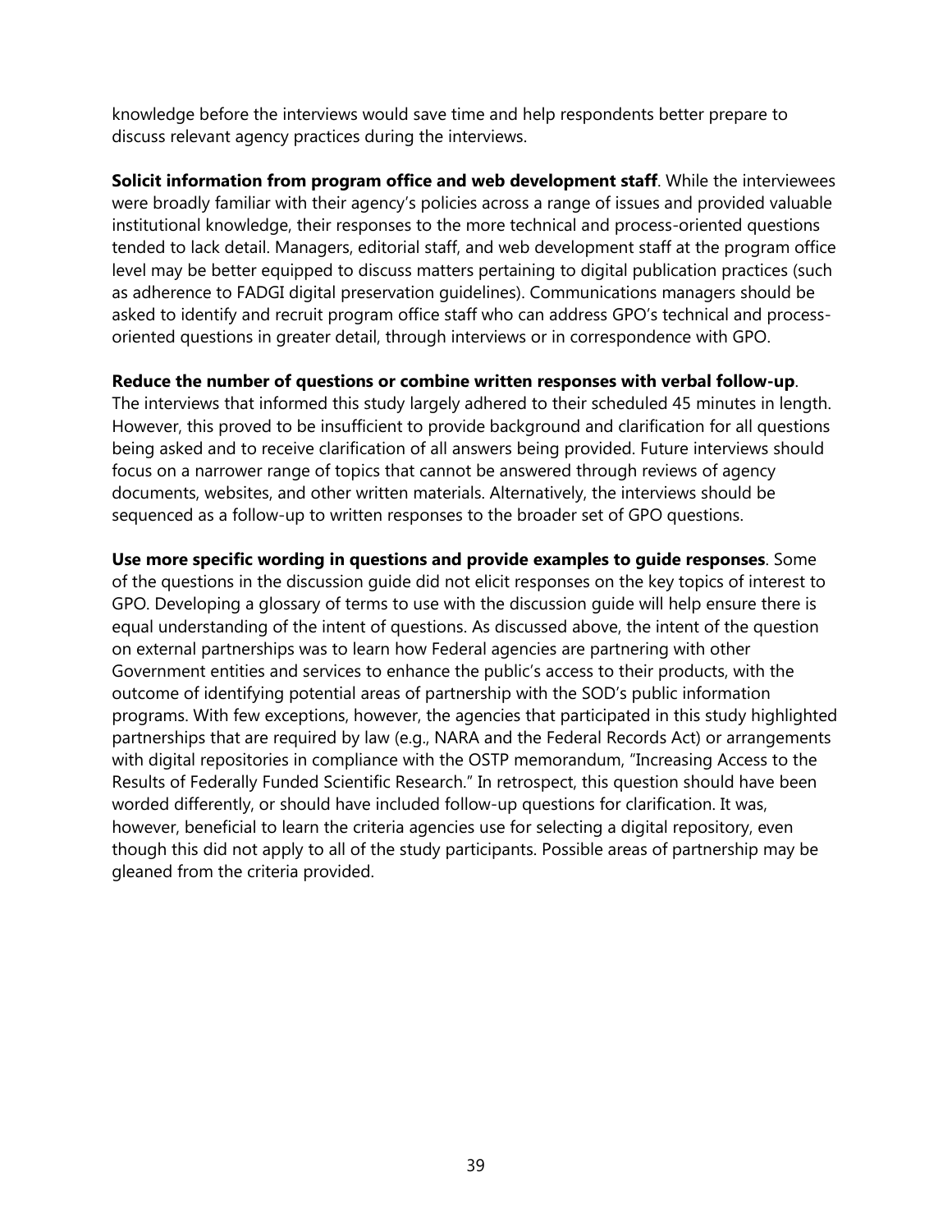knowledge before the interviews would save time and help respondents better prepare to discuss relevant agency practices during the interviews.

**Solicit information from program office and web development staff**. While the interviewees were broadly familiar with their agency's policies across a range of issues and provided valuable institutional knowledge, their responses to the more technical and process-oriented questions tended to lack detail. Managers, editorial staff, and web development staff at the program office level may be better equipped to discuss matters pertaining to digital publication practices (such as adherence to FADGI digital preservation guidelines). Communications managers should be asked to identify and recruit program office staff who can address GPO's technical and process-oriented questions in greater detail, through interviews or in correspondence with GPO.

**Reduce the number of questions or combine written responses with verbal follow-up**. The interviews that informed this study largely adhered to their scheduled 45 minutes in length. However, this proved to be insufficient to provide background and clarification for all questions being asked and to receive clarification of all answers being provided. Future interviews should focus on a narrower range of topics that cannot be answered through reviews of agency documents, websites, and other written materials. Alternatively, the interviews should be sequenced as a follow-up to written responses to the broader set of GPO questions.

**Use more specific wording in questions and provide examples to guide responses**. Some of the questions in the discussion guide did not elicit responses on the key topics of interest to GPO. Developing a glossary of terms to use with the discussion guide will help ensure there is equal understanding of the intent of questions. As discussed above, the intent of the question on external partnerships was to learn how Federal agencies are partnering with other Government entities and services to enhance the public's access to their products, with the outcome of identifying potential areas of partnership with the SOD's public information programs. With few exceptions, however, the agencies that participated in this study highlighted partnerships that are required by law (e.g., NARA and the Federal Records Act) or arrangements with digital repositories in compliance with the OSTP memorandum, "Increasing Access to the Results of Federally Funded Scientific Research." In retrospect, this question should have been worded differently, or should have included follow-up questions for clarification. It was, however, beneficial to learn the criteria agencies use for selecting a digital repository, even though this did not apply to all of the study participants. Possible areas of partnership may be gleaned from the criteria provided.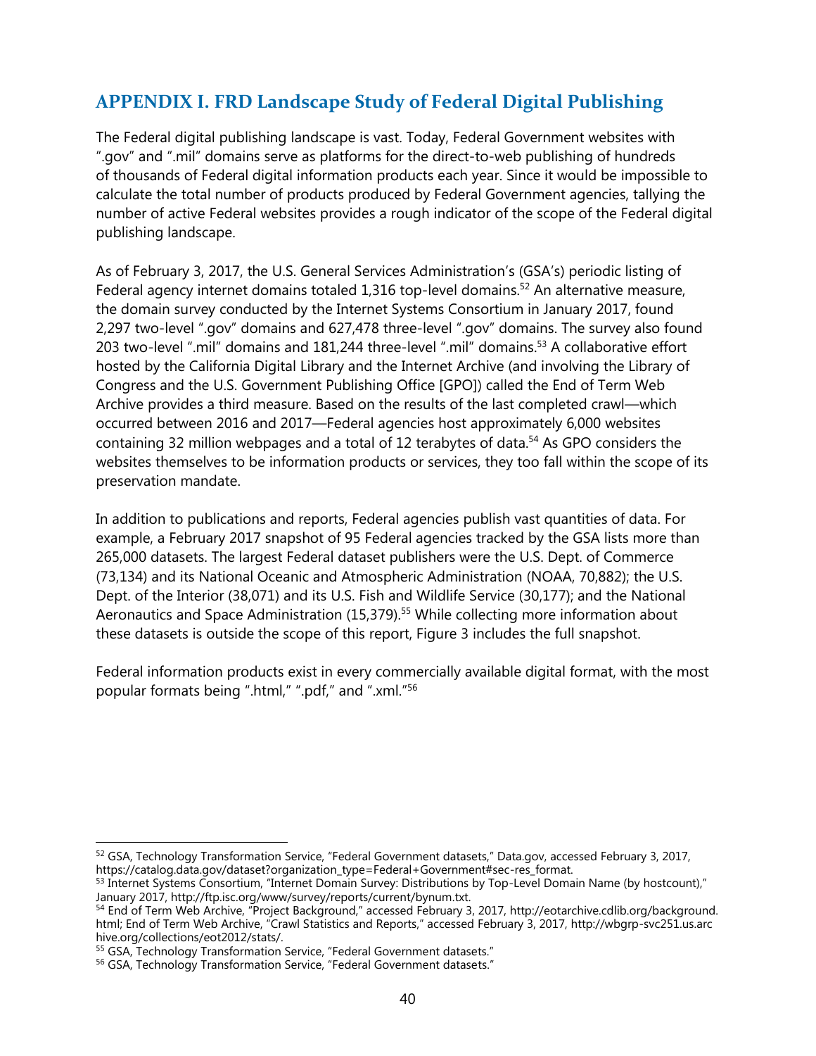## APPENDIX I. FRD Landscape Study of Federal Digital Publishing

The Federal digital publishing landscape is vast. Today, Federal Government websites with ".gov" and ".mil" domains serve as platforms for the direct-to-web publishing of hundreds of thousands of Federal digital information products each year. Since it would be impossible to calculate the total number of products produced by Federal Government agencies, tallying the number of active Federal websites provides a rough indicator of the scope of the Federal digital publishing landscape.

As of February 3, 2017, the U.S. General Services Administration's (GSA's) periodic listing of Federal agency internet domains totaled 1,316 top-level domains.[52] An alternative measure, the domain survey conducted by the Internet Systems Consortium in January 2017, found 2,297 two-level ".gov" domains and 627,478 three-level ".gov" domains. The survey also found 203 two-level ".mil" domains and 181,244 three-level ".mil" domains.[53] A collaborative effort hosted by the California Digital Library and the Internet Archive (and involving the Library of Congress and the U.S. Government Publishing Office [GPO]) called the End of Term Web Archive provides a third measure. Based on the results of the last completed crawl—which occurred between 2016 and 2017—Federal agencies host approximately 6,000 websites containing 32 million webpages and a total of 12 terabytes of data.[54] As GPO considers the websites themselves to be information products or services, they too fall within the scope of its preservation mandate.

In addition to publications and reports, Federal agencies publish vast quantities of data. For example, a February 2017 snapshot of 95 Federal agencies tracked by the GSA lists more than 265,000 datasets. The largest Federal dataset publishers were the U.S. Dept. of Commerce (73,134) and its National Oceanic and Atmospheric Administration (NOAA, 70,882); the U.S. Dept. of the Interior (38,071) and its U.S. Fish and Wildlife Service (30,177); and the National Aeronautics and Space Administration (15,379).[55] While collecting more information about these datasets is outside the scope of this report, Figure 3 includes the full snapshot.

Federal information products exist in every commercially available digital format, with the most popular formats being ".html," ".pdf," and ".xml."[56]

---

[52] GSA, Technology Transformation Service, "Federal Government datasets," Data.gov, accessed February 3, 2017, https://catalog.data.gov/dataset?organization_type=Federal+Government#sec-res_format.

[53] Internet Systems Consortium, "Internet Domain Survey: Distributions by Top-Level Domain Name (by hostcount)," January 2017, http://ftp.isc.org/www/survey/reports/current/bynum.txt.

[54] End of Term Web Archive, "Project Background," accessed February 3, 2017, http://eotarchive.cdlib.org/background.html; End of Term Web Archive, "Crawl Statistics and Reports," accessed February 3, 2017, http://wbgrp-svc251.us.archive.org/collections/eot2012/stats/.

[55] GSA, Technology Transformation Service, "Federal Government datasets."

[56] GSA, Technology Transformation Service, "Federal Government datasets."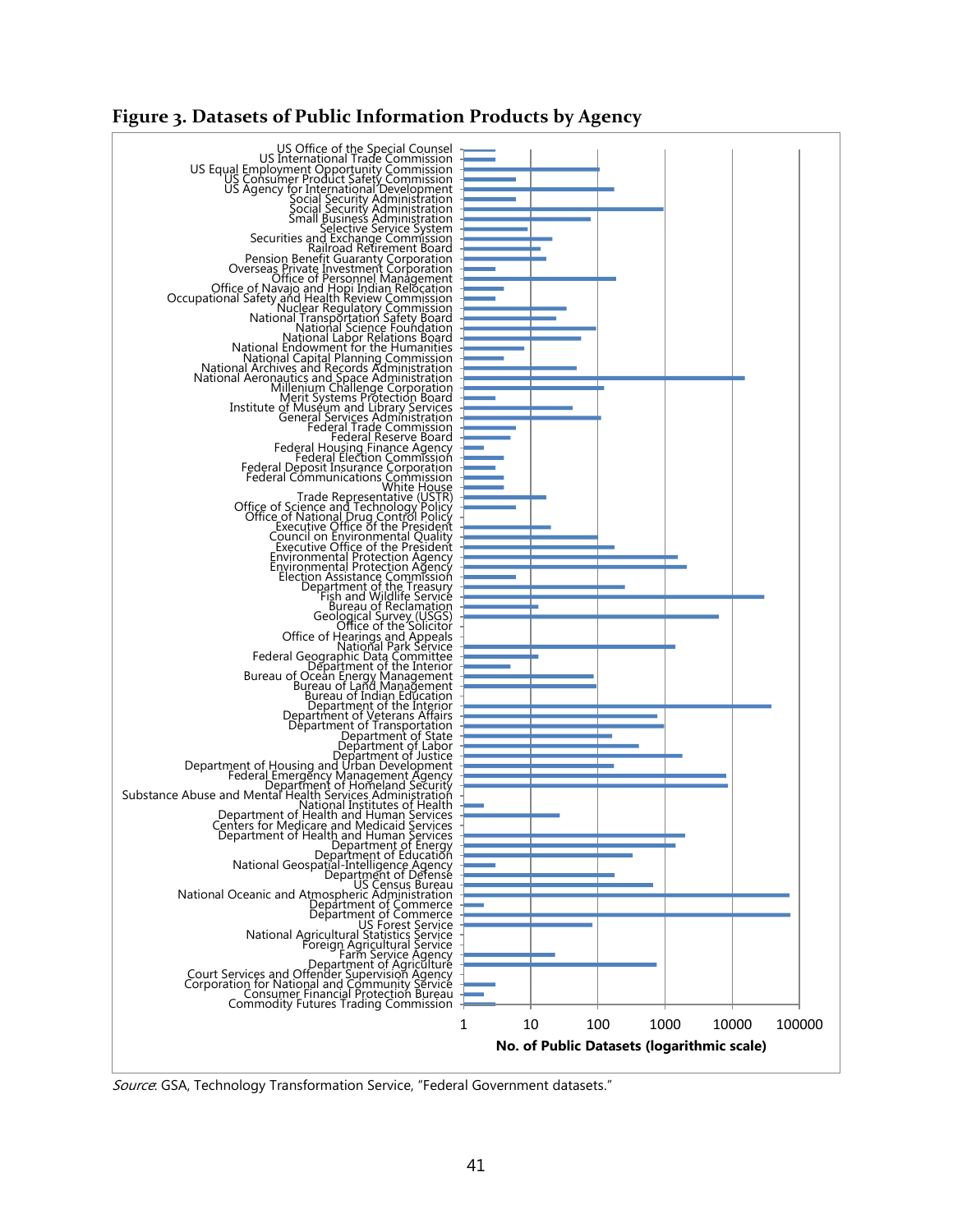**Figure 3. Datasets of Public Information Products by Agency**

US Office of the Special Counsel
US International Trade Commission
US Equal Employment Opportunity Commission
US Consumer Product Safety Commission
US Agency for International Development
Social Security Administration
Social Security Administration
Small Business Administration
Selective Service System
Securities and Exchange Commission
Railroad Retirement Board
Pension Benefit Guaranty Corporation
Overseas Private Investment Corporation
Office of Personnel Management
Office of Navajo and Hopi Indian Relocation
Occupational Safety and Health Review Commission
Nuclear Regulatory Commission
National Transportation Safety Board
National Science Foundation
National Labor Relations Board
National Endowment for the Humanities
National Capital Planning Commission
National Archives and Records Administration
National Aeronautics and Space Administration
Millenium Challenge Corporation
Merit Systems Protection Board
Institute of Museum and Library Services
General Services Administration
Federal Trade Commission
Federal Reserve Board
Federal Housing Finance Agency
Federal Election Commission
Federal Deposit Insurance Corporation
Federal Communications Commission
White House
Trade Representative (USTR)
Office of Science and Technology Policy
Office of National Drug Control Policy
Executive Office of the President
Council on Environmental Quality
Executive Office of the President
Environmental Protection Agency
Environmental Protection Agency
Election Assistance Commission
Department of the Treasury
Fish and Wildlife Service
Bureau of Reclamation
Geological Survey (USGS)
Office of the Solicitor
Office of Hearings and Appeals
National Park Service
Federal Geographic Data Committee
Department of the Interior
Bureau of Ocean Energy Management
Bureau of Land Management
Bureau of Indian Education
Department of the Interior
Department of Veterans Affairs
Department of Transportation
Department of State
Department of Labor
Department of Justice
Department of Housing and Urban Development
Federal Emergency Management Agency
Department of Homeland Security
Substance Abuse and Mental Health Services Administration
National Institutes of Health
Department of Health and Human Services
Centers for Medicare and Medicaid Services
Department of Health and Human Services
Department of Energy
Department of Education
National Geospatial-Intelligence Agency
Department of Defense
US Census Bureau
National Oceanic and Atmospheric Administration
Department of Commerce
Department of Commerce
US Forest Service
National Agricultural Statistics Service
Foreign Agricultural Service
Farm Service Agency
Department of Agriculture
Court Services and Offender Supervision Agency
Corporation for National and Community Service
Consumer Financial Protection Bureau
Commodity Futures Trading Commission

1 | 10 | 100 | 1000 | 10000 | 100000

No. of Public Datasets (logarithmic scale)

*Source*: GSA, Technology Transformation Service, "Federal Government datasets."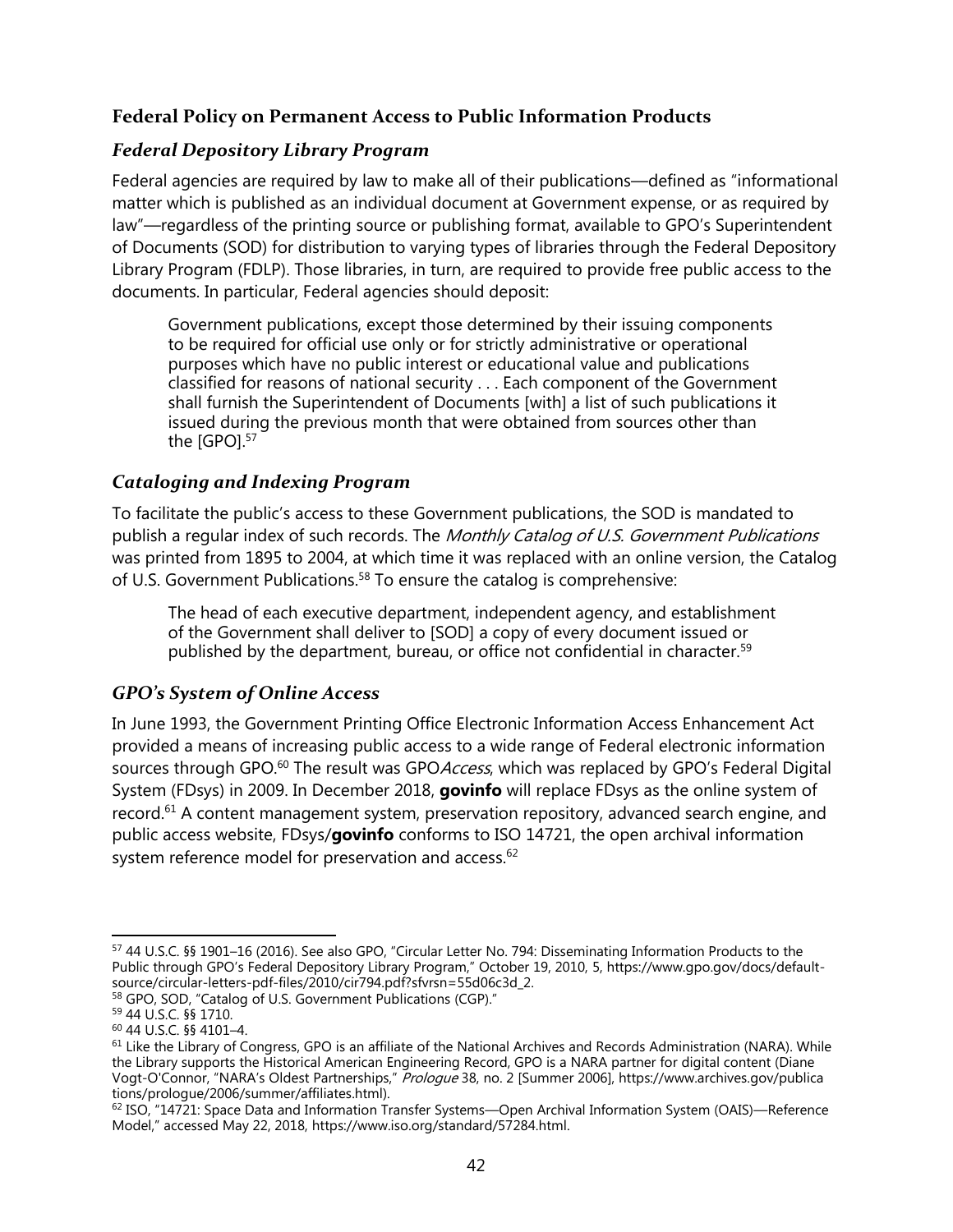## Federal Policy on Permanent Access to Public Information Products

### *Federal Depository Library Program*

Federal agencies are required by law to make all of their publications—defined as "informational matter which is published as an individual document at Government expense, or as required by law"—regardless of the printing source or publishing format, available to GPO's Superintendent of Documents (SOD) for distribution to varying types of libraries through the Federal Depository Library Program (FDLP). Those libraries, in turn, are required to provide free public access to the documents. In particular, Federal agencies should deposit:

> Government publications, except those determined by their issuing components to be required for official use only or for strictly administrative or operational purposes which have no public interest or educational value and publications classified for reasons of national security . . . Each component of the Government shall furnish the Superintendent of Documents [with] a list of such publications it issued during the previous month that were obtained from sources other than the [GPO].[57]

### *Cataloging and Indexing Program*

To facilitate the public's access to these Government publications, the SOD is mandated to publish a regular index of such records. The *Monthly Catalog of U.S. Government Publications* was printed from 1895 to 2004, at which time it was replaced with an online version, the Catalog of U.S. Government Publications.[58] To ensure the catalog is comprehensive:

> The head of each executive department, independent agency, and establishment of the Government shall deliver to [SOD] a copy of every document issued or published by the department, bureau, or office not confidential in character.[59]

### *GPO's System of Online Access*

In June 1993, the Government Printing Office Electronic Information Access Enhancement Act provided a means of increasing public access to a wide range of Federal electronic information sources through GPO.[60] The result was GPO*Access*, which was replaced by GPO's Federal Digital System (FDsys) in 2009. In December 2018, **govinfo** will replace FDsys as the online system of record.[61] A content management system, preservation repository, advanced search engine, and public access website, FDsys/**govinfo** conforms to ISO 14721, the open archival information system reference model for preservation and access.[62]

---

[57] 44 U.S.C. §§ 1901–16 (2016). See also GPO, "Circular Letter No. 794: Disseminating Information Products to the Public through GPO's Federal Depository Library Program," October 19, 2010, 5, https://www.gpo.gov/docs/default-source/circular-letters-pdf-files/2010/cir794.pdf?sfvrsn=55d06c3d_2.

[58] GPO, SOD, "Catalog of U.S. Government Publications (CGP)."

[59] 44 U.S.C. §§ 1710.

[60] 44 U.S.C. §§ 4101–4.

[61] Like the Library of Congress, GPO is an affiliate of the National Archives and Records Administration (NARA). While the Library supports the Historical American Engineering Record, GPO is a NARA partner for digital content (Diane Vogt-O'Connor, "NARA's Oldest Partnerships," *Prologue* 38, no. 2 [Summer 2006], https://www.archives.gov/publications/prologue/2006/summer/affiliates.html).

[62] ISO, "14721: Space Data and Information Transfer Systems—Open Archival Information System (OAIS)—Reference Model," accessed May 22, 2018, https://www.iso.org/standard/57284.html.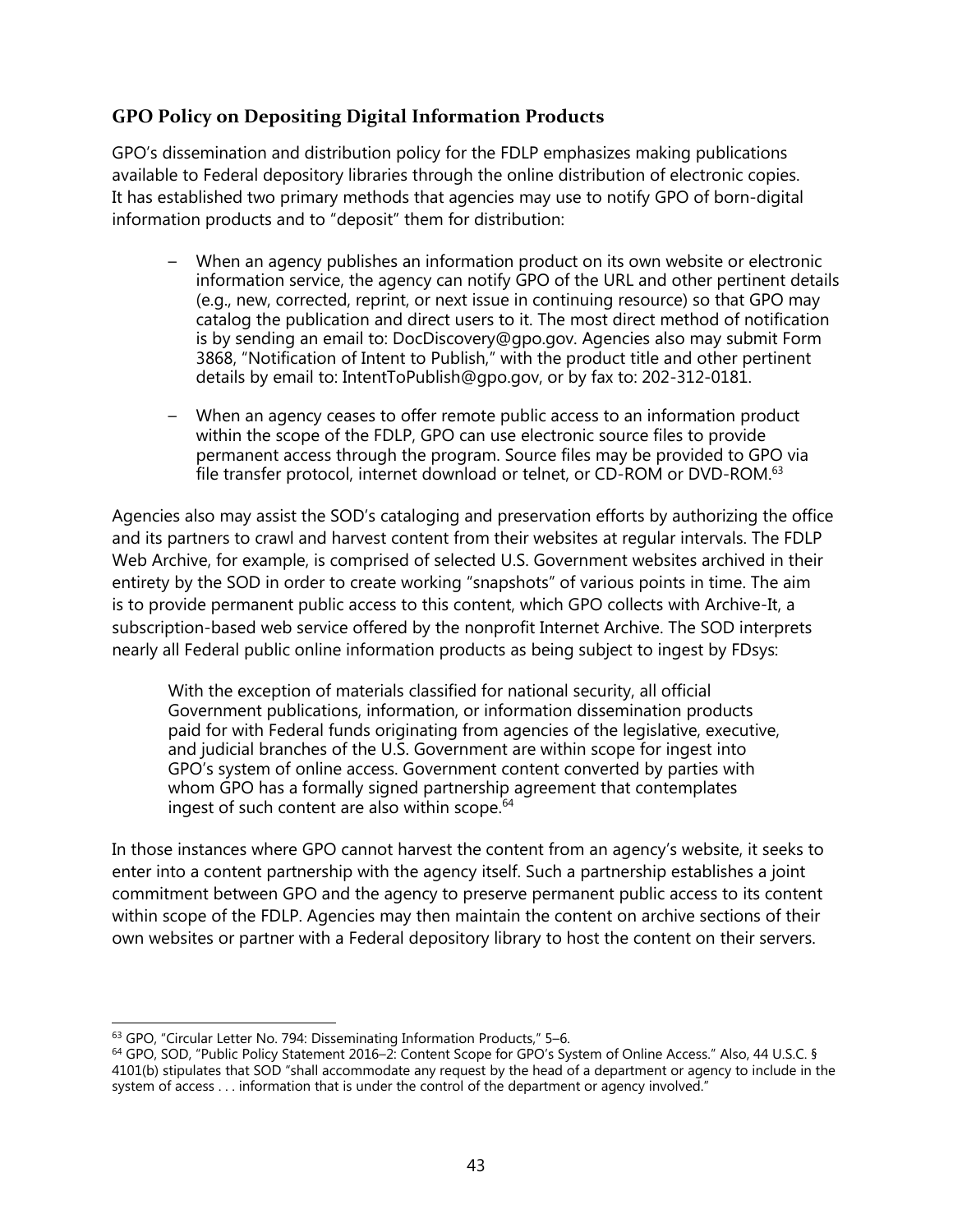### GPO Policy on Depositing Digital Information Products

GPO's dissemination and distribution policy for the FDLP emphasizes making publications available to Federal depository libraries through the online distribution of electronic copies. It has established two primary methods that agencies may use to notify GPO of born-digital information products and to "deposit" them for distribution:

- When an agency publishes an information product on its own website or electronic information service, the agency can notify GPO of the URL and other pertinent details (e.g., new, corrected, reprint, or next issue in continuing resource) so that GPO may catalog the publication and direct users to it. The most direct method of notification is by sending an email to: DocDiscovery@gpo.gov. Agencies also may submit Form 3868, "Notification of Intent to Publish," with the product title and other pertinent details by email to: IntentToPublish@gpo.gov, or by fax to: 202-312-0181.
- When an agency ceases to offer remote public access to an information product within the scope of the FDLP, GPO can use electronic source files to provide permanent access through the program. Source files may be provided to GPO via file transfer protocol, internet download or telnet, or CD-ROM or DVD-ROM.[63]

Agencies also may assist the SOD's cataloging and preservation efforts by authorizing the office and its partners to crawl and harvest content from their websites at regular intervals. The FDLP Web Archive, for example, is comprised of selected U.S. Government websites archived in their entirety by the SOD in order to create working "snapshots" of various points in time. The aim is to provide permanent public access to this content, which GPO collects with Archive-It, a subscription-based web service offered by the nonprofit Internet Archive. The SOD interprets nearly all Federal public online information products as being subject to ingest by FDsys:

> With the exception of materials classified for national security, all official Government publications, information, or information dissemination products paid for with Federal funds originating from agencies of the legislative, executive, and judicial branches of the U.S. Government are within scope for ingest into GPO's system of online access. Government content converted by parties with whom GPO has a formally signed partnership agreement that contemplates ingest of such content are also within scope.[64]

In those instances where GPO cannot harvest the content from an agency's website, it seeks to enter into a content partnership with the agency itself. Such a partnership establishes a joint commitment between GPO and the agency to preserve permanent public access to its content within scope of the FDLP. Agencies may then maintain the content on archive sections of their own websites or partner with a Federal depository library to host the content on their servers.

---

[63] GPO, "Circular Letter No. 794: Disseminating Information Products," 5–6.

[64] GPO, SOD, "Public Policy Statement 2016–2: Content Scope for GPO's System of Online Access." Also, 44 U.S.C. § 4101(b) stipulates that SOD "shall accommodate any request by the head of a department or agency to include in the system of access . . . information that is under the control of the department or agency involved."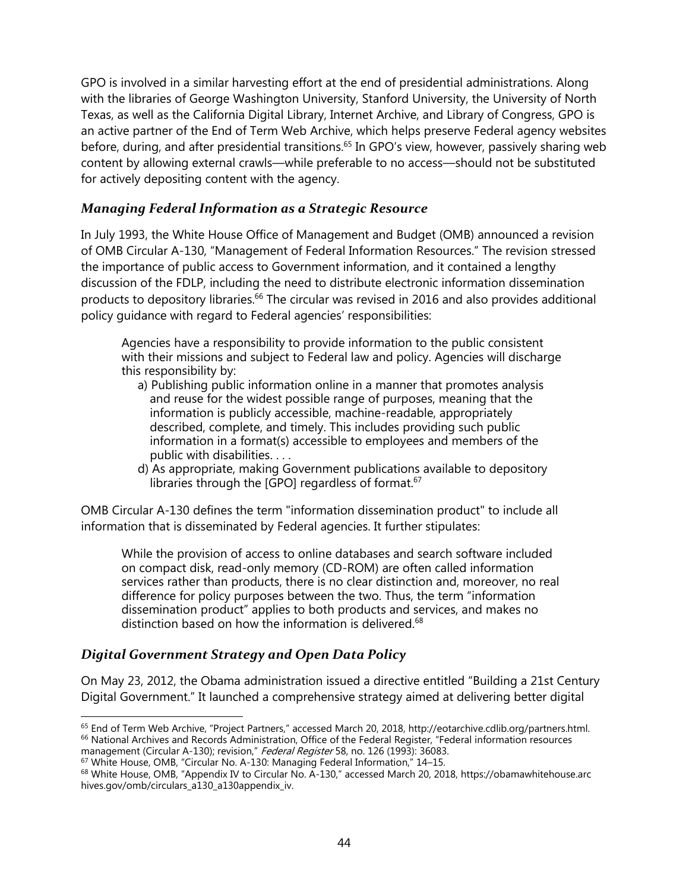GPO is involved in a similar harvesting effort at the end of presidential administrations. Along with the libraries of George Washington University, Stanford University, the University of North Texas, as well as the California Digital Library, Internet Archive, and Library of Congress, GPO is an active partner of the End of Term Web Archive, which helps preserve Federal agency websites before, during, and after presidential transitions.[65] In GPO's view, however, passively sharing web content by allowing external crawls—while preferable to no access—should not be substituted for actively depositing content with the agency.

### *Managing Federal Information as a Strategic Resource*

In July 1993, the White House Office of Management and Budget (OMB) announced a revision of OMB Circular A-130, "Management of Federal Information Resources." The revision stressed the importance of public access to Government information, and it contained a lengthy discussion of the FDLP, including the need to distribute electronic information dissemination products to depository libraries.[66] The circular was revised in 2016 and also provides additional policy guidance with regard to Federal agencies' responsibilities:

> Agencies have a responsibility to provide information to the public consistent with their missions and subject to Federal law and policy. Agencies will discharge this responsibility by:
>
> a) Publishing public information online in a manner that promotes analysis and reuse for the widest possible range of purposes, meaning that the information is publicly accessible, machine-readable, appropriately described, complete, and timely. This includes providing such public information in a format(s) accessible to employees and members of the public with disabilities. . . .
>
> d) As appropriate, making Government publications available to depository libraries through the [GPO] regardless of format.[67]

OMB Circular A-130 defines the term "information dissemination product" to include all information that is disseminated by Federal agencies. It further stipulates:

> While the provision of access to online databases and search software included on compact disk, read-only memory (CD-ROM) are often called information services rather than products, there is no clear distinction and, moreover, no real difference for policy purposes between the two. Thus, the term "information dissemination product" applies to both products and services, and makes no distinction based on how the information is delivered.[68]

### *Digital Government Strategy and Open Data Policy*

On May 23, 2012, the Obama administration issued a directive entitled "Building a 21st Century Digital Government." It launched a comprehensive strategy aimed at delivering better digital

---

[65] End of Term Web Archive, "Project Partners," accessed March 20, 2018, http://eotarchive.cdlib.org/partners.html.

[66] National Archives and Records Administration, Office of the Federal Register, "Federal information resources management (Circular A-130); revision," *Federal Register* 58, no. 126 (1993): 36083.

[67] White House, OMB, "Circular No. A-130: Managing Federal Information," 14–15.

[68] White House, OMB, "Appendix IV to Circular No. A-130," accessed March 20, 2018, https://obamawhitehouse.archives.gov/omb/circulars_a130_a130appendix_iv.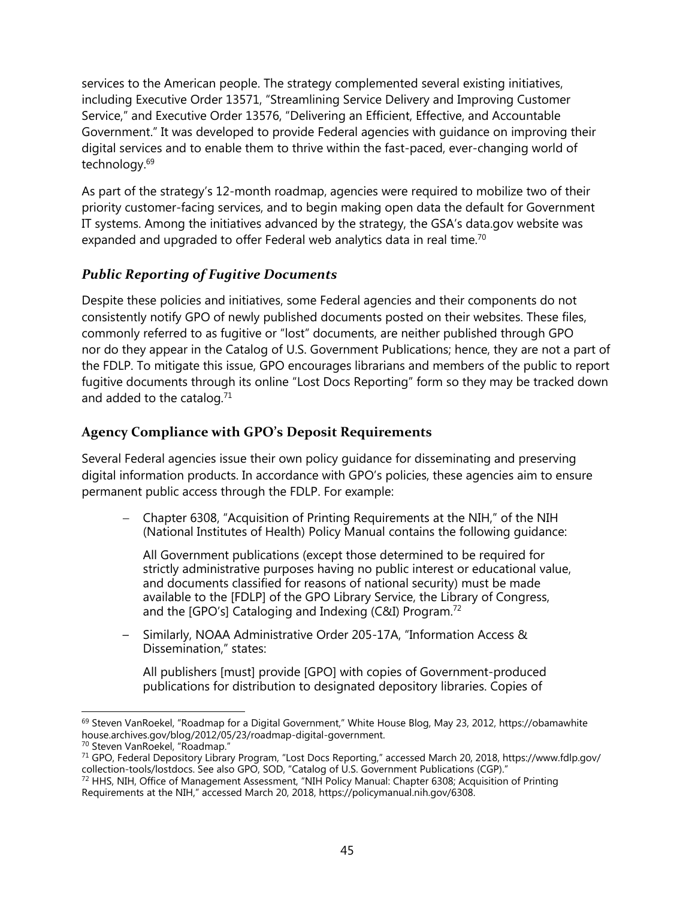services to the American people. The strategy complemented several existing initiatives, including Executive Order 13571, "Streamlining Service Delivery and Improving Customer Service," and Executive Order 13576, "Delivering an Efficient, Effective, and Accountable Government." It was developed to provide Federal agencies with guidance on improving their digital services and to enable them to thrive within the fast-paced, ever-changing world of technology.[69]

As part of the strategy's 12-month roadmap, agencies were required to mobilize two of their priority customer-facing services, and to begin making open data the default for Government IT systems. Among the initiatives advanced by the strategy, the GSA's data.gov website was expanded and upgraded to offer Federal web analytics data in real time.[70]

### *Public Reporting of Fugitive Documents*

Despite these policies and initiatives, some Federal agencies and their components do not consistently notify GPO of newly published documents posted on their websites. These files, commonly referred to as fugitive or "lost" documents, are neither published through GPO nor do they appear in the Catalog of U.S. Government Publications; hence, they are not a part of the FDLP. To mitigate this issue, GPO encourages librarians and members of the public to report fugitive documents through its online "Lost Docs Reporting" form so they may be tracked down and added to the catalog.[71]

## Agency Compliance with GPO's Deposit Requirements

Several Federal agencies issue their own policy guidance for disseminating and preserving digital information products. In accordance with GPO's policies, these agencies aim to ensure permanent public access through the FDLP. For example:

- Chapter 6308, "Acquisition of Printing Requirements at the NIH," of the NIH (National Institutes of Health) Policy Manual contains the following guidance:

  All Government publications (except those determined to be required for strictly administrative purposes having no public interest or educational value, and documents classified for reasons of national security) must be made available to the [FDLP] of the GPO Library Service, the Library of Congress, and the [GPO's] Cataloging and Indexing (C&I) Program.[72]

- Similarly, NOAA Administrative Order 205-17A, "Information Access & Dissemination," states:

  All publishers [must] provide [GPO] with copies of Government-produced publications for distribution to designated depository libraries. Copies of

---

[69] Steven VanRoekel, "Roadmap for a Digital Government," White House Blog, May 23, 2012, https://obamawhitehouse.archives.gov/blog/2012/05/23/roadmap-digital-government.

[70] Steven VanRoekel, "Roadmap."

[71] GPO, Federal Depository Library Program, "Lost Docs Reporting," accessed March 20, 2018, https://www.fdlp.gov/collection-tools/lostdocs. See also GPO, SOD, "Catalog of U.S. Government Publications (CGP)."

[72] HHS, NIH, Office of Management Assessment, "NIH Policy Manual: Chapter 6308; Acquisition of Printing Requirements at the NIH," accessed March 20, 2018, https://policymanual.nih.gov/6308.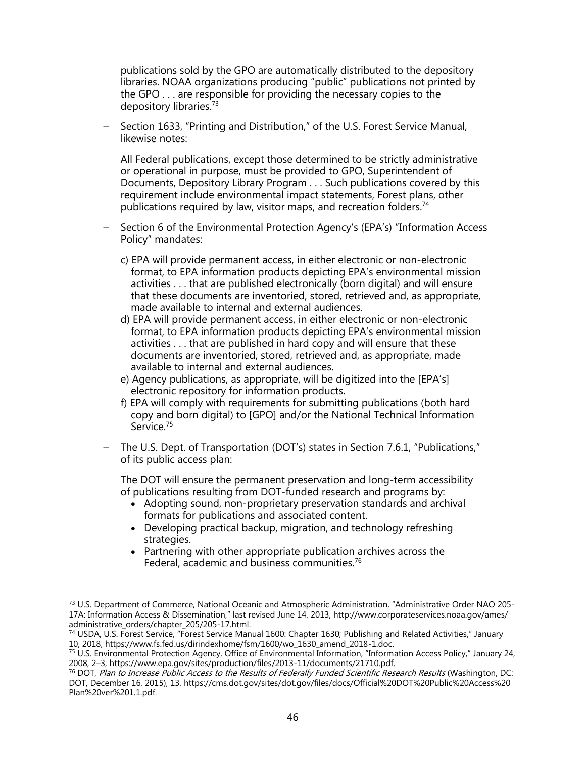publications sold by the GPO are automatically distributed to the depository libraries. NOAA organizations producing "public" publications not printed by the GPO . . . are responsible for providing the necessary copies to the depository libraries.[73]

- Section 1633, "Printing and Distribution," of the U.S. Forest Service Manual, likewise notes:

  All Federal publications, except those determined to be strictly administrative or operational in purpose, must be provided to GPO, Superintendent of Documents, Depository Library Program . . . Such publications covered by this requirement include environmental impact statements, Forest plans, other publications required by law, visitor maps, and recreation folders.[74]

- Section 6 of the Environmental Protection Agency's (EPA's) "Information Access Policy" mandates:

  c) EPA will provide permanent access, in either electronic or non-electronic format, to EPA information products depicting EPA's environmental mission activities . . . that are published electronically (born digital) and will ensure that these documents are inventoried, stored, retrieved and, as appropriate, made available to internal and external audiences.
  d) EPA will provide permanent access, in either electronic or non-electronic format, to EPA information products depicting EPA's environmental mission activities . . . that are published in hard copy and will ensure that these documents are inventoried, stored, retrieved and, as appropriate, made available to internal and external audiences.
  e) Agency publications, as appropriate, will be digitized into the [EPA's] electronic repository for information products.
  f) EPA will comply with requirements for submitting publications (both hard copy and born digital) to [GPO] and/or the National Technical Information Service.[75]

- The U.S. Dept. of Transportation (DOT's) states in Section 7.6.1, "Publications," of its public access plan:

  The DOT will ensure the permanent preservation and long-term accessibility of publications resulting from DOT-funded research and programs by:
  - Adopting sound, non-proprietary preservation standards and archival formats for publications and associated content.
  - Developing practical backup, migration, and technology refreshing strategies.
  - Partnering with other appropriate publication archives across the Federal, academic and business communities.[76]

---

[73] U.S. Department of Commerce, National Oceanic and Atmospheric Administration, "Administrative Order NAO 205-17A: Information Access & Dissemination," last revised June 14, 2013, http://www.corporateservices.noaa.gov/ames/administrative_orders/chapter_205/205-17.html.

[74] USDA, U.S. Forest Service, "Forest Service Manual 1600: Chapter 1630; Publishing and Related Activities," January 10, 2018, https://www.fs.fed.us/dirindexhome/fsm/1600/wo_1630_amend_2018-1.doc.

[75] U.S. Environmental Protection Agency, Office of Environmental Information, "Information Access Policy," January 24, 2008, 2–3, https://www.epa.gov/sites/production/files/2013-11/documents/21710.pdf.

[76] DOT, *Plan to Increase Public Access to the Results of Federally Funded Scientific Research Results* (Washington, DC: DOT, December 16, 2015), 13, https://cms.dot.gov/sites/dot.gov/files/docs/Official%20DOT%20Public%20Access%20Plan%20ver%201.1.pdf.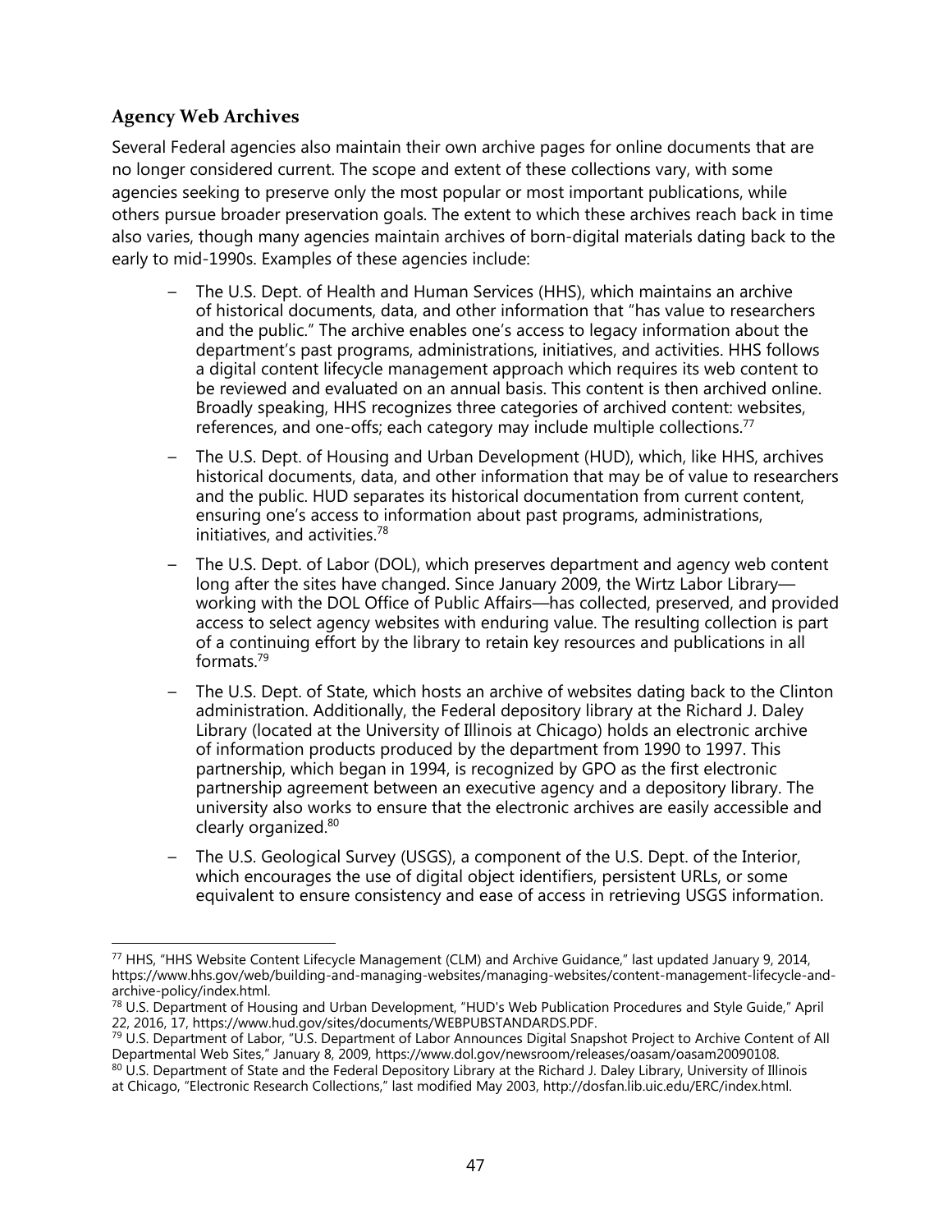### Agency Web Archives

Several Federal agencies also maintain their own archive pages for online documents that are no longer considered current. The scope and extent of these collections vary, with some agencies seeking to preserve only the most popular or most important publications, while others pursue broader preservation goals. The extent to which these archives reach back in time also varies, though many agencies maintain archives of born-digital materials dating back to the early to mid-1990s. Examples of these agencies include:

- The U.S. Dept. of Health and Human Services (HHS), which maintains an archive of historical documents, data, and other information that "has value to researchers and the public." The archive enables one's access to legacy information about the department's past programs, administrations, initiatives, and activities. HHS follows a digital content lifecycle management approach which requires its web content to be reviewed and evaluated on an annual basis. This content is then archived online. Broadly speaking, HHS recognizes three categories of archived content: websites, references, and one-offs; each category may include multiple collections.[77]
- The U.S. Dept. of Housing and Urban Development (HUD), which, like HHS, archives historical documents, data, and other information that may be of value to researchers and the public. HUD separates its historical documentation from current content, ensuring one's access to information about past programs, administrations, initiatives, and activities.[78]
- The U.S. Dept. of Labor (DOL), which preserves department and agency web content long after the sites have changed. Since January 2009, the Wirtz Labor Library—working with the DOL Office of Public Affairs—has collected, preserved, and provided access to select agency websites with enduring value. The resulting collection is part of a continuing effort by the library to retain key resources and publications in all formats.[79]
- The U.S. Dept. of State, which hosts an archive of websites dating back to the Clinton administration. Additionally, the Federal depository library at the Richard J. Daley Library (located at the University of Illinois at Chicago) holds an electronic archive of information products produced by the department from 1990 to 1997. This partnership, which began in 1994, is recognized by GPO as the first electronic partnership agreement between an executive agency and a depository library. The university also works to ensure that the electronic archives are easily accessible and clearly organized.[80]
- The U.S. Geological Survey (USGS), a component of the U.S. Dept. of the Interior, which encourages the use of digital object identifiers, persistent URLs, or some equivalent to ensure consistency and ease of access in retrieving USGS information.

---

[77] HHS, "HHS Website Content Lifecycle Management (CLM) and Archive Guidance," last updated January 9, 2014, https://www.hhs.gov/web/building-and-managing-websites/managing-websites/content-management-lifecycle-and-archive-policy/index.html.

[78] U.S. Department of Housing and Urban Development, "HUD's Web Publication Procedures and Style Guide," April 22, 2016, 17, https://www.hud.gov/sites/documents/WEBPUBSTANDARDS.PDF.

[79] U.S. Department of Labor, "U.S. Department of Labor Announces Digital Snapshot Project to Archive Content of All Departmental Web Sites," January 8, 2009, https://www.dol.gov/newsroom/releases/oasam/oasam20090108.

[80] U.S. Department of State and the Federal Depository Library at the Richard J. Daley Library, University of Illinois at Chicago, "Electronic Research Collections," last modified May 2003, http://dosfan.lib.uic.edu/ERC/index.html.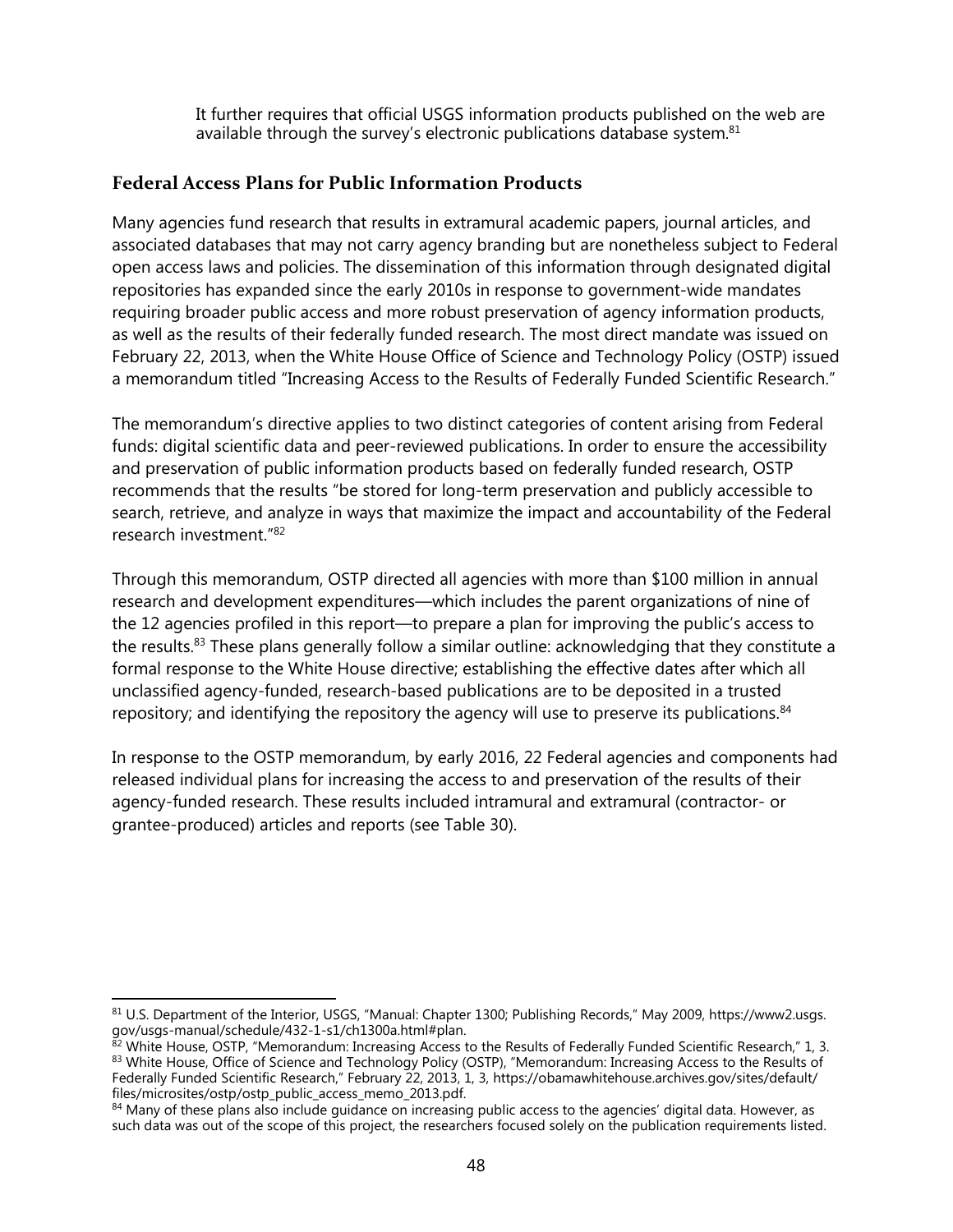It further requires that official USGS information products published on the web are available through the survey's electronic publications database system.[81]

## Federal Access Plans for Public Information Products

Many agencies fund research that results in extramural academic papers, journal articles, and associated databases that may not carry agency branding but are nonetheless subject to Federal open access laws and policies. The dissemination of this information through designated digital repositories has expanded since the early 2010s in response to government-wide mandates requiring broader public access and more robust preservation of agency information products, as well as the results of their federally funded research. The most direct mandate was issued on February 22, 2013, when the White House Office of Science and Technology Policy (OSTP) issued a memorandum titled "Increasing Access to the Results of Federally Funded Scientific Research."

The memorandum's directive applies to two distinct categories of content arising from Federal funds: digital scientific data and peer-reviewed publications. In order to ensure the accessibility and preservation of public information products based on federally funded research, OSTP recommends that the results "be stored for long-term preservation and publicly accessible to search, retrieve, and analyze in ways that maximize the impact and accountability of the Federal research investment."[82]

Through this memorandum, OSTP directed all agencies with more than $100 million in annual research and development expenditures—which includes the parent organizations of nine of the 12 agencies profiled in this report—to prepare a plan for improving the public's access to the results.[83] These plans generally follow a similar outline: acknowledging that they constitute a formal response to the White House directive; establishing the effective dates after which all unclassified agency-funded, research-based publications are to be deposited in a trusted repository; and identifying the repository the agency will use to preserve its publications.[84]

In response to the OSTP memorandum, by early 2016, 22 Federal agencies and components had released individual plans for increasing the access to and preservation of the results of their agency-funded research. These results included intramural and extramural (contractor- or grantee-produced) articles and reports (see Table 30).

---

[81] U.S. Department of the Interior, USGS, "Manual: Chapter 1300; Publishing Records," May 2009, https://www2.usgs.gov/usgs-manual/schedule/432-1-s1/ch1300a.html#plan.

[82] White House, OSTP, "Memorandum: Increasing Access to the Results of Federally Funded Scientific Research," 1, 3.

[83] White House, Office of Science and Technology Policy (OSTP), "Memorandum: Increasing Access to the Results of Federally Funded Scientific Research," February 22, 2013, 1, 3, https://obamawhitehouse.archives.gov/sites/default/files/microsites/ostp/ostp_public_access_memo_2013.pdf.

[84] Many of these plans also include guidance on increasing public access to the agencies' digital data. However, as such data was out of the scope of this project, the researchers focused solely on the publication requirements listed.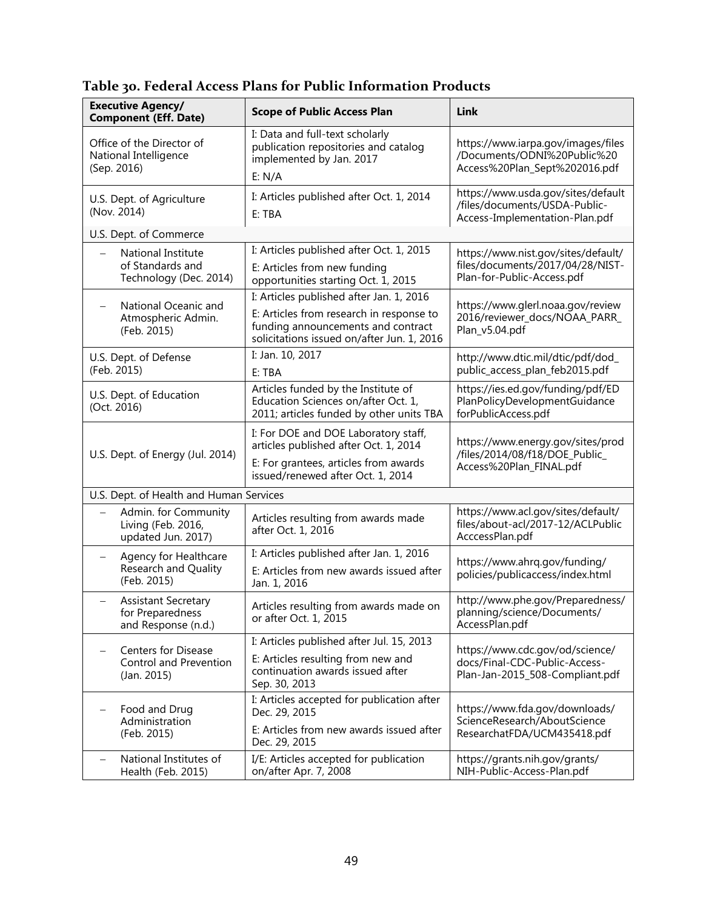**Table 30. Federal Access Plans for Public Information Products**

| Executive Agency/ Component (Eff. Date) | Scope of Public Access Plan | Link |
|---|---|---|
| Office of the Director of National Intelligence (Sep. 2016) | I: Data and full-text scholarly publication repositories and catalog implemented by Jan. 2017<br>E: N/A | https://www.iarpa.gov/images/files/Documents/ODNI%20Public%20Access%20Plan_Sept%202016.pdf |
| U.S. Dept. of Agriculture (Nov. 2014) | I: Articles published after Oct. 1, 2014<br>E: TBA | https://www.usda.gov/sites/default/files/documents/USDA-Public-Access-Implementation-Plan.pdf |
| U.S. Dept. of Commerce | | |
| – National Institute of Standards and Technology (Dec. 2014) | I: Articles published after Oct. 1, 2015<br>E: Articles from new funding opportunities starting Oct. 1, 2015 | https://www.nist.gov/sites/default/files/documents/2017/04/28/NIST-Plan-for-Public-Access.pdf |
| – National Oceanic and Atmospheric Admin. (Feb. 2015) | I: Articles published after Jan. 1, 2016<br>E: Articles from research in response to funding announcements and contract solicitations issued on/after Jun. 1, 2016 | https://www.glerl.noaa.gov/review2016/reviewer_docs/NOAA_PARR_Plan_v5.04.pdf |
| U.S. Dept. of Defense (Feb. 2015) | I: Jan. 10, 2017<br>E: TBA | http://www.dtic.mil/dtic/pdf/dod_public_access_plan_feb2015.pdf |
| U.S. Dept. of Education (Oct. 2016) | Articles funded by the Institute of Education Sciences on/after Oct. 1, 2011; articles funded by other units TBA | https://ies.ed.gov/funding/pdf/EDPlanPolicyDevelopmentGuidanceforPublicAccess.pdf |
| U.S. Dept. of Energy (Jul. 2014) | I: For DOE and DOE Laboratory staff, articles published after Oct. 1, 2014<br>E: For grantees, articles from awards issued/renewed after Oct. 1, 2014 | https://www.energy.gov/sites/prod/files/2014/08/f18/DOE_Public_Access%20Plan_FINAL.pdf |
| U.S. Dept. of Health and Human Services | | |
| – Admin. for Community Living (Feb. 2016, updated Jun. 2017) | Articles resulting from awards made after Oct. 1, 2016 | https://www.acl.gov/sites/default/files/about-acl/2017-12/ACLPublicAcccessPlan.pdf |
| – Agency for Healthcare Research and Quality (Feb. 2015) | I: Articles published after Jan. 1, 2016<br>E: Articles from new awards issued after Jan. 1, 2016 | https://www.ahrq.gov/funding/policies/publicaccess/index.html |
| – Assistant Secretary for Preparedness and Response (n.d.) | Articles resulting from awards made on or after Oct. 1, 2015 | http://www.phe.gov/Preparedness/planning/science/Documents/AccessPlan.pdf |
| – Centers for Disease Control and Prevention (Jan. 2015) | I: Articles published after Jul. 15, 2013<br>E: Articles resulting from new and continuation awards issued after Sep. 30, 2013 | https://www.cdc.gov/od/science/docs/Final-CDC-Public-Access-Plan-Jan-2015_508-Compliant.pdf |
| – Food and Drug Administration (Feb. 2015) | I: Articles accepted for publication after Dec. 29, 2015<br>E: Articles from new awards issued after Dec. 29, 2015 | https://www.fda.gov/downloads/ScienceResearch/AboutScienceResearchatFDA/UCM435418.pdf |
| – National Institutes of Health (Feb. 2015) | I/E: Articles accepted for publication on/after Apr. 7, 2008 | https://grants.nih.gov/grants/NIH-Public-Access-Plan.pdf |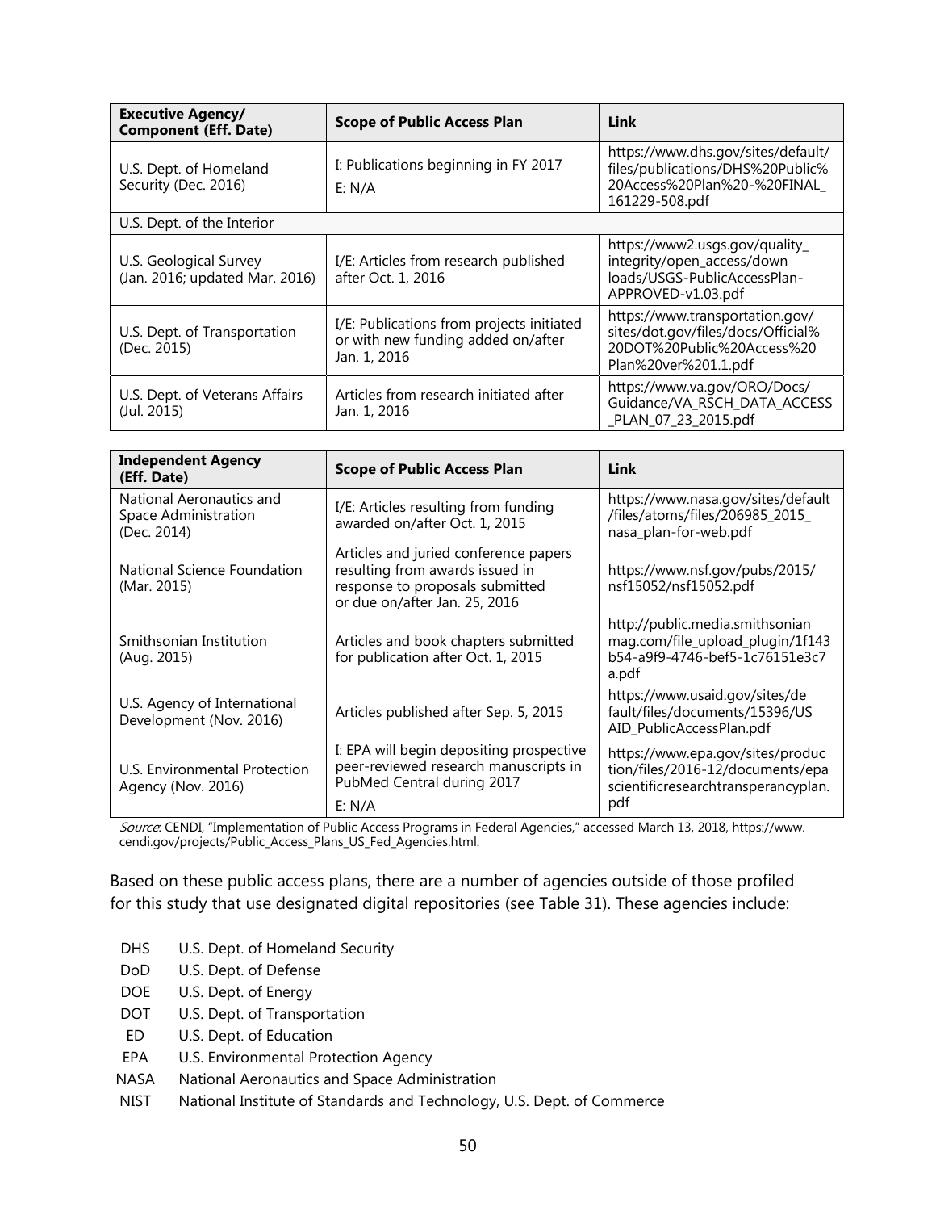| Executive Agency/ Component (Eff. Date) | Scope of Public Access Plan | Link |
|---|---|---|
| U.S. Dept. of Homeland Security (Dec. 2016) | I: Publications beginning in FY 2017<br>E: N/A | https://www.dhs.gov/sites/default/files/publications/DHS%20Public%20Access%20Plan%20-%20FINAL_161229-508.pdf |
| U.S. Dept. of the Interior | | |
| U.S. Geological Survey (Jan. 2016; updated Mar. 2016) | I/E: Articles from research published after Oct. 1, 2016 | https://www2.usgs.gov/quality_integrity/open_access/downloads/USGS-PublicAccessPlan-APPROVED-v1.03.pdf |
| U.S. Dept. of Transportation (Dec. 2015) | I/E: Publications from projects initiated or with new funding added on/after Jan. 1, 2016 | https://www.transportation.gov/sites/dot.gov/files/docs/Official%20DOT%20Public%20Access%20Plan%20ver%201.1.pdf |
| U.S. Dept. of Veterans Affairs (Jul. 2015) | Articles from research initiated after Jan. 1, 2016 | https://www.va.gov/ORO/Docs/Guidance/VA_RSCH_DATA_ACCESS_PLAN_07_23_2015.pdf |

| Independent Agency (Eff. Date) | Scope of Public Access Plan | Link |
|---|---|---|
| National Aeronautics and Space Administration (Dec. 2014) | I/E: Articles resulting from funding awarded on/after Oct. 1, 2015 | https://www.nasa.gov/sites/default/files/atoms/files/206985_2015_nasa_plan-for-web.pdf |
| National Science Foundation (Mar. 2015) | Articles and juried conference papers resulting from awards issued in response to proposals submitted or due on/after Jan. 25, 2016 | https://www.nsf.gov/pubs/2015/nsf15052/nsf15052.pdf |
| Smithsonian Institution (Aug. 2015) | Articles and book chapters submitted for publication after Oct. 1, 2015 | http://public.media.smithsonianmag.com/file_upload_plugin/1f143b54-a9f9-4746-bef5-1c76151e3c7a.pdf |
| U.S. Agency of International Development (Nov. 2016) | Articles published after Sep. 5, 2015 | https://www.usaid.gov/sites/default/files/documents/15396/USAID_PublicAccessPlan.pdf |
| U.S. Environmental Protection Agency (Nov. 2016) | I: EPA will begin depositing prospective peer-reviewed research manuscripts in PubMed Central during 2017<br>E: N/A | https://www.epa.gov/sites/production/files/2016-12/documents/epascientificresearchtransperancyplan.pdf |

*Source*: CENDI, "Implementation of Public Access Programs in Federal Agencies," accessed March 13, 2018, https://www.cendi.gov/projects/Public_Access_Plans_US_Fed_Agencies.html.

Based on these public access plans, there are a number of agencies outside of those profiled for this study that use designated digital repositories (see Table 31). These agencies include:

- DHS U.S. Dept. of Homeland Security
- DoD U.S. Dept. of Defense
- DOE U.S. Dept. of Energy
- DOT U.S. Dept. of Transportation
- ED U.S. Dept. of Education
- EPA U.S. Environmental Protection Agency
- NASA National Aeronautics and Space Administration
- NIST National Institute of Standards and Technology, U.S. Dept. of Commerce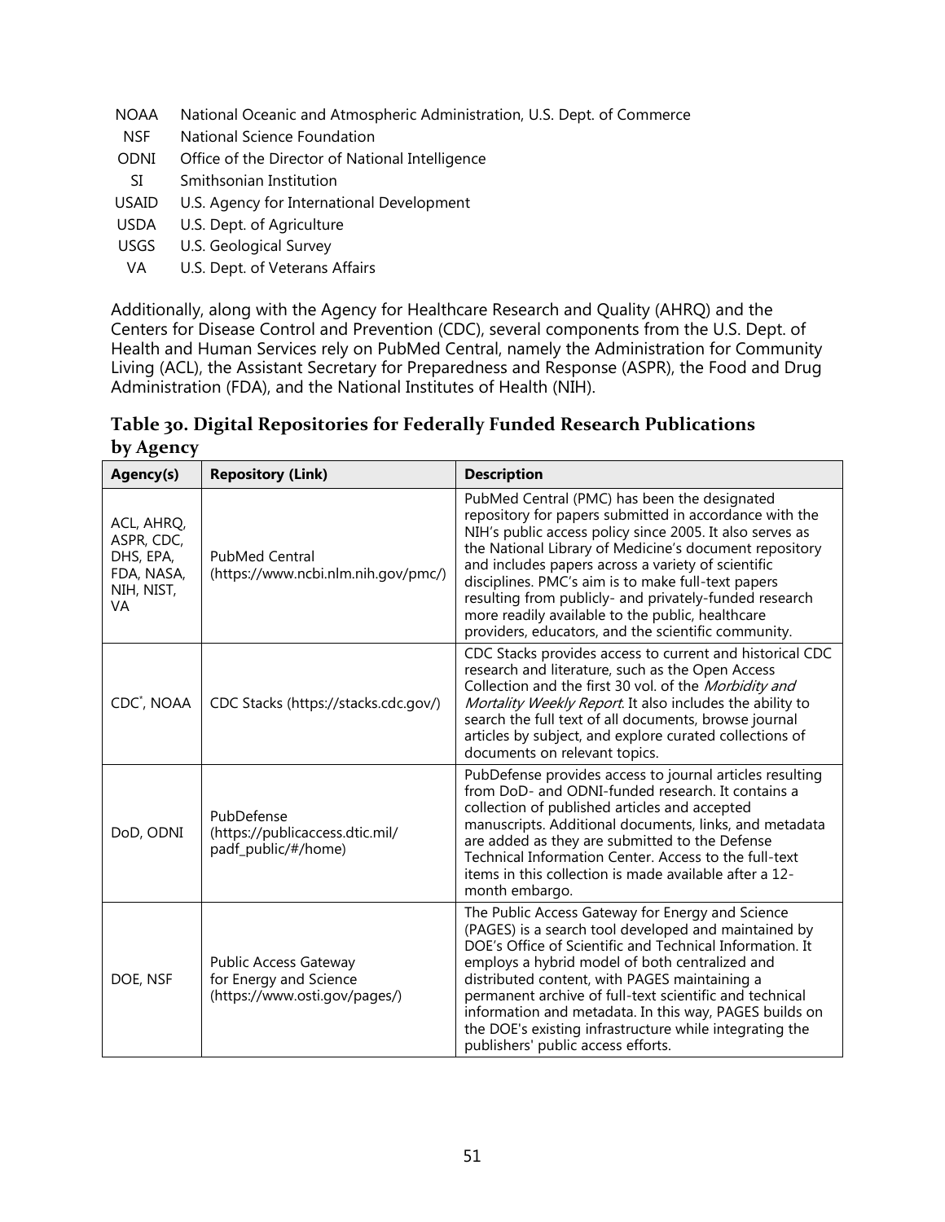| | |
|---|---|
| NOAA | National Oceanic and Atmospheric Administration, U.S. Dept. of Commerce |
| NSF | National Science Foundation |
| ODNI | Office of the Director of National Intelligence |
| SI | Smithsonian Institution |
| USAID | U.S. Agency for International Development |
| USDA | U.S. Dept. of Agriculture |
| USGS | U.S. Geological Survey |
| VA | U.S. Dept. of Veterans Affairs |

Additionally, along with the Agency for Healthcare Research and Quality (AHRQ) and the Centers for Disease Control and Prevention (CDC), several components from the U.S. Dept. of Health and Human Services rely on PubMed Central, namely the Administration for Community Living (ACL), the Assistant Secretary for Preparedness and Response (ASPR), the Food and Drug Administration (FDA), and the National Institutes of Health (NIH).

**Table 30. Digital Repositories for Federally Funded Research Publications by Agency**

| Agency(s) | Repository (Link) | Description |
|---|---|---|
| ACL, AHRQ, ASPR, CDC, DHS, EPA, FDA, NASA, NIH, NIST, VA | PubMed Central (https://www.ncbi.nlm.nih.gov/pmc/) | PubMed Central (PMC) has been the designated repository for papers submitted in accordance with the NIH's public access policy since 2005. It also serves as the National Library of Medicine's document repository and includes papers across a variety of scientific disciplines. PMC's aim is to make full-text papers resulting from publicly- and privately-funded research more readily available to the public, healthcare providers, educators, and the scientific community. |
| CDC*, NOAA | CDC Stacks (https://stacks.cdc.gov/) | CDC Stacks provides access to current and historical CDC research and literature, such as the Open Access Collection and the first 30 vol. of the *Morbidity and Mortality Weekly Report*. It also includes the ability to search the full text of all documents, browse journal articles by subject, and explore curated collections of documents on relevant topics. |
| DoD, ODNI | PubDefense (https://publicaccess.dtic.mil/padf_public/#/home) | PubDefense provides access to journal articles resulting from DoD- and ODNI-funded research. It contains a collection of published articles and accepted manuscripts. Additional documents, links, and metadata are added as they are submitted to the Defense Technical Information Center. Access to the full-text items in this collection is made available after a 12-month embargo. |
| DOE, NSF | Public Access Gateway for Energy and Science (https://www.osti.gov/pages/) | The Public Access Gateway for Energy and Science (PAGES) is a search tool developed and maintained by DOE's Office of Scientific and Technical Information. It employs a hybrid model of both centralized and distributed content, with PAGES maintaining a permanent archive of full-text scientific and technical information and metadata. In this way, PAGES builds on the DOE's existing infrastructure while integrating the publishers' public access efforts. |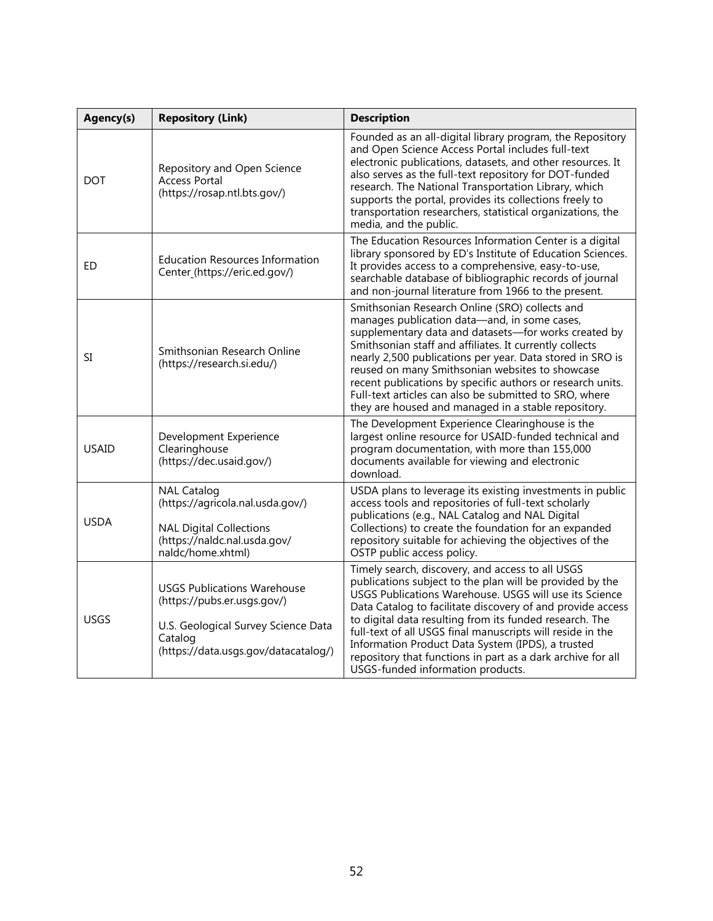| Agency(s) | Repository (Link) | Description |
|---|---|---|
| DOT | Repository and Open Science Access Portal (https://rosap.ntl.bts.gov/) | Founded as an all-digital library program, the Repository and Open Science Access Portal includes full-text electronic publications, datasets, and other resources. It also serves as the full-text repository for DOT-funded research. The National Transportation Library, which supports the portal, provides its collections freely to transportation researchers, statistical organizations, the media, and the public. |
| ED | Education Resources Information Center (https://eric.ed.gov/) | The Education Resources Information Center is a digital library sponsored by ED's Institute of Education Sciences. It provides access to a comprehensive, easy-to-use, searchable database of bibliographic records of journal and non-journal literature from 1966 to the present. |
| SI | Smithsonian Research Online (https://research.si.edu/) | Smithsonian Research Online (SRO) collects and manages publication data—and, in some cases, supplementary data and datasets—for works created by Smithsonian staff and affiliates. It currently collects nearly 2,500 publications per year. Data stored in SRO is reused on many Smithsonian websites to showcase recent publications by specific authors or research units. Full-text articles can also be submitted to SRO, where they are housed and managed in a stable repository. |
| USAID | Development Experience Clearinghouse (https://dec.usaid.gov/) | The Development Experience Clearinghouse is the largest online resource for USAID-funded technical and program documentation, with more than 155,000 documents available for viewing and electronic download. |
| USDA | NAL Catalog (https://agricola.nal.usda.gov/)<br><br>NAL Digital Collections (https://naldc.nal.usda.gov/naldc/home.xhtml) | USDA plans to leverage its existing investments in public access tools and repositories of full-text scholarly publications (e.g., NAL Catalog and NAL Digital Collections) to create the foundation for an expanded repository suitable for achieving the objectives of the OSTP public access policy. |
| USGS | USGS Publications Warehouse (https://pubs.er.usgs.gov/)<br><br>U.S. Geological Survey Science Data Catalog (https://data.usgs.gov/datacatalog/) | Timely search, discovery, and access to all USGS publications subject to the plan will be provided by the USGS Publications Warehouse. USGS will use its Science Data Catalog to facilitate discovery of and provide access to digital data resulting from its funded research. The full-text of all USGS final manuscripts will reside in the Information Product Data System (IPDS), a trusted repository that functions in part as a dark archive for all USGS-funded information products. |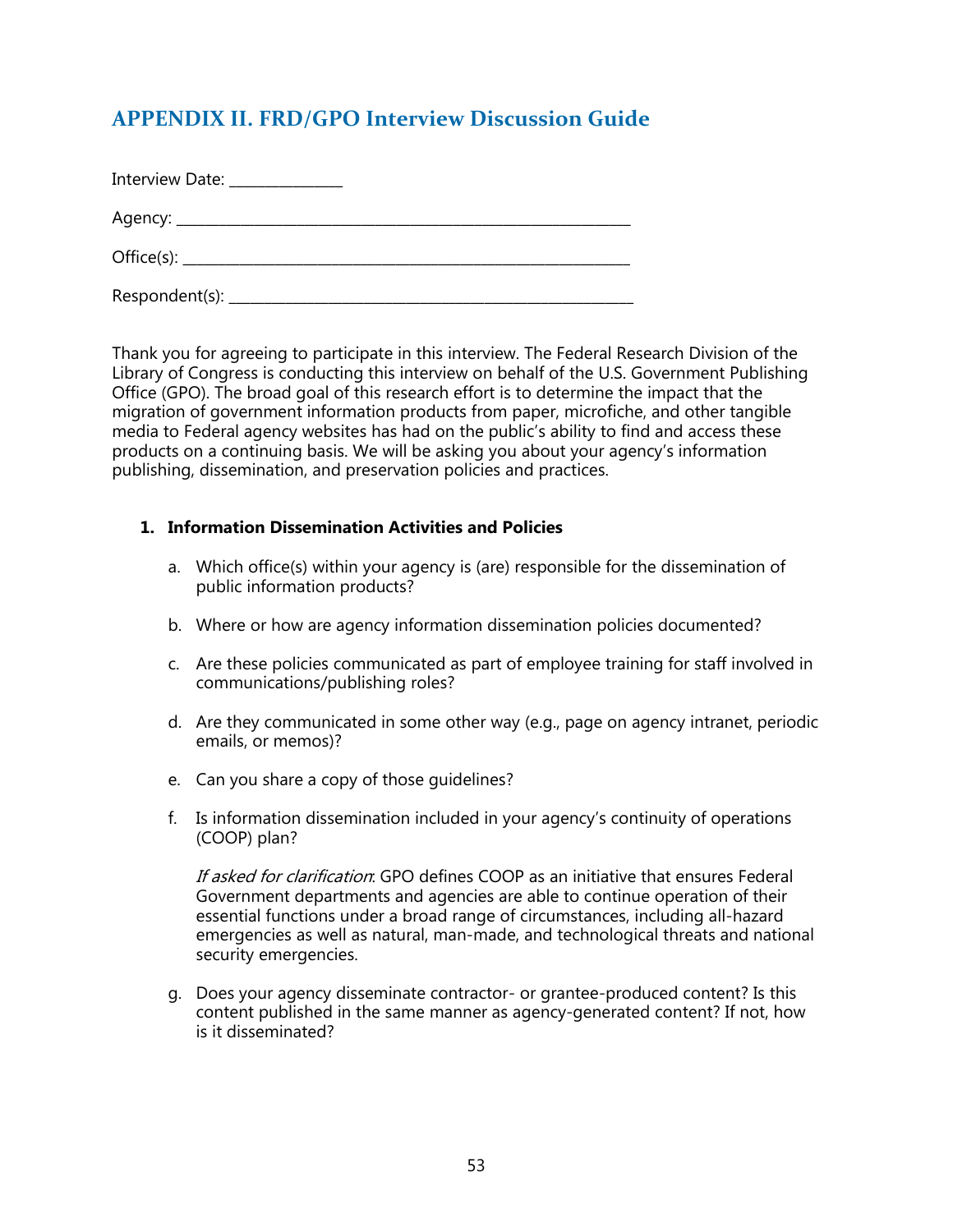## APPENDIX II. FRD/GPO Interview Discussion Guide

Interview Date: _______________

Agency: _____________________________________________________________

Office(s): ____________________________________________________________

Respondent(s): _______________________________________________________

Thank you for agreeing to participate in this interview. The Federal Research Division of the Library of Congress is conducting this interview on behalf of the U.S. Government Publishing Office (GPO). The broad goal of this research effort is to determine the impact that the migration of government information products from paper, microfiche, and other tangible media to Federal agency websites has had on the public's ability to find and access these products on a continuing basis. We will be asking you about your agency's information publishing, dissemination, and preservation policies and practices.

1. **Information Dissemination Activities and Policies**

   a. Which office(s) within your agency is (are) responsible for the dissemination of public information products?

   b. Where or how are agency information dissemination policies documented?

   c. Are these policies communicated as part of employee training for staff involved in communications/publishing roles?

   d. Are they communicated in some other way (e.g., page on agency intranet, periodic emails, or memos)?

   e. Can you share a copy of those guidelines?

   f. Is information dissemination included in your agency's continuity of operations (COOP) plan?

      *If asked for clarification*: GPO defines COOP as an initiative that ensures Federal Government departments and agencies are able to continue operation of their essential functions under a broad range of circumstances, including all-hazard emergencies as well as natural, man-made, and technological threats and national security emergencies.

   g. Does your agency disseminate contractor- or grantee-produced content? Is this content published in the same manner as agency-generated content? If not, how is it disseminated?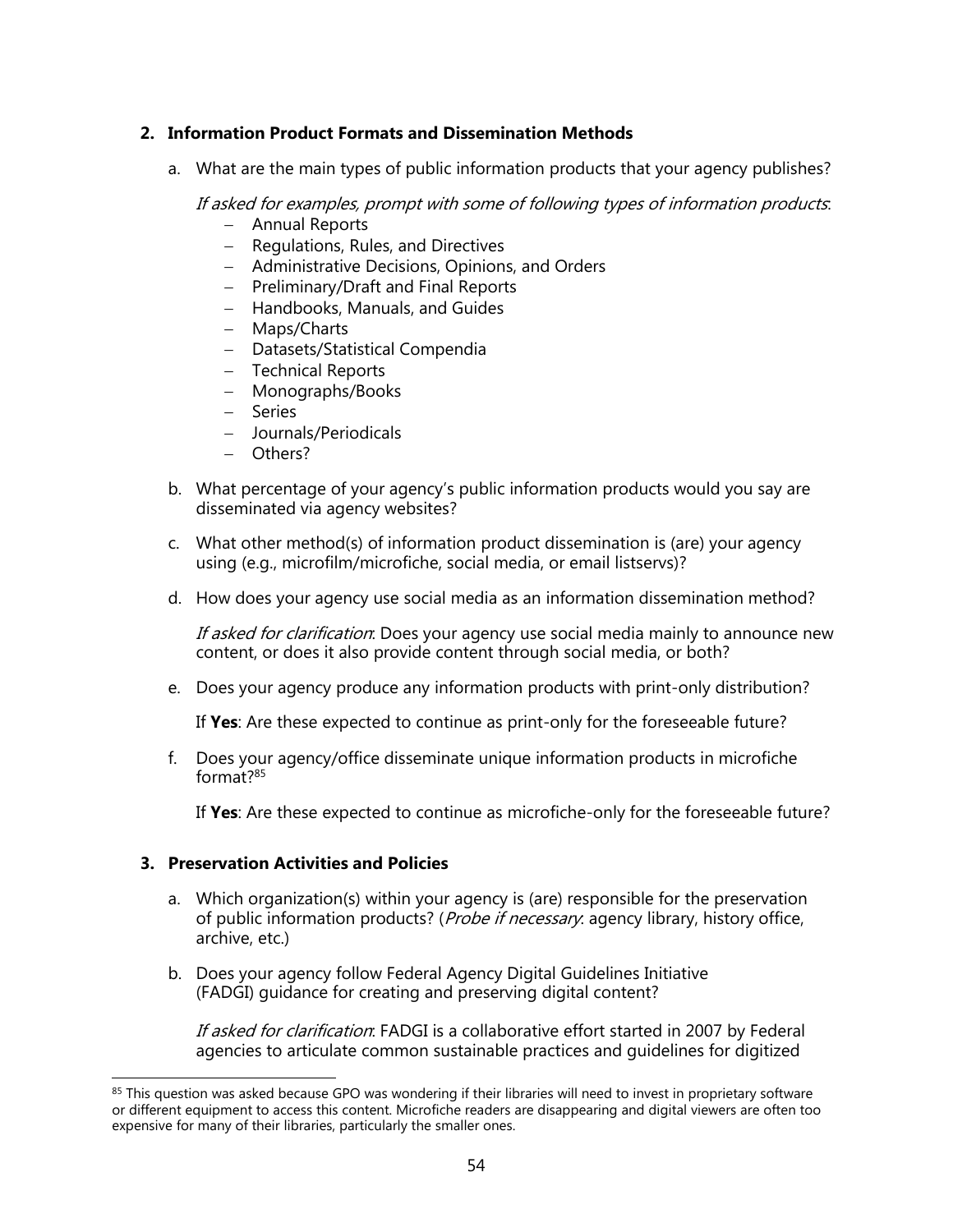2. **Information Product Formats and Dissemination Methods**

   a. What are the main types of public information products that your agency publishes?

      *If asked for examples, prompt with some of following types of information products*:
      - Annual Reports
      - Regulations, Rules, and Directives
      - Administrative Decisions, Opinions, and Orders
      - Preliminary/Draft and Final Reports
      - Handbooks, Manuals, and Guides
      - Maps/Charts
      - Datasets/Statistical Compendia
      - Technical Reports
      - Monographs/Books
      - Series
      - Journals/Periodicals
      - Others?

   b. What percentage of your agency's public information products would you say are disseminated via agency websites?

   c. What other method(s) of information product dissemination is (are) your agency using (e.g., microfilm/microfiche, social media, or email listservs)?

   d. How does your agency use social media as an information dissemination method?

      *If asked for clarification*: Does your agency use social media mainly to announce new content, or does it also provide content through social media, or both?

   e. Does your agency produce any information products with print-only distribution?

      If **Yes**: Are these expected to continue as print-only for the foreseeable future?

   f. Does your agency/office disseminate unique information products in microfiche format?[85]

      If **Yes**: Are these expected to continue as microfiche-only for the foreseeable future?

3. **Preservation Activities and Policies**

   a. Which organization(s) within your agency is (are) responsible for the preservation of public information products? (*Probe if necessary*: agency library, history office, archive, etc.)

   b. Does your agency follow Federal Agency Digital Guidelines Initiative (FADGI) guidance for creating and preserving digital content?

      *If asked for clarification*: FADGI is a collaborative effort started in 2007 by Federal agencies to articulate common sustainable practices and guidelines for digitized

---

[85] This question was asked because GPO was wondering if their libraries will need to invest in proprietary software or different equipment to access this content. Microfiche readers are disappearing and digital viewers are often too expensive for many of their libraries, particularly the smaller ones.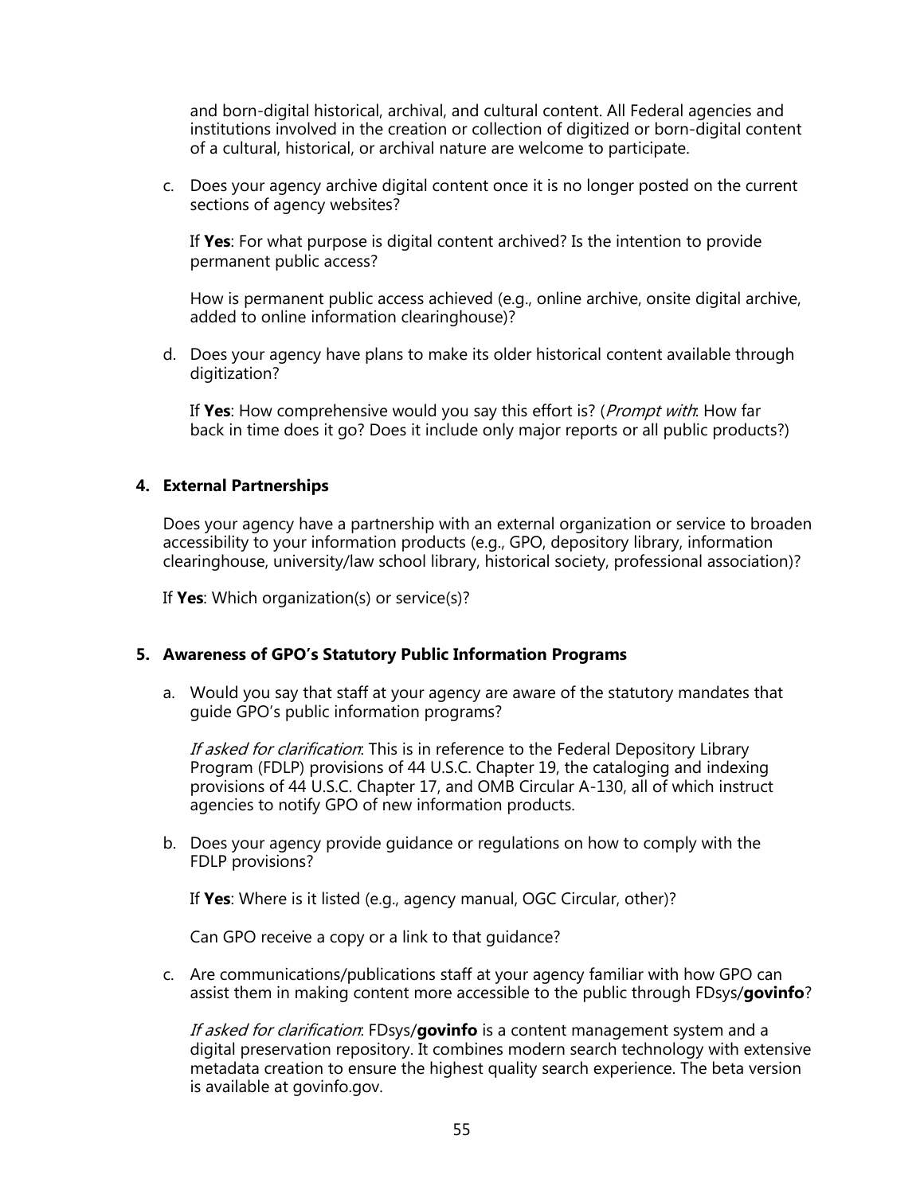and born-digital historical, archival, and cultural content. All Federal agencies and institutions involved in the creation or collection of digitized or born-digital content of a cultural, historical, or archival nature are welcome to participate.

c. Does your agency archive digital content once it is no longer posted on the current sections of agency websites?

   If **Yes**: For what purpose is digital content archived? Is the intention to provide permanent public access?

   How is permanent public access achieved (e.g., online archive, onsite digital archive, added to online information clearinghouse)?

d. Does your agency have plans to make its older historical content available through digitization?

   If **Yes**: How comprehensive would you say this effort is? (*Prompt with*: How far back in time does it go? Does it include only major reports or all public products?)

**4. External Partnerships**

Does your agency have a partnership with an external organization or service to broaden accessibility to your information products (e.g., GPO, depository library, information clearinghouse, university/law school library, historical society, professional association)?

If **Yes**: Which organization(s) or service(s)?

**5. Awareness of GPO's Statutory Public Information Programs**

a. Would you say that staff at your agency are aware of the statutory mandates that guide GPO's public information programs?

   *If asked for clarification*: This is in reference to the Federal Depository Library Program (FDLP) provisions of 44 U.S.C. Chapter 19, the cataloging and indexing provisions of 44 U.S.C. Chapter 17, and OMB Circular A-130, all of which instruct agencies to notify GPO of new information products.

b. Does your agency provide guidance or regulations on how to comply with the FDLP provisions?

   If **Yes**: Where is it listed (e.g., agency manual, OGC Circular, other)?

   Can GPO receive a copy or a link to that guidance?

c. Are communications/publications staff at your agency familiar with how GPO can assist them in making content more accessible to the public through FDsys/**govinfo**?

   *If asked for clarification*: FDsys/**govinfo** is a content management system and a digital preservation repository. It combines modern search technology with extensive metadata creation to ensure the highest quality search experience. The beta version is available at govinfo.gov.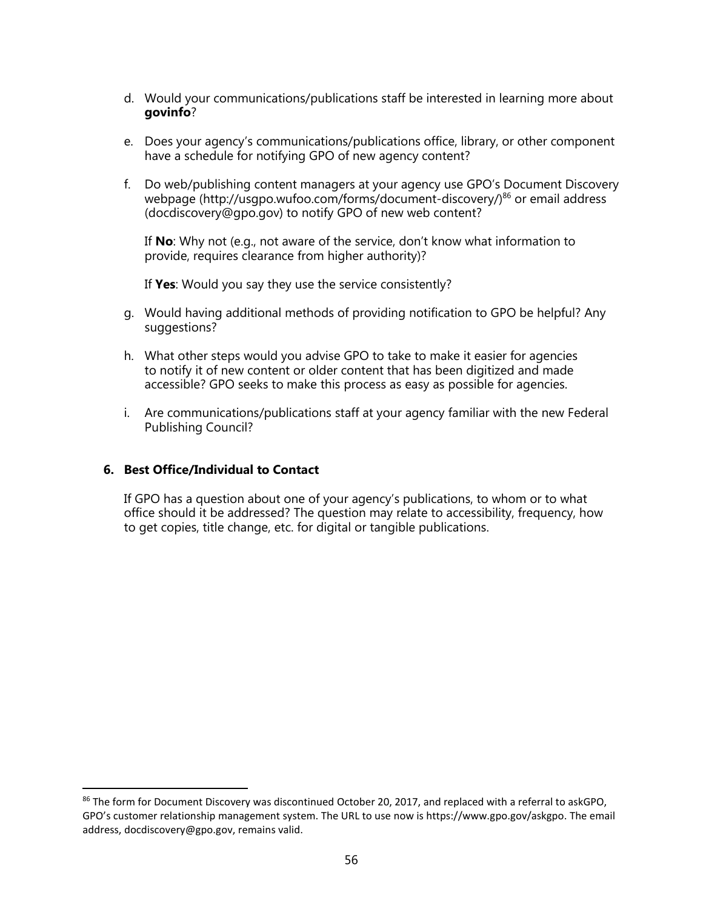d. Would your communications/publications staff be interested in learning more about **govinfo**?

e. Does your agency's communications/publications office, library, or other component have a schedule for notifying GPO of new agency content?

f. Do web/publishing content managers at your agency use GPO's Document Discovery webpage (http://usgpo.wufoo.com/forms/document-discovery/)[86] or email address (docdiscovery@gpo.gov) to notify GPO of new web content?

   If **No**: Why not (e.g., not aware of the service, don't know what information to provide, requires clearance from higher authority)?

   If **Yes**: Would you say they use the service consistently?

g. Would having additional methods of providing notification to GPO be helpful? Any suggestions?

h. What other steps would you advise GPO to take to make it easier for agencies to notify it of new content or older content that has been digitized and made accessible? GPO seeks to make this process as easy as possible for agencies.

i. Are communications/publications staff at your agency familiar with the new Federal Publishing Council?

**6. Best Office/Individual to Contact**

If GPO has a question about one of your agency's publications, to whom or to what office should it be addressed? The question may relate to accessibility, frequency, how to get copies, title change, etc. for digital or tangible publications.

---

[86] The form for Document Discovery was discontinued October 20, 2017, and replaced with a referral to askGPO, GPO's customer relationship management system. The URL to use now is https://www.gpo.gov/askgpo. The email address, docdiscovery@gpo.gov, remains valid.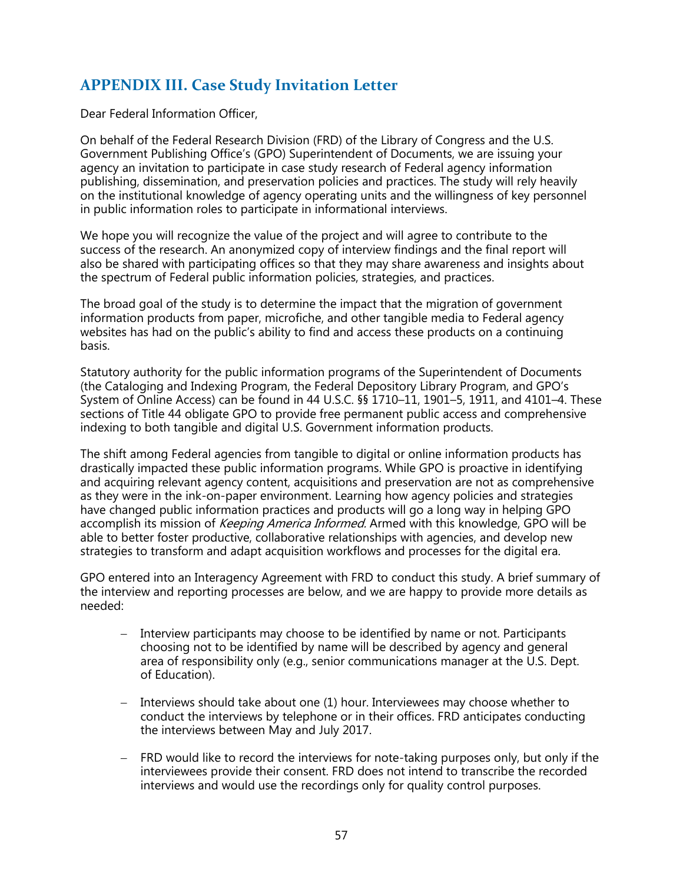## APPENDIX III. Case Study Invitation Letter

Dear Federal Information Officer,

On behalf of the Federal Research Division (FRD) of the Library of Congress and the U.S. Government Publishing Office's (GPO) Superintendent of Documents, we are issuing your agency an invitation to participate in case study research of Federal agency information publishing, dissemination, and preservation policies and practices. The study will rely heavily on the institutional knowledge of agency operating units and the willingness of key personnel in public information roles to participate in informational interviews.

We hope you will recognize the value of the project and will agree to contribute to the success of the research. An anonymized copy of interview findings and the final report will also be shared with participating offices so that they may share awareness and insights about the spectrum of Federal public information policies, strategies, and practices.

The broad goal of the study is to determine the impact that the migration of government information products from paper, microfiche, and other tangible media to Federal agency websites has had on the public's ability to find and access these products on a continuing basis.

Statutory authority for the public information programs of the Superintendent of Documents (the Cataloging and Indexing Program, the Federal Depository Library Program, and GPO's System of Online Access) can be found in 44 U.S.C. §§ 1710–11, 1901–5, 1911, and 4101–4. These sections of Title 44 obligate GPO to provide free permanent public access and comprehensive indexing to both tangible and digital U.S. Government information products.

The shift among Federal agencies from tangible to digital or online information products has drastically impacted these public information programs. While GPO is proactive in identifying and acquiring relevant agency content, acquisitions and preservation are not as comprehensive as they were in the ink-on-paper environment. Learning how agency policies and strategies have changed public information practices and products will go a long way in helping GPO accomplish its mission of *Keeping America Informed*. Armed with this knowledge, GPO will be able to better foster productive, collaborative relationships with agencies, and develop new strategies to transform and adapt acquisition workflows and processes for the digital era.

GPO entered into an Interagency Agreement with FRD to conduct this study. A brief summary of the interview and reporting processes are below, and we are happy to provide more details as needed:

- Interview participants may choose to be identified by name or not. Participants choosing not to be identified by name will be described by agency and general area of responsibility only (e.g., senior communications manager at the U.S. Dept. of Education).

- Interviews should take about one (1) hour. Interviewees may choose whether to conduct the interviews by telephone or in their offices. FRD anticipates conducting the interviews between May and July 2017.

- FRD would like to record the interviews for note-taking purposes only, but only if the interviewees provide their consent. FRD does not intend to transcribe the recorded interviews and would use the recordings only for quality control purposes.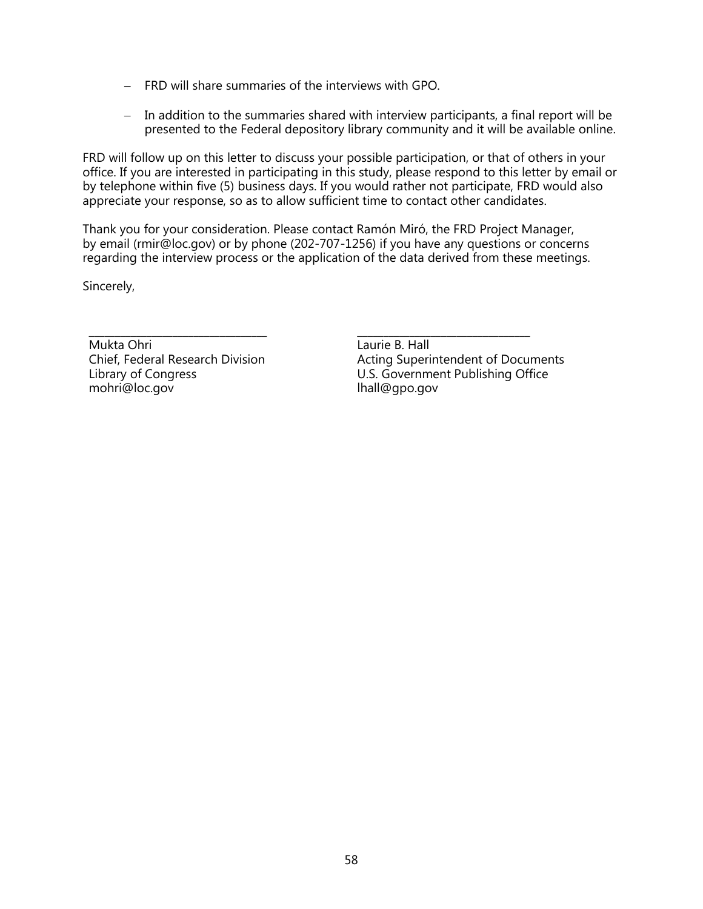- FRD will share summaries of the interviews with GPO.
- In addition to the summaries shared with interview participants, a final report will be presented to the Federal depository library community and it will be available online.

FRD will follow up on this letter to discuss your possible participation, or that of others in your office. If you are interested in participating in this study, please respond to this letter by email or by telephone within five (5) business days. If you would rather not participate, FRD would also appreciate your response, so as to allow sufficient time to contact other candidates.

Thank you for your consideration. Please contact Ramón Miró, the FRD Project Manager, by email (rmir@loc.gov) or by phone (202-707-1256) if you have any questions or concerns regarding the interview process or the application of the data derived from these meetings.

Sincerely,

| ________________________________ | ________________________________ |
| --- | --- |
| Mukta Ohri | Laurie B. Hall |
| Chief, Federal Research Division | Acting Superintendent of Documents |
| Library of Congress | U.S. Government Publishing Office |
| mohri@loc.gov | lhall@gpo.gov |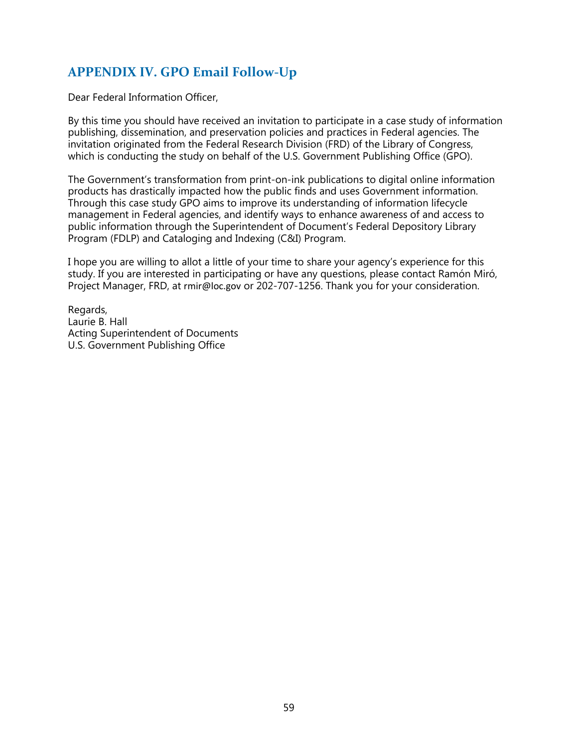## APPENDIX IV. GPO Email Follow-Up

Dear Federal Information Officer,

By this time you should have received an invitation to participate in a case study of information publishing, dissemination, and preservation policies and practices in Federal agencies. The invitation originated from the Federal Research Division (FRD) of the Library of Congress, which is conducting the study on behalf of the U.S. Government Publishing Office (GPO).

The Government's transformation from print-on-ink publications to digital online information products has drastically impacted how the public finds and uses Government information. Through this case study GPO aims to improve its understanding of information lifecycle management in Federal agencies, and identify ways to enhance awareness of and access to public information through the Superintendent of Document's Federal Depository Library Program (FDLP) and Cataloging and Indexing (C&I) Program.

I hope you are willing to allot a little of your time to share your agency's experience for this study. If you are interested in participating or have any questions, please contact Ramón Miró, Project Manager, FRD, at rmir@loc.gov or 202-707-1256. Thank you for your consideration.

Regards,  
Laurie B. Hall  
Acting Superintendent of Documents  
U.S. Government Publishing Office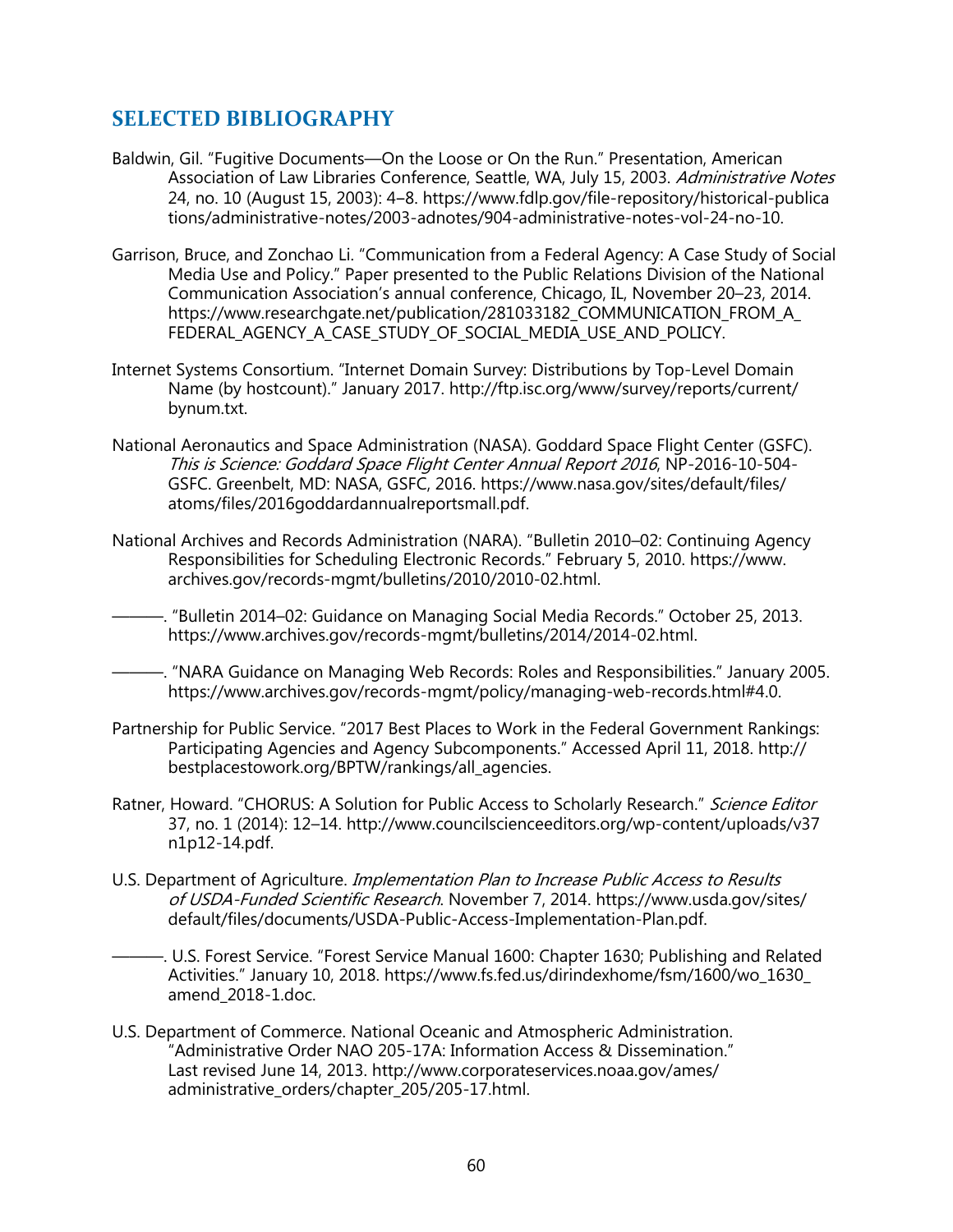## SELECTED BIBLIOGRAPHY

Baldwin, Gil. "Fugitive Documents—On the Loose or On the Run." Presentation, American Association of Law Libraries Conference, Seattle, WA, July 15, 2003. *Administrative Notes* 24, no. 10 (August 15, 2003): 4–8. https://www.fdlp.gov/file-repository/historical-publications/administrative-notes/2003-adnotes/904-administrative-notes-vol-24-no-10.

Garrison, Bruce, and Zonchao Li. "Communication from a Federal Agency: A Case Study of Social Media Use and Policy." Paper presented to the Public Relations Division of the National Communication Association's annual conference, Chicago, IL, November 20–23, 2014. https://www.researchgate.net/publication/281033182_COMMUNICATION_FROM_A_FEDERAL_AGENCY_A_CASE_STUDY_OF_SOCIAL_MEDIA_USE_AND_POLICY.

Internet Systems Consortium. "Internet Domain Survey: Distributions by Top-Level Domain Name (by hostcount)." January 2017. http://ftp.isc.org/www/survey/reports/current/bynum.txt.

National Aeronautics and Space Administration (NASA). Goddard Space Flight Center (GSFC). *This is Science: Goddard Space Flight Center Annual Report 2016*, NP-2016-10-504-GSFC. Greenbelt, MD: NASA, GSFC, 2016. https://www.nasa.gov/sites/default/files/atoms/files/2016goddardannualreportsmall.pdf.

National Archives and Records Administration (NARA). "Bulletin 2010–02: Continuing Agency Responsibilities for Scheduling Electronic Records." February 5, 2010. https://www.archives.gov/records-mgmt/bulletins/2010/2010-02.html.

———. "Bulletin 2014–02: Guidance on Managing Social Media Records." October 25, 2013. https://www.archives.gov/records-mgmt/bulletins/2014/2014-02.html.

———. "NARA Guidance on Managing Web Records: Roles and Responsibilities." January 2005. https://www.archives.gov/records-mgmt/policy/managing-web-records.html#4.0.

Partnership for Public Service. "2017 Best Places to Work in the Federal Government Rankings: Participating Agencies and Agency Subcomponents." Accessed April 11, 2018. http://bestplacestowork.org/BPTW/rankings/all_agencies.

Ratner, Howard. "CHORUS: A Solution for Public Access to Scholarly Research." *Science Editor* 37, no. 1 (2014): 12–14. http://www.councilscienceeditors.org/wp-content/uploads/v37n1p12-14.pdf.

U.S. Department of Agriculture. *Implementation Plan to Increase Public Access to Results of USDA-Funded Scientific Research*. November 7, 2014. https://www.usda.gov/sites/default/files/documents/USDA-Public-Access-Implementation-Plan.pdf.

———. U.S. Forest Service. "Forest Service Manual 1600: Chapter 1630; Publishing and Related Activities." January 10, 2018. https://www.fs.fed.us/dirindexhome/fsm/1600/wo_1630_amend_2018-1.doc.

U.S. Department of Commerce. National Oceanic and Atmospheric Administration. "Administrative Order NAO 205-17A: Information Access & Dissemination." Last revised June 14, 2013. http://www.corporateservices.noaa.gov/ames/administrative_orders/chapter_205/205-17.html.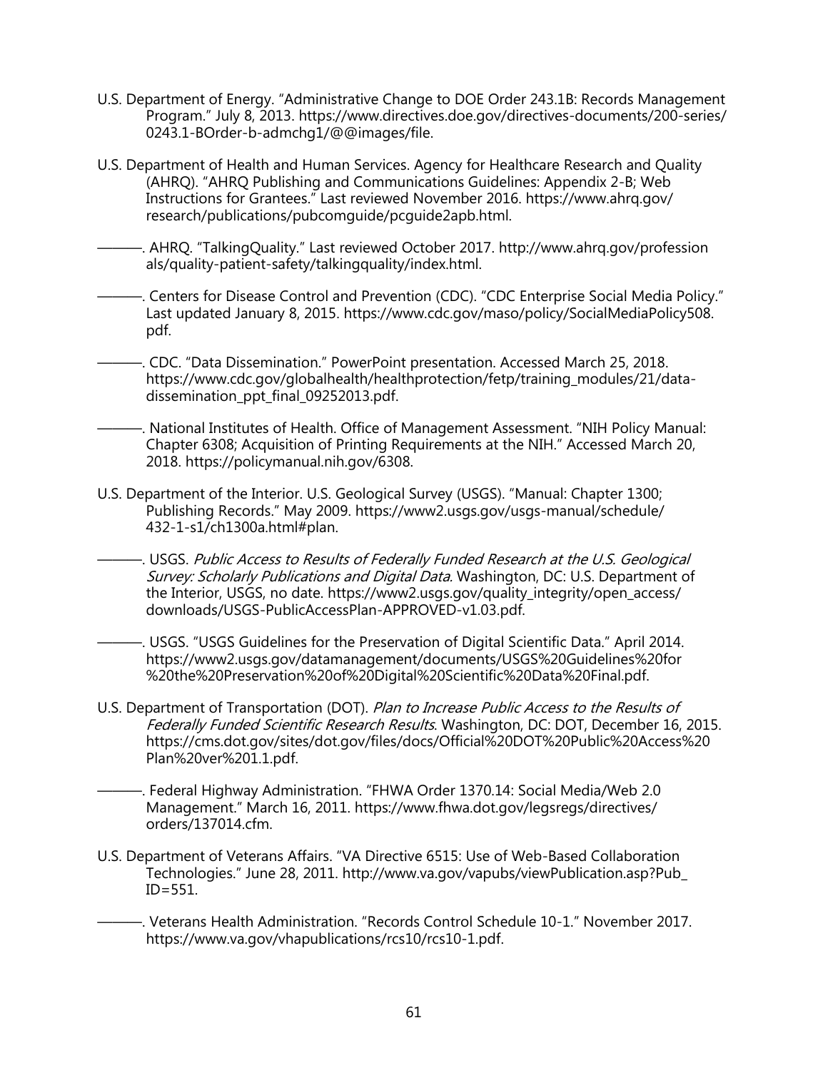U.S. Department of Energy. "Administrative Change to DOE Order 243.1B: Records Management Program." July 8, 2013. https://www.directives.doe.gov/directives-documents/200-series/0243.1-BOrder-b-admchg1/@@images/file.

U.S. Department of Health and Human Services. Agency for Healthcare Research and Quality (AHRQ). "AHRQ Publishing and Communications Guidelines: Appendix 2-B; Web Instructions for Grantees." Last reviewed November 2016. https://www.ahrq.gov/research/publications/pubcomguide/pcguide2apb.html.

———. AHRQ. "TalkingQuality." Last reviewed October 2017. http://www.ahrq.gov/professionals/quality-patient-safety/talkingquality/index.html.

———. Centers for Disease Control and Prevention (CDC). "CDC Enterprise Social Media Policy." Last updated January 8, 2015. https://www.cdc.gov/maso/policy/SocialMediaPolicy508.pdf.

———. CDC. "Data Dissemination." PowerPoint presentation. Accessed March 25, 2018. https://www.cdc.gov/globalhealth/healthprotection/fetp/training_modules/21/data-dissemination_ppt_final_09252013.pdf.

———. National Institutes of Health. Office of Management Assessment. "NIH Policy Manual: Chapter 6308; Acquisition of Printing Requirements at the NIH." Accessed March 20, 2018. https://policymanual.nih.gov/6308.

U.S. Department of the Interior. U.S. Geological Survey (USGS). "Manual: Chapter 1300; Publishing Records." May 2009. https://www2.usgs.gov/usgs-manual/schedule/432-1-s1/ch1300a.html#plan.

———. USGS. *Public Access to Results of Federally Funded Research at the U.S. Geological Survey: Scholarly Publications and Digital Data.* Washington, DC: U.S. Department of the Interior, USGS, no date. https://www2.usgs.gov/quality_integrity/open_access/downloads/USGS-PublicAccessPlan-APPROVED-v1.03.pdf.

———. USGS. "USGS Guidelines for the Preservation of Digital Scientific Data." April 2014. https://www2.usgs.gov/datamanagement/documents/USGS%20Guidelines%20for%20the%20Preservation%20of%20Digital%20Scientific%20Data%20Final.pdf.

U.S. Department of Transportation (DOT). *Plan to Increase Public Access to the Results of Federally Funded Scientific Research Results*. Washington, DC: DOT, December 16, 2015. https://cms.dot.gov/sites/dot.gov/files/docs/Official%20DOT%20Public%20Access%20Plan%20ver%201.1.pdf.

———. Federal Highway Administration. "FHWA Order 1370.14: Social Media/Web 2.0 Management." March 16, 2011. https://www.fhwa.dot.gov/legsregs/directives/orders/137014.cfm.

U.S. Department of Veterans Affairs. "VA Directive 6515: Use of Web-Based Collaboration Technologies." June 28, 2011. http://www.va.gov/vapubs/viewPublication.asp?Pub_ID=551.

———. Veterans Health Administration. "Records Control Schedule 10-1." November 2017. https://www.va.gov/vhapublications/rcs10/rcs10-1.pdf.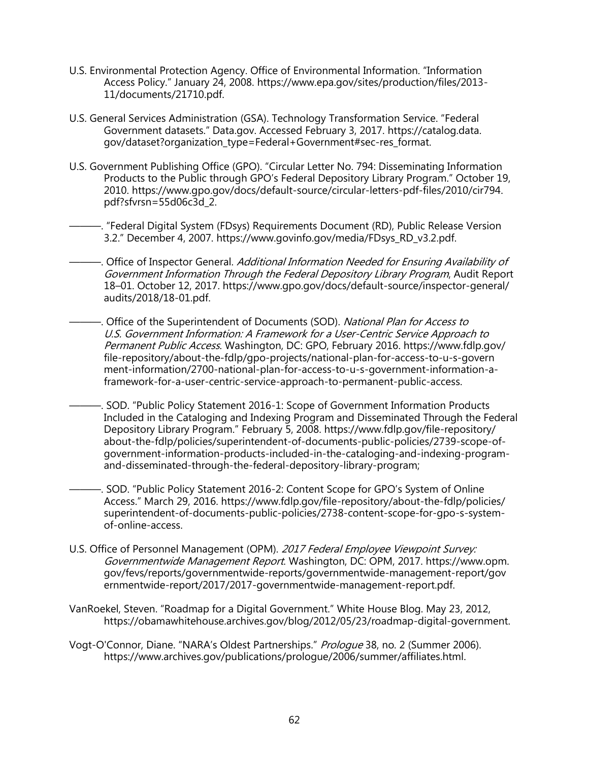U.S. Environmental Protection Agency. Office of Environmental Information. "Information Access Policy." January 24, 2008. https://www.epa.gov/sites/production/files/2013-11/documents/21710.pdf.

U.S. General Services Administration (GSA). Technology Transformation Service. "Federal Government datasets." Data.gov. Accessed February 3, 2017. https://catalog.data.gov/dataset?organization_type=Federal+Government#sec-res_format.

U.S. Government Publishing Office (GPO). "Circular Letter No. 794: Disseminating Information Products to the Public through GPO's Federal Depository Library Program." October 19, 2010. https://www.gpo.gov/docs/default-source/circular-letters-pdf-files/2010/cir794.pdf?sfvrsn=55d06c3d_2.

———. "Federal Digital System (FDsys) Requirements Document (RD), Public Release Version 3.2." December 4, 2007. https://www.govinfo.gov/media/FDsys_RD_v3.2.pdf.

———. Office of Inspector General. *Additional Information Needed for Ensuring Availability of Government Information Through the Federal Depository Library Program*, Audit Report 18–01. October 12, 2017. https://www.gpo.gov/docs/default-source/inspector-general/audits/2018/18-01.pdf.

———. Office of the Superintendent of Documents (SOD). *National Plan for Access to U.S. Government Information: A Framework for a User-Centric Service Approach to Permanent Public Access*. Washington, DC: GPO, February 2016. https://www.fdlp.gov/file-repository/about-the-fdlp/gpo-projects/national-plan-for-access-to-u-s-government-information/2700-national-plan-for-access-to-u-s-government-information-a-framework-for-a-user-centric-service-approach-to-permanent-public-access.

———. SOD. "Public Policy Statement 2016-1: Scope of Government Information Products Included in the Cataloging and Indexing Program and Disseminated Through the Federal Depository Library Program." February 5, 2008. https://www.fdlp.gov/file-repository/about-the-fdlp/policies/superintendent-of-documents-public-policies/2739-scope-of-government-information-products-included-in-the-cataloging-and-indexing-program-and-disseminated-through-the-federal-depository-library-program;

———. SOD. "Public Policy Statement 2016-2: Content Scope for GPO's System of Online Access." March 29, 2016. https://www.fdlp.gov/file-repository/about-the-fdlp/policies/superintendent-of-documents-public-policies/2738-content-scope-for-gpo-s-system-of-online-access.

U.S. Office of Personnel Management (OPM). *2017 Federal Employee Viewpoint Survey: Governmentwide Management Report*. Washington, DC: OPM, 2017. https://www.opm.gov/fevs/reports/governmentwide-reports/governmentwide-management-report/governmentwide-report/2017/2017-governmentwide-management-report.pdf.

VanRoekel, Steven. "Roadmap for a Digital Government." White House Blog. May 23, 2012, https://obamawhitehouse.archives.gov/blog/2012/05/23/roadmap-digital-government.

Vogt-O'Connor, Diane. "NARA's Oldest Partnerships." *Prologue* 38, no. 2 (Summer 2006). https://www.archives.gov/publications/prologue/2006/summer/affiliates.html.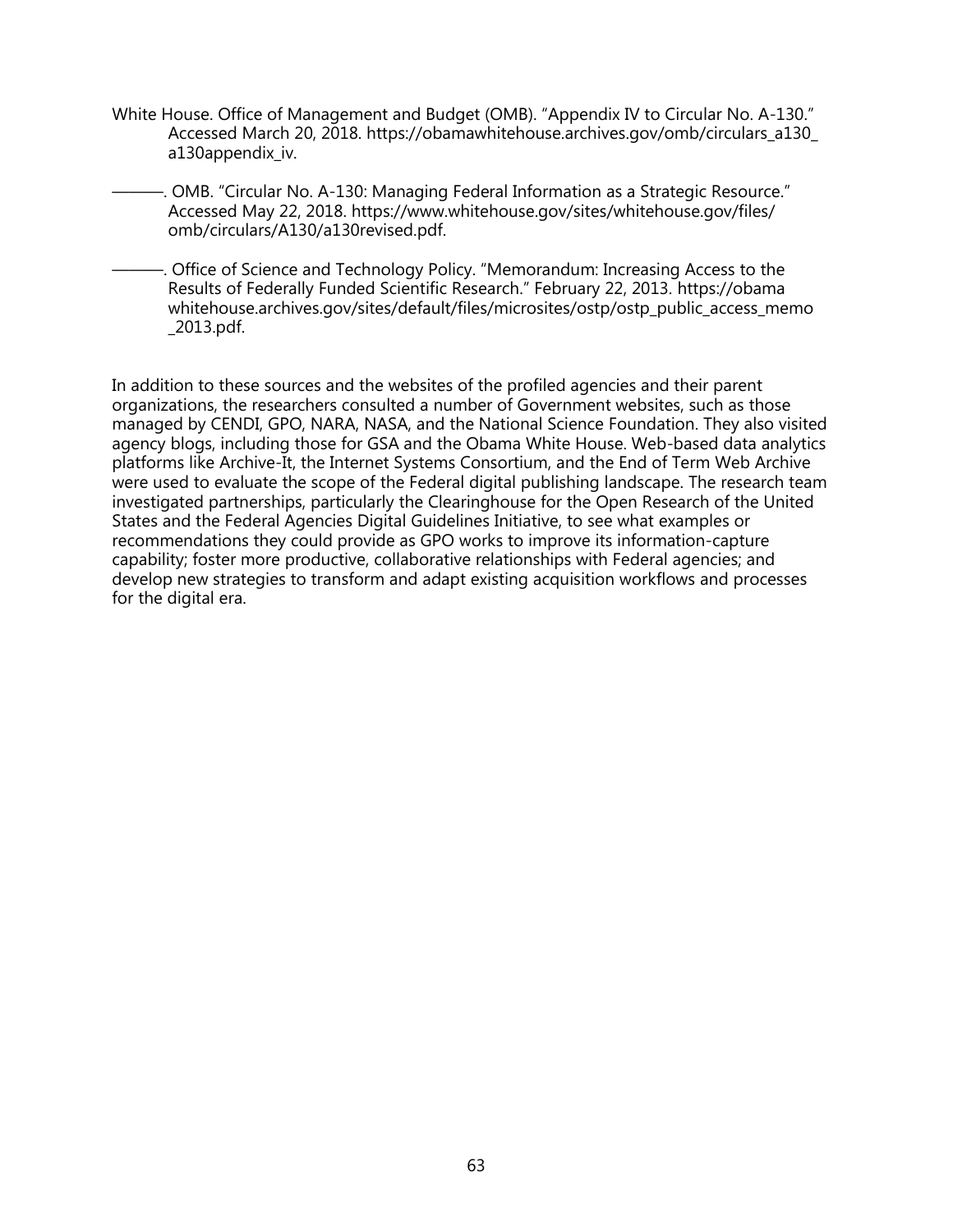White House. Office of Management and Budget (OMB). "Appendix IV to Circular No. A-130." Accessed March 20, 2018. https://obamawhitehouse.archives.gov/omb/circulars_a130_a130appendix_iv.

———. OMB. "Circular No. A-130: Managing Federal Information as a Strategic Resource." Accessed May 22, 2018. https://www.whitehouse.gov/sites/whitehouse.gov/files/omb/circulars/A130/a130revised.pdf.

———. Office of Science and Technology Policy. "Memorandum: Increasing Access to the Results of Federally Funded Scientific Research." February 22, 2013. https://obamawhitehouse.archives.gov/sites/default/files/microsites/ostp/ostp_public_access_memo_2013.pdf.

In addition to these sources and the websites of the profiled agencies and their parent organizations, the researchers consulted a number of Government websites, such as those managed by CENDI, GPO, NARA, NASA, and the National Science Foundation. They also visited agency blogs, including those for GSA and the Obama White House. Web-based data analytics platforms like Archive-It, the Internet Systems Consortium, and the End of Term Web Archive were used to evaluate the scope of the Federal digital publishing landscape. The research team investigated partnerships, particularly the Clearinghouse for the Open Research of the United States and the Federal Agencies Digital Guidelines Initiative, to see what examples or recommendations they could provide as GPO works to improve its information-capture capability; foster more productive, collaborative relationships with Federal agencies; and develop new strategies to transform and adapt existing acquisition workflows and processes for the digital era.